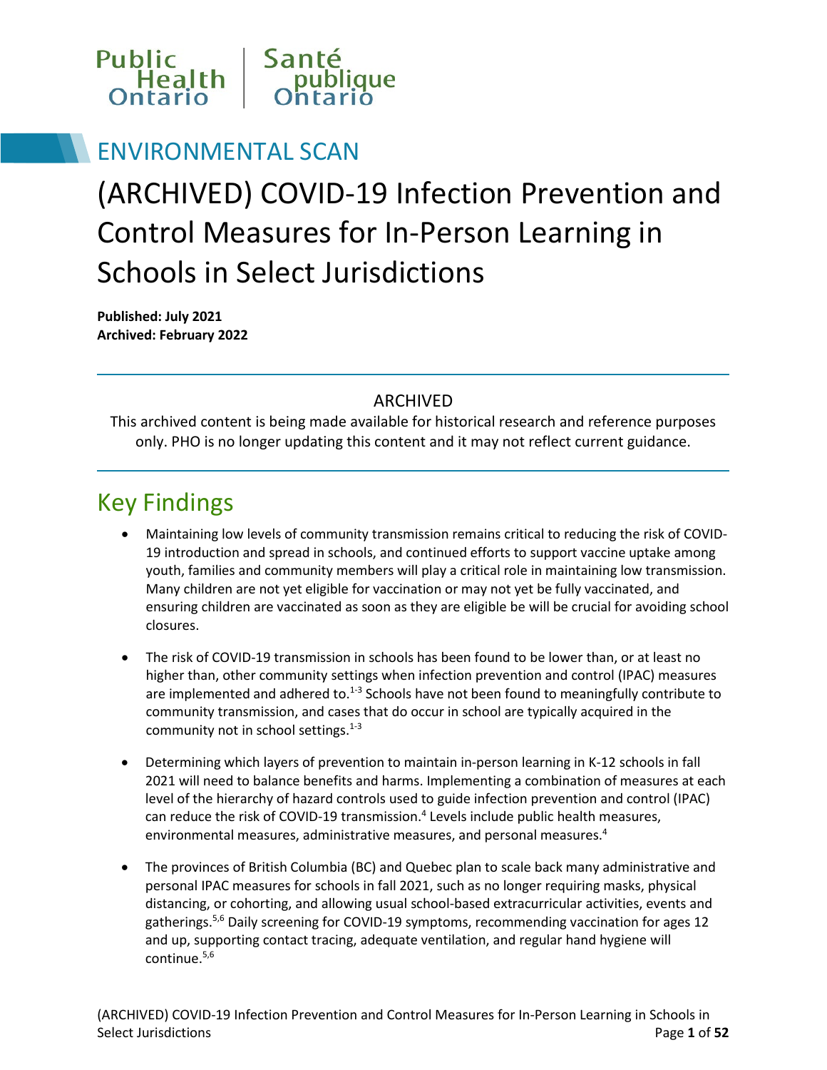Public Health Ontario | Santé publique Ontario

ENVIRONMENTAL SCAN

# (ARCHIVED) COVID-19 Infection Prevention and Control Measures for In-Person Learning in Schools in Select Jurisdictions

**Published: July 2021**
**Archived: February 2022**

---

ARCHIVED
This archived content is being made available for historical research and reference purposes only. PHO is no longer updating this content and it may not reflect current guidance.

---

## Key Findings

- Maintaining low levels of community transmission remains critical to reducing the risk of COVID-19 introduction and spread in schools, and continued efforts to support vaccine uptake among youth, families and community members will play a critical role in maintaining low transmission. Many children are not yet eligible for vaccination or may not yet be fully vaccinated, and ensuring children are vaccinated as soon as they are eligible be will be crucial for avoiding school closures.

- The risk of COVID-19 transmission in schools has been found to be lower than, or at least no higher than, other community settings when infection prevention and control (IPAC) measures are implemented and adhered to.[1-3] Schools have not been found to meaningfully contribute to community transmission, and cases that do occur in school are typically acquired in the community not in school settings.[1-3]

- Determining which layers of prevention to maintain in-person learning in K-12 schools in fall 2021 will need to balance benefits and harms. Implementing a combination of measures at each level of the hierarchy of hazard controls used to guide infection prevention and control (IPAC) can reduce the risk of COVID-19 transmission.[4] Levels include public health measures, environmental measures, administrative measures, and personal measures.[4]

- The provinces of British Columbia (BC) and Quebec plan to scale back many administrative and personal IPAC measures for schools in fall 2021, such as no longer requiring masks, physical distancing, or cohorting, and allowing usual school-based extracurricular activities, events and gatherings.[5,6] Daily screening for COVID-19 symptoms, recommending vaccination for ages 12 and up, supporting contact tracing, adequate ventilation, and regular hand hygiene will continue.[5,6]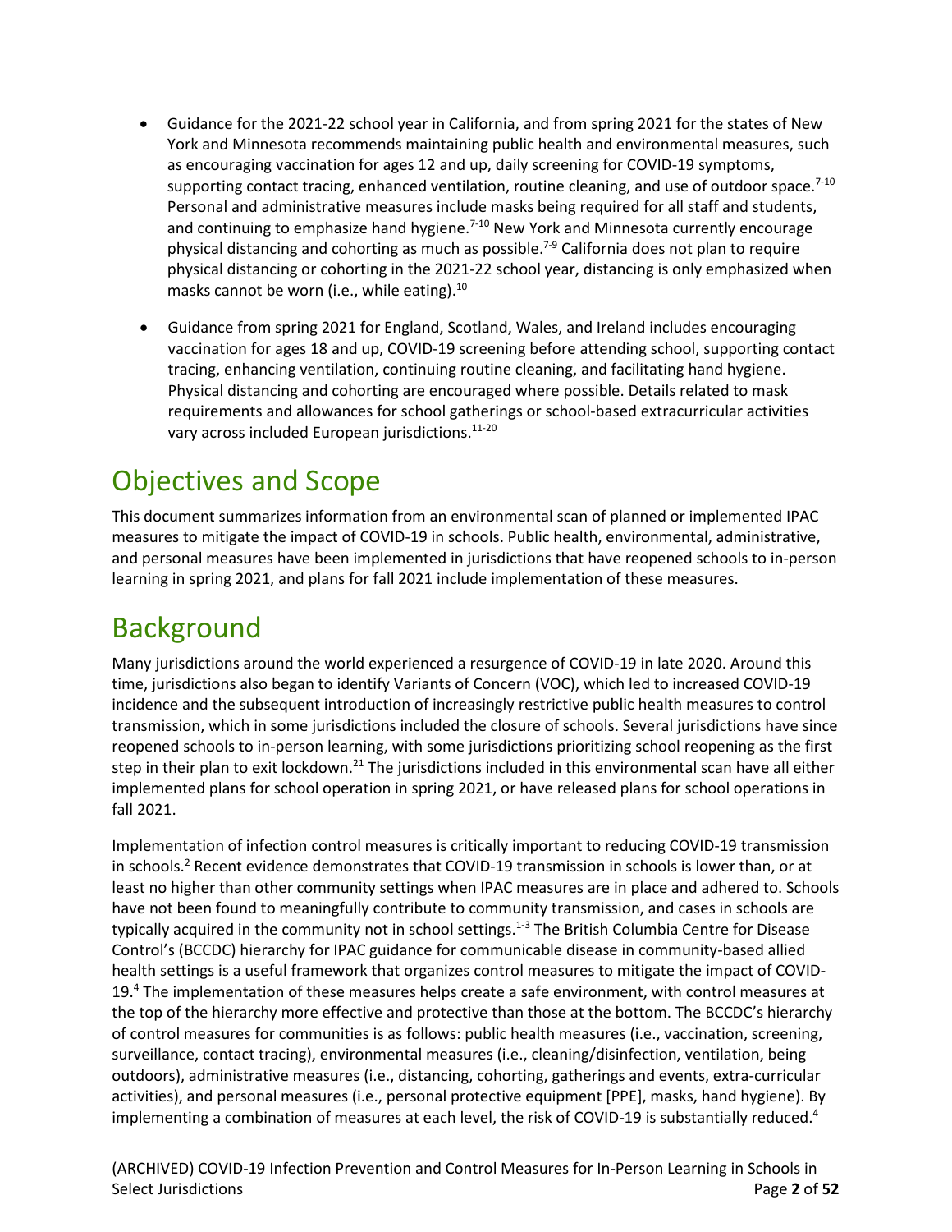- Guidance for the 2021-22 school year in California, and from spring 2021 for the states of New York and Minnesota recommends maintaining public health and environmental measures, such as encouraging vaccination for ages 12 and up, daily screening for COVID-19 symptoms, supporting contact tracing, enhanced ventilation, routine cleaning, and use of outdoor space.[7-10] Personal and administrative measures include masks being required for all staff and students, and continuing to emphasize hand hygiene.[7-10] New York and Minnesota currently encourage physical distancing and cohorting as much as possible.[7-9] California does not plan to require physical distancing or cohorting in the 2021-22 school year, distancing is only emphasized when masks cannot be worn (i.e., while eating).[10]
- Guidance from spring 2021 for England, Scotland, Wales, and Ireland includes encouraging vaccination for ages 18 and up, COVID-19 screening before attending school, supporting contact tracing, enhancing ventilation, continuing routine cleaning, and facilitating hand hygiene. Physical distancing and cohorting are encouraged where possible. Details related to mask requirements and allowances for school gatherings or school-based extracurricular activities vary across included European jurisdictions.[11-20]

# Objectives and Scope

This document summarizes information from an environmental scan of planned or implemented IPAC measures to mitigate the impact of COVID-19 in schools. Public health, environmental, administrative, and personal measures have been implemented in jurisdictions that have reopened schools to in-person learning in spring 2021, and plans for fall 2021 include implementation of these measures.

# Background

Many jurisdictions around the world experienced a resurgence of COVID-19 in late 2020. Around this time, jurisdictions also began to identify Variants of Concern (VOC), which led to increased COVID-19 incidence and the subsequent introduction of increasingly restrictive public health measures to control transmission, which in some jurisdictions included the closure of schools. Several jurisdictions have since reopened schools to in-person learning, with some jurisdictions prioritizing school reopening as the first step in their plan to exit lockdown.[21] The jurisdictions included in this environmental scan have all either implemented plans for school operation in spring 2021, or have released plans for school operations in fall 2021.

Implementation of infection control measures is critically important to reducing COVID-19 transmission in schools.[2] Recent evidence demonstrates that COVID-19 transmission in schools is lower than, or at least no higher than other community settings when IPAC measures are in place and adhered to. Schools have not been found to meaningfully contribute to community transmission, and cases in schools are typically acquired in the community not in school settings.[1-3] The British Columbia Centre for Disease Control's (BCCDC) hierarchy for IPAC guidance for communicable disease in community-based allied health settings is a useful framework that organizes control measures to mitigate the impact of COVID-19.[4] The implementation of these measures helps create a safe environment, with control measures at the top of the hierarchy more effective and protective than those at the bottom. The BCCDC's hierarchy of control measures for communities is as follows: public health measures (i.e., vaccination, screening, surveillance, contact tracing), environmental measures (i.e., cleaning/disinfection, ventilation, being outdoors), administrative measures (i.e., distancing, cohorting, gatherings and events, extra-curricular activities), and personal measures (i.e., personal protective equipment [PPE], masks, hand hygiene). By implementing a combination of measures at each level, the risk of COVID-19 is substantially reduced.[4]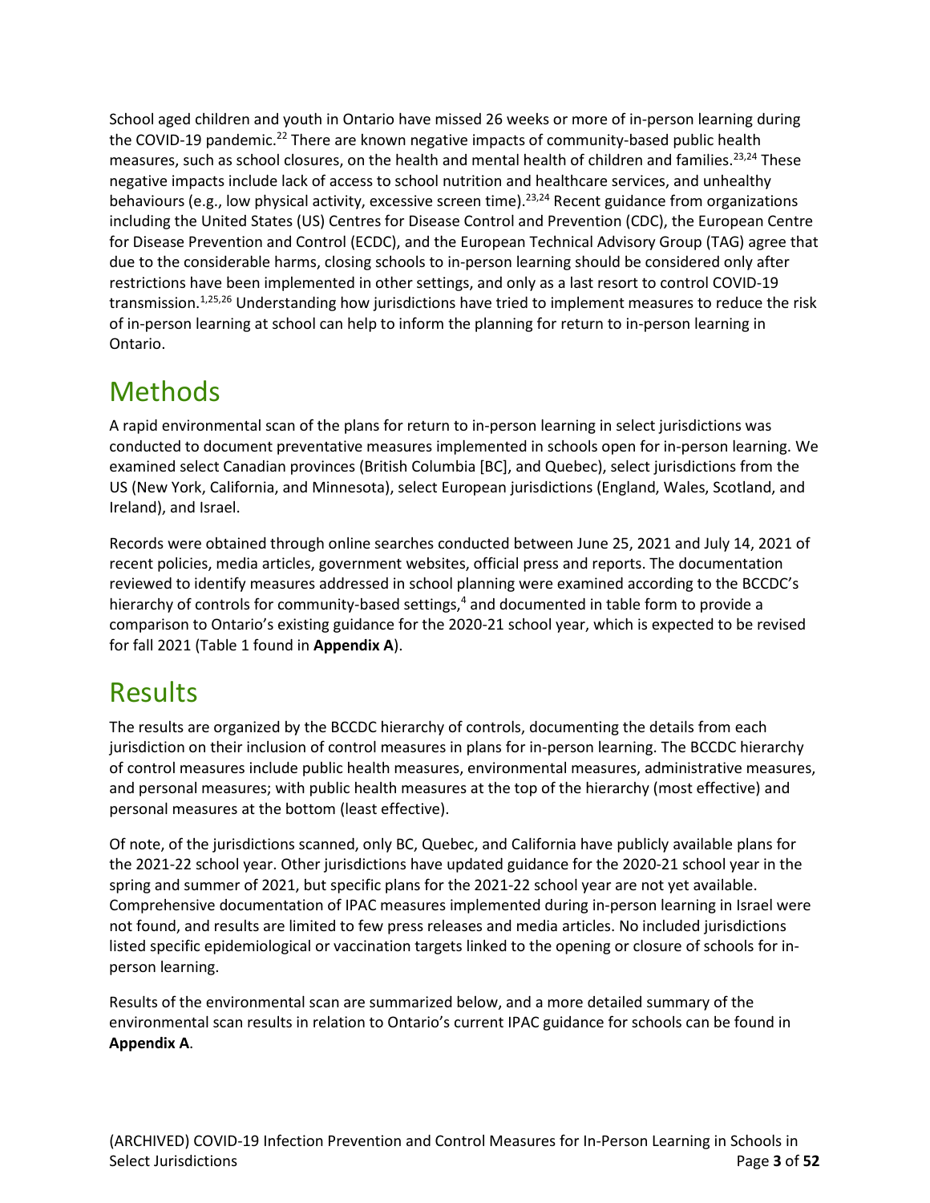School aged children and youth in Ontario have missed 26 weeks or more of in-person learning during the COVID-19 pandemic.[22] There are known negative impacts of community-based public health measures, such as school closures, on the health and mental health of children and families.[23,24] These negative impacts include lack of access to school nutrition and healthcare services, and unhealthy behaviours (e.g., low physical activity, excessive screen time).[23,24] Recent guidance from organizations including the United States (US) Centres for Disease Control and Prevention (CDC), the European Centre for Disease Prevention and Control (ECDC), and the European Technical Advisory Group (TAG) agree that due to the considerable harms, closing schools to in-person learning should be considered only after restrictions have been implemented in other settings, and only as a last resort to control COVID-19 transmission.[1,25,26] Understanding how jurisdictions have tried to implement measures to reduce the risk of in-person learning at school can help to inform the planning for return to in-person learning in Ontario.

# Methods

A rapid environmental scan of the plans for return to in-person learning in select jurisdictions was conducted to document preventative measures implemented in schools open for in-person learning. We examined select Canadian provinces (British Columbia [BC], and Quebec), select jurisdictions from the US (New York, California, and Minnesota), select European jurisdictions (England, Wales, Scotland, and Ireland), and Israel.

Records were obtained through online searches conducted between June 25, 2021 and July 14, 2021 of recent policies, media articles, government websites, official press and reports. The documentation reviewed to identify measures addressed in school planning were examined according to the BCCDC's hierarchy of controls for community-based settings,[4] and documented in table form to provide a comparison to Ontario's existing guidance for the 2020-21 school year, which is expected to be revised for fall 2021 (Table 1 found in **Appendix A**).

# Results

The results are organized by the BCCDC hierarchy of controls, documenting the details from each jurisdiction on their inclusion of control measures in plans for in-person learning. The BCCDC hierarchy of control measures include public health measures, environmental measures, administrative measures, and personal measures; with public health measures at the top of the hierarchy (most effective) and personal measures at the bottom (least effective).

Of note, of the jurisdictions scanned, only BC, Quebec, and California have publicly available plans for the 2021-22 school year. Other jurisdictions have updated guidance for the 2020-21 school year in the spring and summer of 2021, but specific plans for the 2021-22 school year are not yet available. Comprehensive documentation of IPAC measures implemented during in-person learning in Israel were not found, and results are limited to few press releases and media articles. No included jurisdictions listed specific epidemiological or vaccination targets linked to the opening or closure of schools for in-person learning.

Results of the environmental scan are summarized below, and a more detailed summary of the environmental scan results in relation to Ontario's current IPAC guidance for schools can be found in **Appendix A**.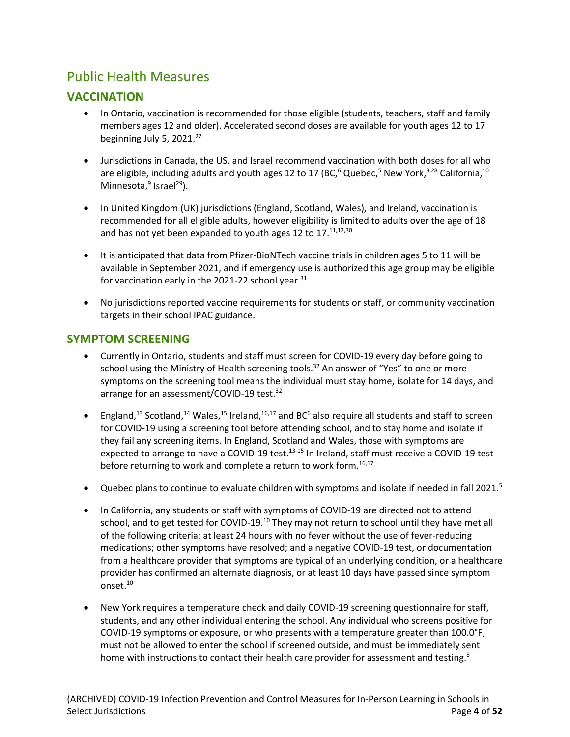## Public Health Measures

### VACCINATION

- In Ontario, vaccination is recommended for those eligible (students, teachers, staff and family members ages 12 and older). Accelerated second doses are available for youth ages 12 to 17 beginning July 5, 2021.[27]

- Jurisdictions in Canada, the US, and Israel recommend vaccination with both doses for all who are eligible, including adults and youth ages 12 to 17 (BC,[6] Quebec,[5] New York,[8,28] California,[10] Minnesota,[9] Israel[29]).

- In United Kingdom (UK) jurisdictions (England, Scotland, Wales), and Ireland, vaccination is recommended for all eligible adults, however eligibility is limited to adults over the age of 18 and has not yet been expanded to youth ages 12 to 17.[11,12,30]

- It is anticipated that data from Pfizer-BioNTech vaccine trials in children ages 5 to 11 will be available in September 2021, and if emergency use is authorized this age group may be eligible for vaccination early in the 2021-22 school year.[31]

- No jurisdictions reported vaccine requirements for students or staff, or community vaccination targets in their school IPAC guidance.

### SYMPTOM SCREENING

- Currently in Ontario, students and staff must screen for COVID-19 every day before going to school using the Ministry of Health screening tools.[32] An answer of "Yes" to one or more symptoms on the screening tool means the individual must stay home, isolate for 14 days, and arrange for an assessment/COVID-19 test.[32]

- England,[13] Scotland,[14] Wales,[15] Ireland,[16,17] and BC[6] also require all students and staff to screen for COVID-19 using a screening tool before attending school, and to stay home and isolate if they fail any screening items. In England, Scotland and Wales, those with symptoms are expected to arrange to have a COVID-19 test.[13-15] In Ireland, staff must receive a COVID-19 test before returning to work and complete a return to work form.[16,17]

- Quebec plans to continue to evaluate children with symptoms and isolate if needed in fall 2021.[5]

- In California, any students or staff with symptoms of COVID-19 are directed not to attend school, and to get tested for COVID-19.[10] They may not return to school until they have met all of the following criteria: at least 24 hours with no fever without the use of fever-reducing medications; other symptoms have resolved; and a negative COVID-19 test, or documentation from a healthcare provider that symptoms are typical of an underlying condition, or a healthcare provider has confirmed an alternate diagnosis, or at least 10 days have passed since symptom onset.[10]

- New York requires a temperature check and daily COVID-19 screening questionnaire for staff, students, and any other individual entering the school. Any individual who screens positive for COVID-19 symptoms or exposure, or who presents with a temperature greater than 100.0°F, must not be allowed to enter the school if screened outside, and must be immediately sent home with instructions to contact their health care provider for assessment and testing.[8]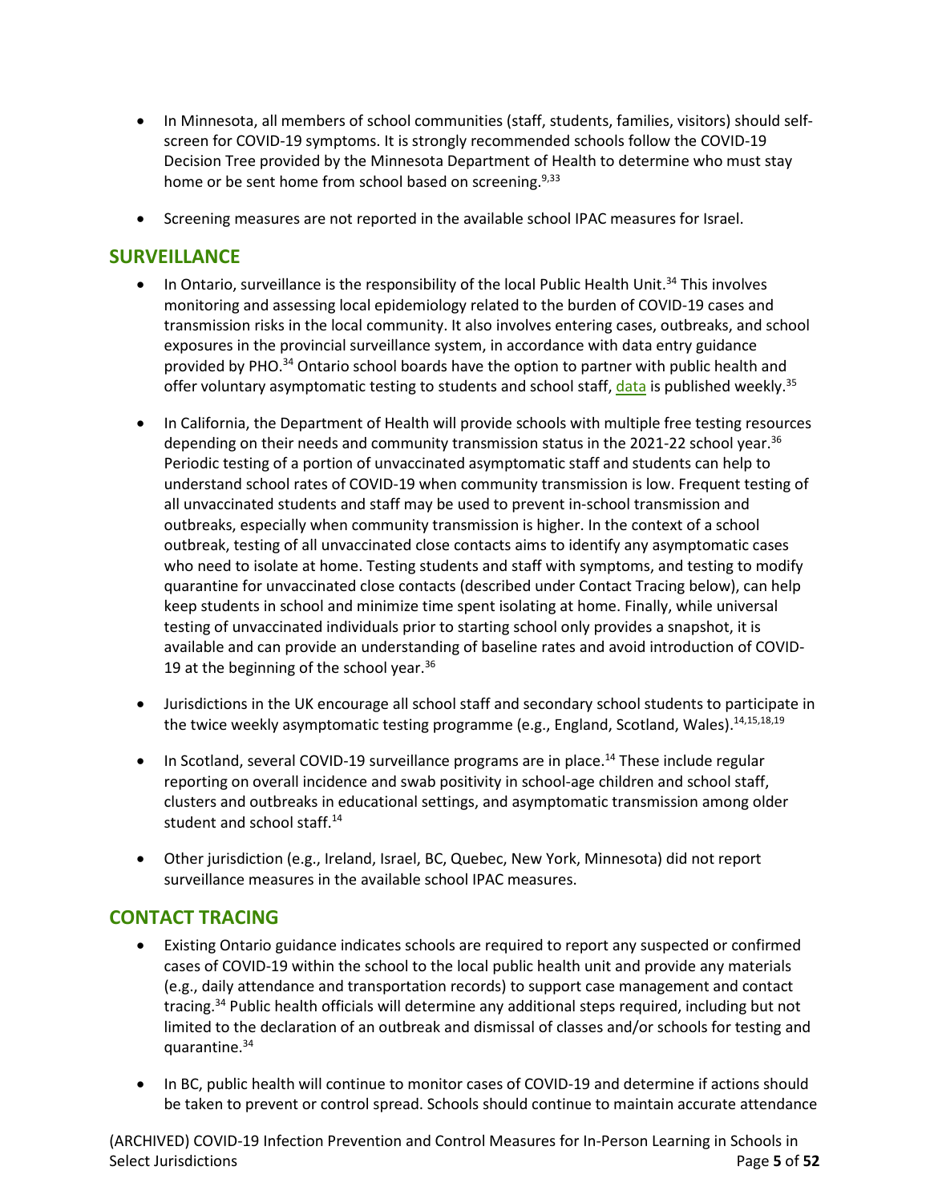- In Minnesota, all members of school communities (staff, students, families, visitors) should self-screen for COVID-19 symptoms. It is strongly recommended schools follow the COVID-19 Decision Tree provided by the Minnesota Department of Health to determine who must stay home or be sent home from school based on screening.[9,33]

- Screening measures are not reported in the available school IPAC measures for Israel.

## SURVEILLANCE

- In Ontario, surveillance is the responsibility of the local Public Health Unit.[34] This involves monitoring and assessing local epidemiology related to the burden of COVID-19 cases and transmission risks in the local community. It also involves entering cases, outbreaks, and school exposures in the provincial surveillance system, in accordance with data entry guidance provided by PHO.[34] Ontario school boards have the option to partner with public health and offer voluntary asymptomatic testing to students and school staff, data is published weekly.[35]

- In California, the Department of Health will provide schools with multiple free testing resources depending on their needs and community transmission status in the 2021-22 school year.[36] Periodic testing of a portion of unvaccinated asymptomatic staff and students can help to understand school rates of COVID-19 when community transmission is low. Frequent testing of all unvaccinated students and staff may be used to prevent in-school transmission and outbreaks, especially when community transmission is higher. In the context of a school outbreak, testing of all unvaccinated close contacts aims to identify any asymptomatic cases who need to isolate at home. Testing students and staff with symptoms, and testing to modify quarantine for unvaccinated close contacts (described under Contact Tracing below), can help keep students in school and minimize time spent isolating at home. Finally, while universal testing of unvaccinated individuals prior to starting school only provides a snapshot, it is available and can provide an understanding of baseline rates and avoid introduction of COVID-19 at the beginning of the school year.[36]

- Jurisdictions in the UK encourage all school staff and secondary school students to participate in the twice weekly asymptomatic testing programme (e.g., England, Scotland, Wales).[14,15,18,19]

- In Scotland, several COVID-19 surveillance programs are in place.[14] These include regular reporting on overall incidence and swab positivity in school-age children and school staff, clusters and outbreaks in educational settings, and asymptomatic transmission among older student and school staff.[14]

- Other jurisdiction (e.g., Ireland, Israel, BC, Quebec, New York, Minnesota) did not report surveillance measures in the available school IPAC measures.

## CONTACT TRACING

- Existing Ontario guidance indicates schools are required to report any suspected or confirmed cases of COVID-19 within the school to the local public health unit and provide any materials (e.g., daily attendance and transportation records) to support case management and contact tracing.[34] Public health officials will determine any additional steps required, including but not limited to the declaration of an outbreak and dismissal of classes and/or schools for testing and quarantine.[34]

- In BC, public health will continue to monitor cases of COVID-19 and determine if actions should be taken to prevent or control spread. Schools should continue to maintain accurate attendance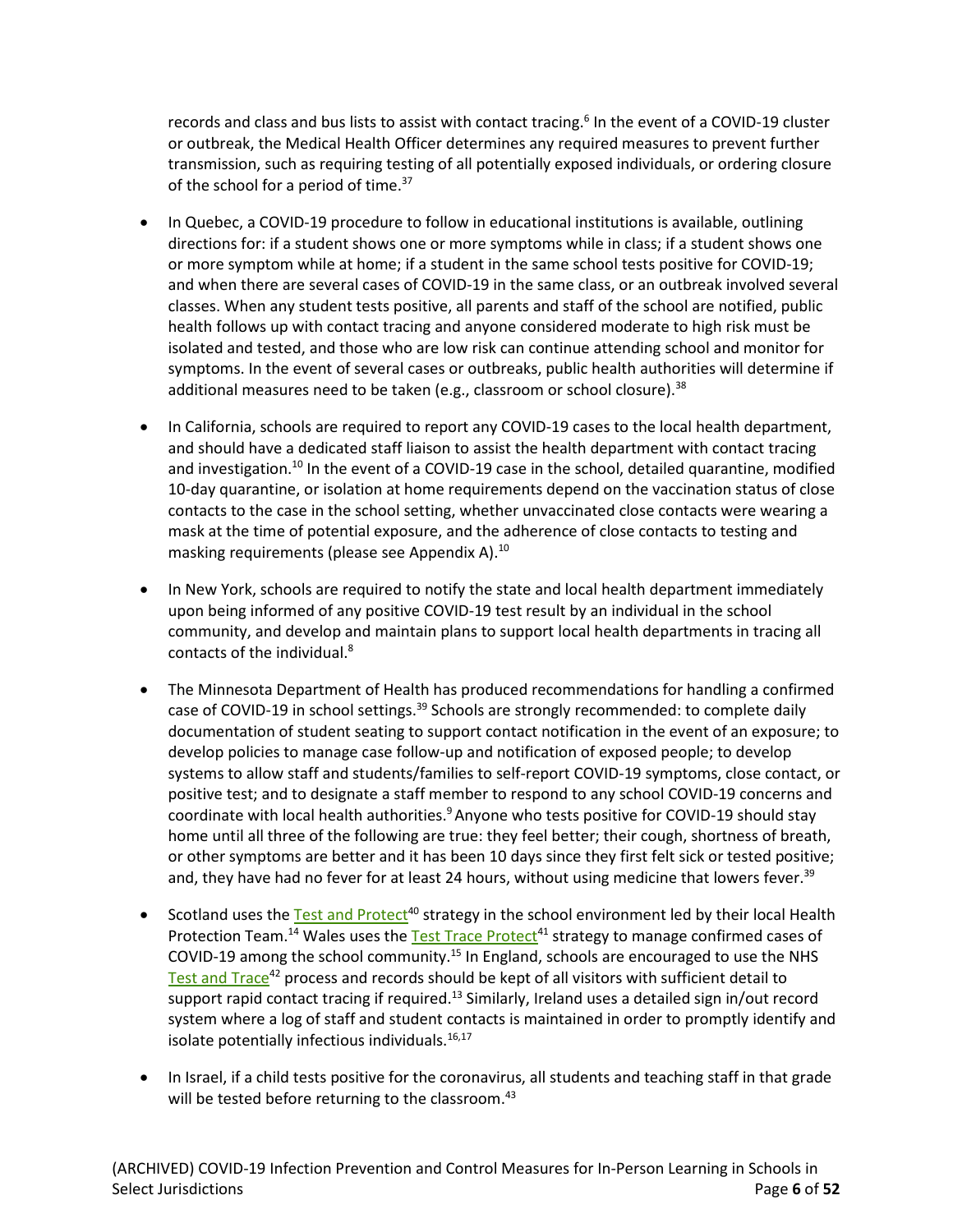records and class and bus lists to assist with contact tracing.[6] In the event of a COVID-19 cluster or outbreak, the Medical Health Officer determines any required measures to prevent further transmission, such as requiring testing of all potentially exposed individuals, or ordering closure of the school for a period of time.[37]

- In Quebec, a COVID-19 procedure to follow in educational institutions is available, outlining directions for: if a student shows one or more symptoms while in class; if a student shows one or more symptom while at home; if a student in the same school tests positive for COVID-19; and when there are several cases of COVID-19 in the same class, or an outbreak involved several classes. When any student tests positive, all parents and staff of the school are notified, public health follows up with contact tracing and anyone considered moderate to high risk must be isolated and tested, and those who are low risk can continue attending school and monitor for symptoms. In the event of several cases or outbreaks, public health authorities will determine if additional measures need to be taken (e.g., classroom or school closure).[38]

- In California, schools are required to report any COVID-19 cases to the local health department, and should have a dedicated staff liaison to assist the health department with contact tracing and investigation.[10] In the event of a COVID-19 case in the school, detailed quarantine, modified 10-day quarantine, or isolation at home requirements depend on the vaccination status of close contacts to the case in the school setting, whether unvaccinated close contacts were wearing a mask at the time of potential exposure, and the adherence of close contacts to testing and masking requirements (please see Appendix A).[10]

- In New York, schools are required to notify the state and local health department immediately upon being informed of any positive COVID-19 test result by an individual in the school community, and develop and maintain plans to support local health departments in tracing all contacts of the individual.[8]

- The Minnesota Department of Health has produced recommendations for handling a confirmed case of COVID-19 in school settings.[39] Schools are strongly recommended: to complete daily documentation of student seating to support contact notification in the event of an exposure; to develop policies to manage case follow-up and notification of exposed people; to develop systems to allow staff and students/families to self-report COVID-19 symptoms, close contact, or positive test; and to designate a staff member to respond to any school COVID-19 concerns and coordinate with local health authorities.[9] Anyone who tests positive for COVID-19 should stay home until all three of the following are true: they feel better; their cough, shortness of breath, or other symptoms are better and it has been 10 days since they first felt sick or tested positive; and, they have had no fever for at least 24 hours, without using medicine that lowers fever.[39]

- Scotland uses the Test and Protect[40] strategy in the school environment led by their local Health Protection Team.[14] Wales uses the Test Trace Protect[41] strategy to manage confirmed cases of COVID-19 among the school community.[15] In England, schools are encouraged to use the NHS Test and Trace[42] process and records should be kept of all visitors with sufficient detail to support rapid contact tracing if required.[13] Similarly, Ireland uses a detailed sign in/out record system where a log of staff and student contacts is maintained in order to promptly identify and isolate potentially infectious individuals.[16,17]

- In Israel, if a child tests positive for the coronavirus, all students and teaching staff in that grade will be tested before returning to the classroom.[43]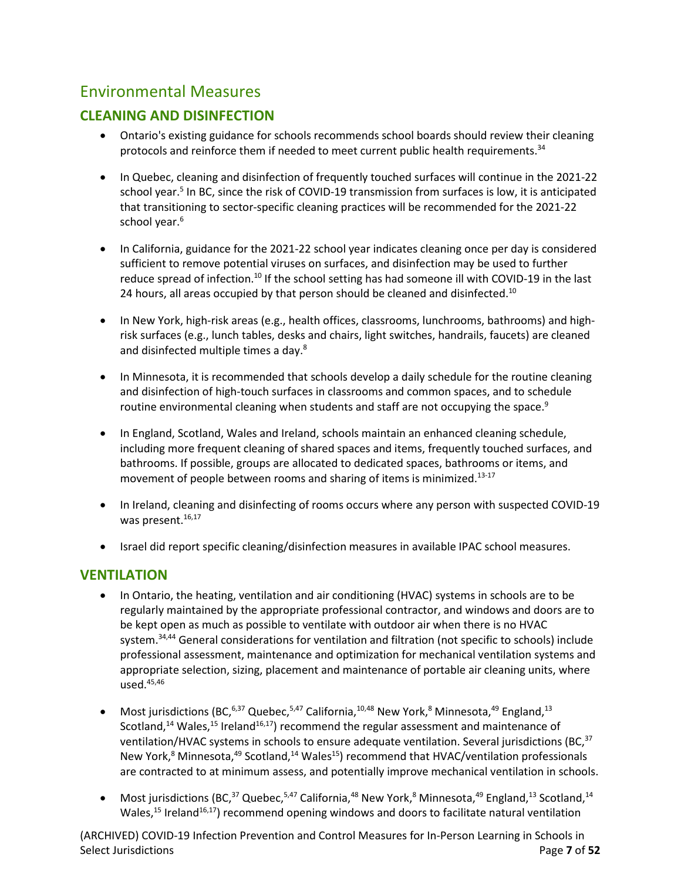# Environmental Measures

## CLEANING AND DISINFECTION

- Ontario's existing guidance for schools recommends school boards should review their cleaning protocols and reinforce them if needed to meet current public health requirements.[34]

- In Quebec, cleaning and disinfection of frequently touched surfaces will continue in the 2021-22 school year.[5] In BC, since the risk of COVID-19 transmission from surfaces is low, it is anticipated that transitioning to sector-specific cleaning practices will be recommended for the 2021-22 school year.[6]

- In California, guidance for the 2021-22 school year indicates cleaning once per day is considered sufficient to remove potential viruses on surfaces, and disinfection may be used to further reduce spread of infection.[10] If the school setting has had someone ill with COVID-19 in the last 24 hours, all areas occupied by that person should be cleaned and disinfected.[10]

- In New York, high-risk areas (e.g., health offices, classrooms, lunchrooms, bathrooms) and high-risk surfaces (e.g., lunch tables, desks and chairs, light switches, handrails, faucets) are cleaned and disinfected multiple times a day.[8]

- In Minnesota, it is recommended that schools develop a daily schedule for the routine cleaning and disinfection of high-touch surfaces in classrooms and common spaces, and to schedule routine environmental cleaning when students and staff are not occupying the space.[9]

- In England, Scotland, Wales and Ireland, schools maintain an enhanced cleaning schedule, including more frequent cleaning of shared spaces and items, frequently touched surfaces, and bathrooms. If possible, groups are allocated to dedicated spaces, bathrooms or items, and movement of people between rooms and sharing of items is minimized.[13-17]

- In Ireland, cleaning and disinfecting of rooms occurs where any person with suspected COVID-19 was present.[16,17]

- Israel did report specific cleaning/disinfection measures in available IPAC school measures.

## VENTILATION

- In Ontario, the heating, ventilation and air conditioning (HVAC) systems in schools are to be regularly maintained by the appropriate professional contractor, and windows and doors are to be kept open as much as possible to ventilate with outdoor air when there is no HVAC system.[34,44] General considerations for ventilation and filtration (not specific to schools) include professional assessment, maintenance and optimization for mechanical ventilation systems and appropriate selection, sizing, placement and maintenance of portable air cleaning units, where used.[45,46]

- Most jurisdictions (BC,[6,37] Quebec,[5,47] California,[10,48] New York,[8] Minnesota,[49] England,[13] Scotland,[14] Wales,[15] Ireland[16,17]) recommend the regular assessment and maintenance of ventilation/HVAC systems in schools to ensure adequate ventilation. Several jurisdictions (BC,[37] New York,[8] Minnesota,[49] Scotland,[14] Wales[15]) recommend that HVAC/ventilation professionals are contracted to at minimum assess, and potentially improve mechanical ventilation in schools.

- Most jurisdictions (BC,[37] Quebec,[5,47] California,[48] New York,[8] Minnesota,[49] England,[13] Scotland,[14] Wales,[15] Ireland[16,17]) recommend opening windows and doors to facilitate natural ventilation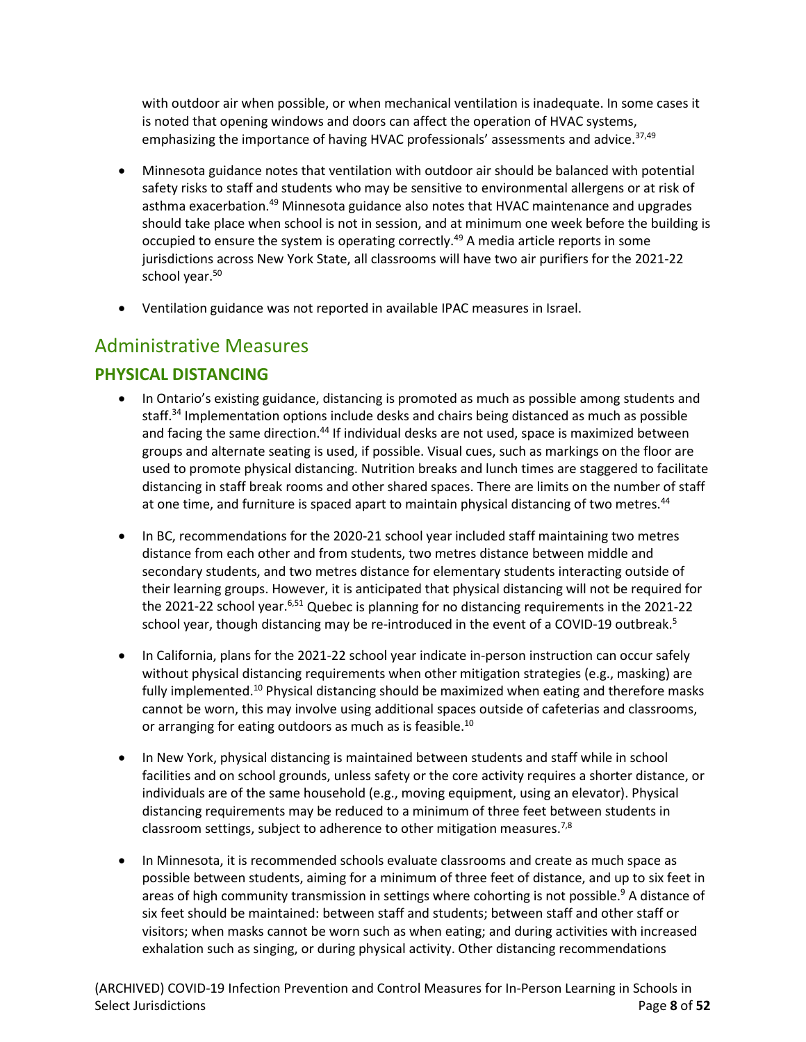with outdoor air when possible, or when mechanical ventilation is inadequate. In some cases it is noted that opening windows and doors can affect the operation of HVAC systems, emphasizing the importance of having HVAC professionals' assessments and advice.[37,49]

- Minnesota guidance notes that ventilation with outdoor air should be balanced with potential safety risks to staff and students who may be sensitive to environmental allergens or at risk of asthma exacerbation.[49] Minnesota guidance also notes that HVAC maintenance and upgrades should take place when school is not in session, and at minimum one week before the building is occupied to ensure the system is operating correctly.[49] A media article reports in some jurisdictions across New York State, all classrooms will have two air purifiers for the 2021-22 school year.[50]

- Ventilation guidance was not reported in available IPAC measures in Israel.

## Administrative Measures

### PHYSICAL DISTANCING

- In Ontario's existing guidance, distancing is promoted as much as possible among students and staff.[34] Implementation options include desks and chairs being distanced as much as possible and facing the same direction.[44] If individual desks are not used, space is maximized between groups and alternate seating is used, if possible. Visual cues, such as markings on the floor are used to promote physical distancing. Nutrition breaks and lunch times are staggered to facilitate distancing in staff break rooms and other shared spaces. There are limits on the number of staff at one time, and furniture is spaced apart to maintain physical distancing of two metres.[44]

- In BC, recommendations for the 2020-21 school year included staff maintaining two metres distance from each other and from students, two metres distance between middle and secondary students, and two metres distance for elementary students interacting outside of their learning groups. However, it is anticipated that physical distancing will not be required for the 2021-22 school year.[6,51] Quebec is planning for no distancing requirements in the 2021-22 school year, though distancing may be re-introduced in the event of a COVID-19 outbreak.[5]

- In California, plans for the 2021-22 school year indicate in-person instruction can occur safely without physical distancing requirements when other mitigation strategies (e.g., masking) are fully implemented.[10] Physical distancing should be maximized when eating and therefore masks cannot be worn, this may involve using additional spaces outside of cafeterias and classrooms, or arranging for eating outdoors as much as is feasible.[10]

- In New York, physical distancing is maintained between students and staff while in school facilities and on school grounds, unless safety or the core activity requires a shorter distance, or individuals are of the same household (e.g., moving equipment, using an elevator). Physical distancing requirements may be reduced to a minimum of three feet between students in classroom settings, subject to adherence to other mitigation measures.[7,8]

- In Minnesota, it is recommended schools evaluate classrooms and create as much space as possible between students, aiming for a minimum of three feet of distance, and up to six feet in areas of high community transmission in settings where cohorting is not possible.[9] A distance of six feet should be maintained: between staff and students; between staff and other staff or visitors; when masks cannot be worn such as when eating; and during activities with increased exhalation such as singing, or during physical activity. Other distancing recommendations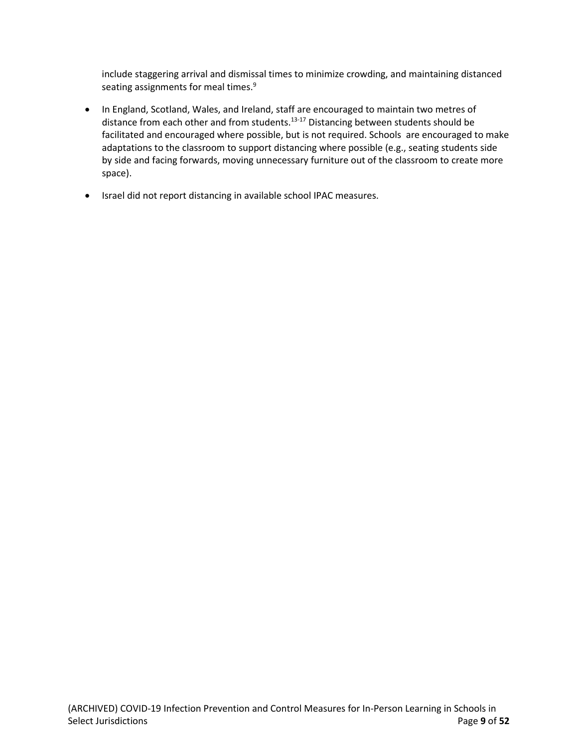include staggering arrival and dismissal times to minimize crowding, and maintaining distanced seating assignments for meal times.[9]

- In England, Scotland, Wales, and Ireland, staff are encouraged to maintain two metres of distance from each other and from students.[13-17] Distancing between students should be facilitated and encouraged where possible, but is not required. Schools are encouraged to make adaptations to the classroom to support distancing where possible (e.g., seating students side by side and facing forwards, moving unnecessary furniture out of the classroom to create more space).
- Israel did not report distancing in available school IPAC measures.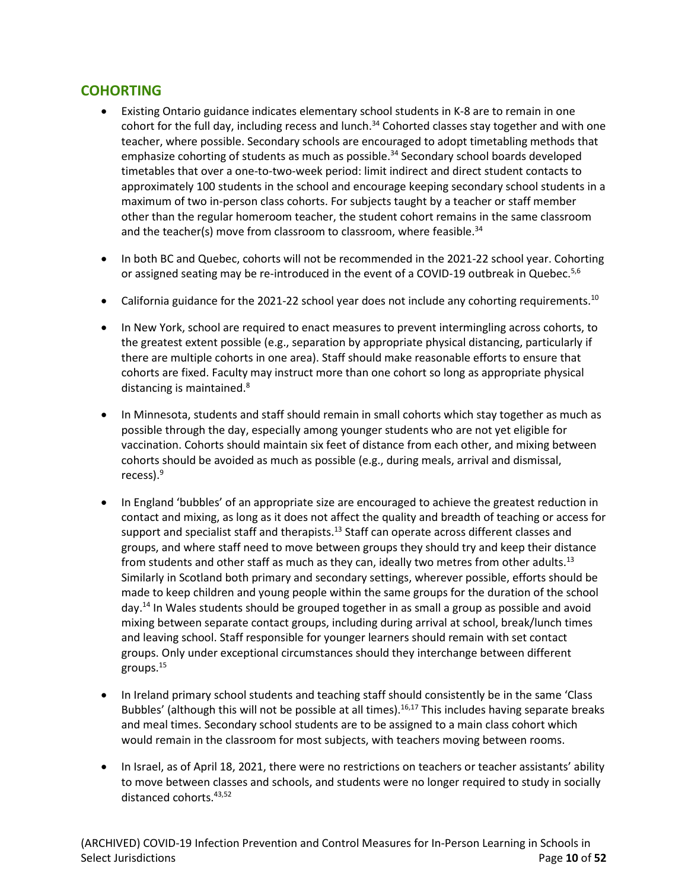## COHORTING

- Existing Ontario guidance indicates elementary school students in K-8 are to remain in one cohort for the full day, including recess and lunch.[34] Cohorted classes stay together and with one teacher, where possible. Secondary schools are encouraged to adopt timetabling methods that emphasize cohorting of students as much as possible.[34] Secondary school boards developed timetables that over a one-to-two-week period: limit indirect and direct student contacts to approximately 100 students in the school and encourage keeping secondary school students in a maximum of two in-person class cohorts. For subjects taught by a teacher or staff member other than the regular homeroom teacher, the student cohort remains in the same classroom and the teacher(s) move from classroom to classroom, where feasible.[34]

- In both BC and Quebec, cohorts will not be recommended in the 2021-22 school year. Cohorting or assigned seating may be re-introduced in the event of a COVID-19 outbreak in Quebec.[5,6]

- California guidance for the 2021-22 school year does not include any cohorting requirements.[10]

- In New York, school are required to enact measures to prevent intermingling across cohorts, to the greatest extent possible (e.g., separation by appropriate physical distancing, particularly if there are multiple cohorts in one area). Staff should make reasonable efforts to ensure that cohorts are fixed. Faculty may instruct more than one cohort so long as appropriate physical distancing is maintained.[8]

- In Minnesota, students and staff should remain in small cohorts which stay together as much as possible through the day, especially among younger students who are not yet eligible for vaccination. Cohorts should maintain six feet of distance from each other, and mixing between cohorts should be avoided as much as possible (e.g., during meals, arrival and dismissal, recess).[9]

- In England 'bubbles' of an appropriate size are encouraged to achieve the greatest reduction in contact and mixing, as long as it does not affect the quality and breadth of teaching or access for support and specialist staff and therapists.[13] Staff can operate across different classes and groups, and where staff need to move between groups they should try and keep their distance from students and other staff as much as they can, ideally two metres from other adults.[13] Similarly in Scotland both primary and secondary settings, wherever possible, efforts should be made to keep children and young people within the same groups for the duration of the school day.[14] In Wales students should be grouped together in as small a group as possible and avoid mixing between separate contact groups, including during arrival at school, break/lunch times and leaving school. Staff responsible for younger learners should remain with set contact groups. Only under exceptional circumstances should they interchange between different groups.[15]

- In Ireland primary school students and teaching staff should consistently be in the same 'Class Bubbles' (although this will not be possible at all times).[16,17] This includes having separate breaks and meal times. Secondary school students are to be assigned to a main class cohort which would remain in the classroom for most subjects, with teachers moving between rooms.

- In Israel, as of April 18, 2021, there were no restrictions on teachers or teacher assistants' ability to move between classes and schools, and students were no longer required to study in socially distanced cohorts.[43,52]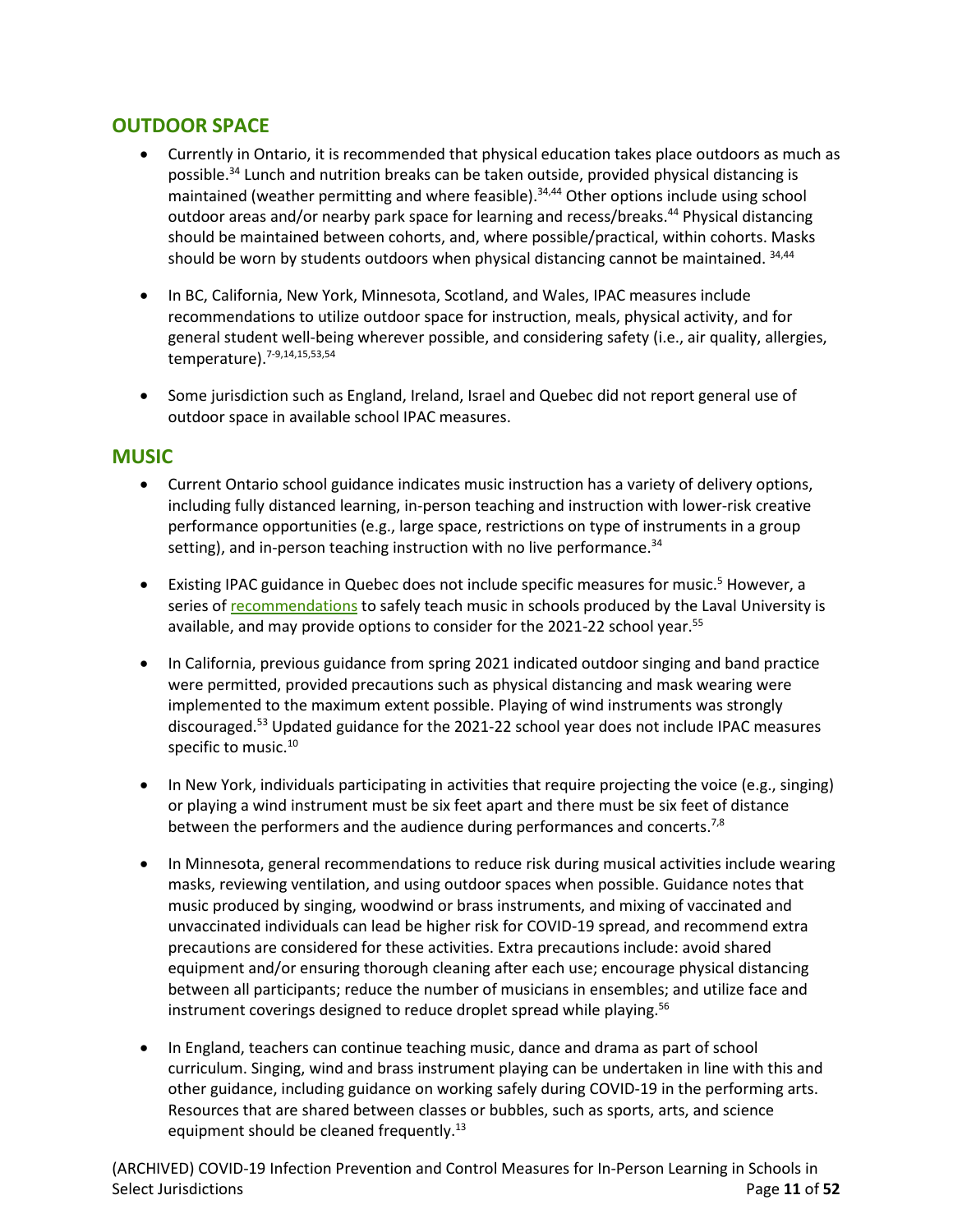## OUTDOOR SPACE

- Currently in Ontario, it is recommended that physical education takes place outdoors as much as possible.[34] Lunch and nutrition breaks can be taken outside, provided physical distancing is maintained (weather permitting and where feasible).[34,44] Other options include using school outdoor areas and/or nearby park space for learning and recess/breaks.[44] Physical distancing should be maintained between cohorts, and, where possible/practical, within cohorts. Masks should be worn by students outdoors when physical distancing cannot be maintained. [34,44]

- In BC, California, New York, Minnesota, Scotland, and Wales, IPAC measures include recommendations to utilize outdoor space for instruction, meals, physical activity, and for general student well-being wherever possible, and considering safety (i.e., air quality, allergies, temperature).[7-9,14,15,53,54]

- Some jurisdiction such as England, Ireland, Israel and Quebec did not report general use of outdoor space in available school IPAC measures.

## MUSIC

- Current Ontario school guidance indicates music instruction has a variety of delivery options, including fully distanced learning, in-person teaching and instruction with lower-risk creative performance opportunities (e.g., large space, restrictions on type of instruments in a group setting), and in-person teaching instruction with no live performance.[34]

- Existing IPAC guidance in Quebec does not include specific measures for music.[5] However, a series of recommendations to safely teach music in schools produced by the Laval University is available, and may provide options to consider for the 2021-22 school year.[55]

- In California, previous guidance from spring 2021 indicated outdoor singing and band practice were permitted, provided precautions such as physical distancing and mask wearing were implemented to the maximum extent possible. Playing of wind instruments was strongly discouraged.[53] Updated guidance for the 2021-22 school year does not include IPAC measures specific to music.[10]

- In New York, individuals participating in activities that require projecting the voice (e.g., singing) or playing a wind instrument must be six feet apart and there must be six feet of distance between the performers and the audience during performances and concerts.[7,8]

- In Minnesota, general recommendations to reduce risk during musical activities include wearing masks, reviewing ventilation, and using outdoor spaces when possible. Guidance notes that music produced by singing, woodwind or brass instruments, and mixing of vaccinated and unvaccinated individuals can lead be higher risk for COVID-19 spread, and recommend extra precautions are considered for these activities. Extra precautions include: avoid shared equipment and/or ensuring thorough cleaning after each use; encourage physical distancing between all participants; reduce the number of musicians in ensembles; and utilize face and instrument coverings designed to reduce droplet spread while playing.[56]

- In England, teachers can continue teaching music, dance and drama as part of school curriculum. Singing, wind and brass instrument playing can be undertaken in line with this and other guidance, including guidance on working safely during COVID-19 in the performing arts. Resources that are shared between classes or bubbles, such as sports, arts, and science equipment should be cleaned frequently.[13]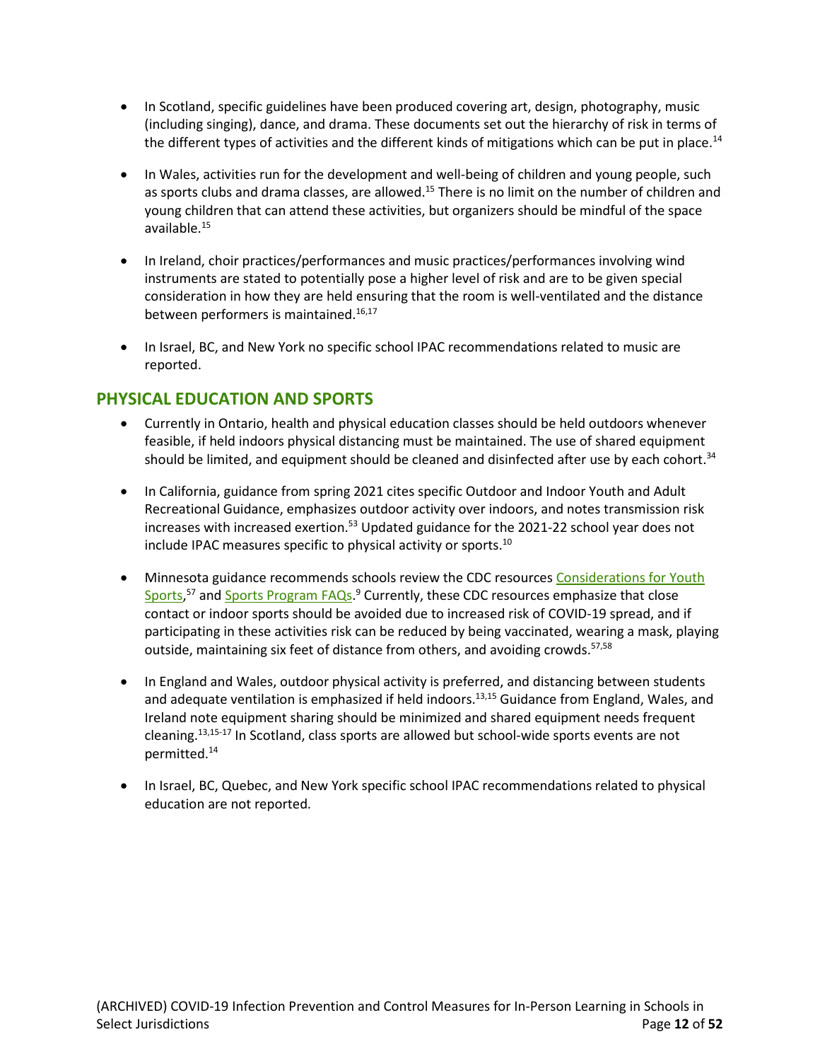- In Scotland, specific guidelines have been produced covering art, design, photography, music (including singing), dance, and drama. These documents set out the hierarchy of risk in terms of the different types of activities and the different kinds of mitigations which can be put in place.[14]

- In Wales, activities run for the development and well-being of children and young people, such as sports clubs and drama classes, are allowed.[15] There is no limit on the number of children and young children that can attend these activities, but organizers should be mindful of the space available.[15]

- In Ireland, choir practices/performances and music practices/performances involving wind instruments are stated to potentially pose a higher level of risk and are to be given special consideration in how they are held ensuring that the room is well-ventilated and the distance between performers is maintained.[16,17]

- In Israel, BC, and New York no specific school IPAC recommendations related to music are reported.

## PHYSICAL EDUCATION AND SPORTS

- Currently in Ontario, health and physical education classes should be held outdoors whenever feasible, if held indoors physical distancing must be maintained. The use of shared equipment should be limited, and equipment should be cleaned and disinfected after use by each cohort.[34]

- In California, guidance from spring 2021 cites specific Outdoor and Indoor Youth and Adult Recreational Guidance, emphasizes outdoor activity over indoors, and notes transmission risk increases with increased exertion.[53] Updated guidance for the 2021-22 school year does not include IPAC measures specific to physical activity or sports.[10]

- Minnesota guidance recommends schools review the CDC resources Considerations for Youth Sports,[57] and Sports Program FAQs.[9] Currently, these CDC resources emphasize that close contact or indoor sports should be avoided due to increased risk of COVID-19 spread, and if participating in these activities risk can be reduced by being vaccinated, wearing a mask, playing outside, maintaining six feet of distance from others, and avoiding crowds.[57,58]

- In England and Wales, outdoor physical activity is preferred, and distancing between students and adequate ventilation is emphasized if held indoors.[13,15] Guidance from England, Wales, and Ireland note equipment sharing should be minimized and shared equipment needs frequent cleaning.[13,15-17] In Scotland, class sports are allowed but school-wide sports events are not permitted.[14]

- In Israel, BC, Quebec, and New York specific school IPAC recommendations related to physical education are not reported.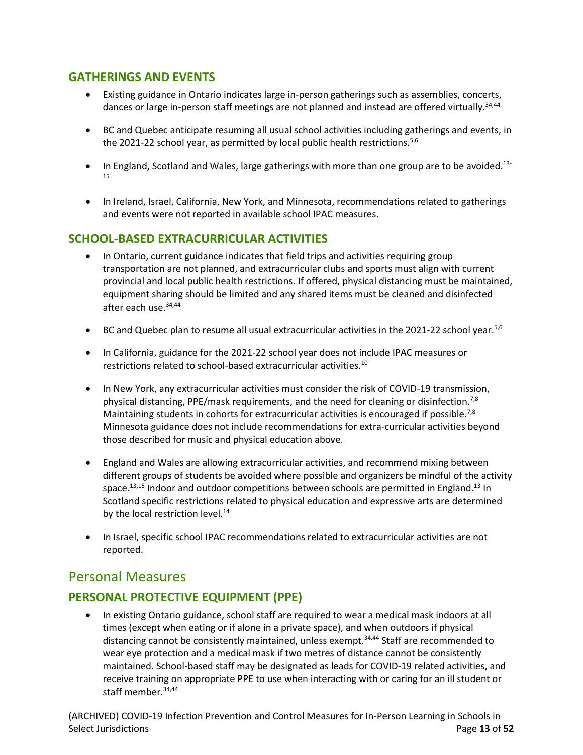## GATHERINGS AND EVENTS

- Existing guidance in Ontario indicates large in-person gatherings such as assemblies, concerts, dances or large in-person staff meetings are not planned and instead are offered virtually.[34,44]
- BC and Quebec anticipate resuming all usual school activities including gatherings and events, in the 2021-22 school year, as permitted by local public health restrictions.[5,6]
- In England, Scotland and Wales, large gatherings with more than one group are to be avoided.[13-15]
- In Ireland, Israel, California, New York, and Minnesota, recommendations related to gatherings and events were not reported in available school IPAC measures.

## SCHOOL-BASED EXTRACURRICULAR ACTIVITIES

- In Ontario, current guidance indicates that field trips and activities requiring group transportation are not planned, and extracurricular clubs and sports must align with current provincial and local public health restrictions. If offered, physical distancing must be maintained, equipment sharing should be limited and any shared items must be cleaned and disinfected after each use.[34,44]
- BC and Quebec plan to resume all usual extracurricular activities in the 2021-22 school year.[5,6]
- In California, guidance for the 2021-22 school year does not include IPAC measures or restrictions related to school-based extracurricular activities.[10]
- In New York, any extracurricular activities must consider the risk of COVID-19 transmission, physical distancing, PPE/mask requirements, and the need for cleaning or disinfection.[7,8] Maintaining students in cohorts for extracurricular activities is encouraged if possible.[7,8] Minnesota guidance does not include recommendations for extra-curricular activities beyond those described for music and physical education above.
- England and Wales are allowing extracurricular activities, and recommend mixing between different groups of students be avoided where possible and organizers be mindful of the activity space.[13,15] Indoor and outdoor competitions between schools are permitted in England.[13] In Scotland specific restrictions related to physical education and expressive arts are determined by the local restriction level.[14]
- In Israel, specific school IPAC recommendations related to extracurricular activities are not reported.

# Personal Measures

## PERSONAL PROTECTIVE EQUIPMENT (PPE)

- In existing Ontario guidance, school staff are required to wear a medical mask indoors at all times (except when eating or if alone in a private space), and when outdoors if physical distancing cannot be consistently maintained, unless exempt.[34,44] Staff are recommended to wear eye protection and a medical mask if two metres of distance cannot be consistently maintained. School-based staff may be designated as leads for COVID-19 related activities, and receive training on appropriate PPE to use when interacting with or caring for an ill student or staff member.[34,44]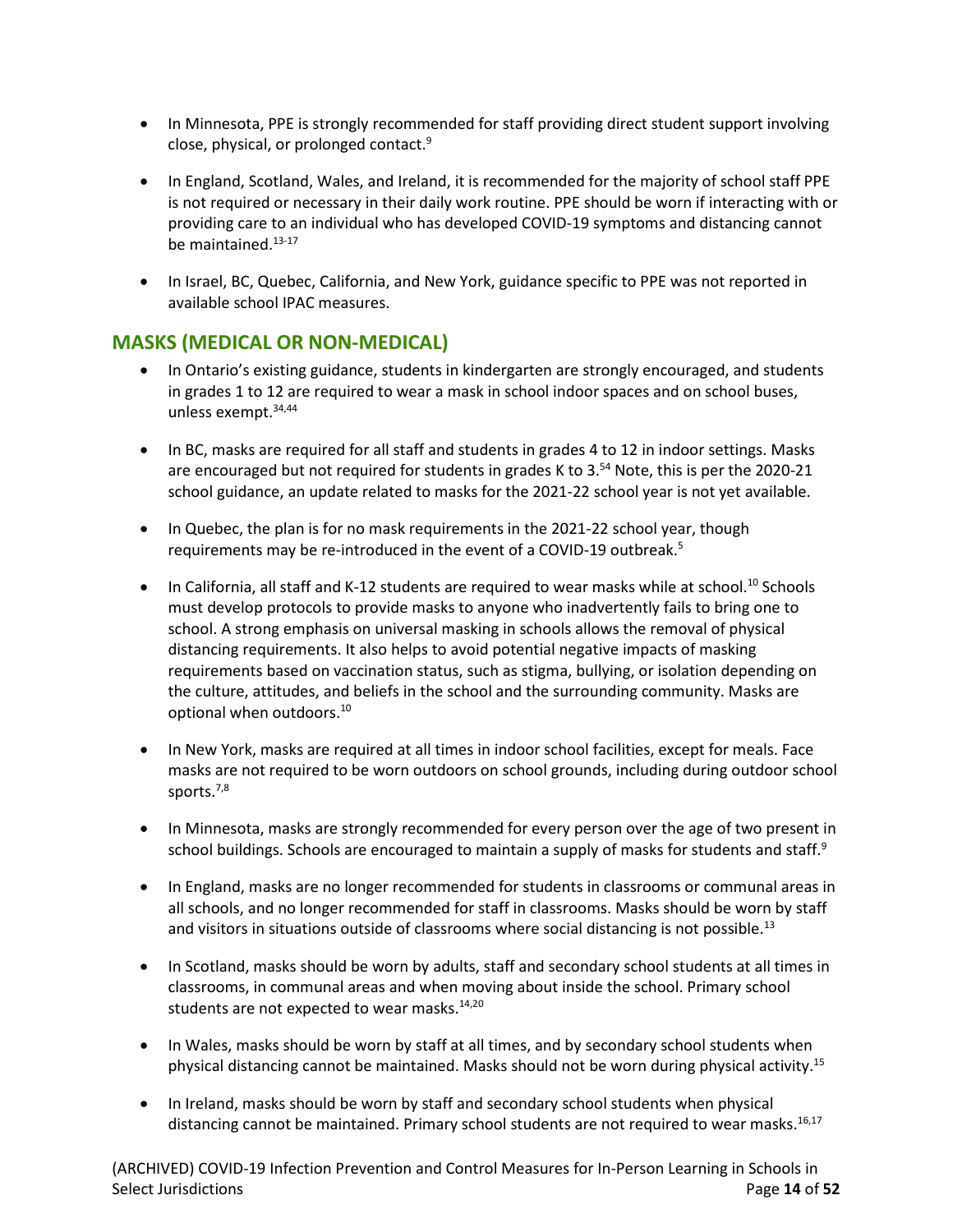- In Minnesota, PPE is strongly recommended for staff providing direct student support involving close, physical, or prolonged contact.[9]

- In England, Scotland, Wales, and Ireland, it is recommended for the majority of school staff PPE is not required or necessary in their daily work routine. PPE should be worn if interacting with or providing care to an individual who has developed COVID-19 symptoms and distancing cannot be maintained.[13-17]

- In Israel, BC, Quebec, California, and New York, guidance specific to PPE was not reported in available school IPAC measures.

## MASKS (MEDICAL OR NON-MEDICAL)

- In Ontario's existing guidance, students in kindergarten are strongly encouraged, and students in grades 1 to 12 are required to wear a mask in school indoor spaces and on school buses, unless exempt.[34,44]

- In BC, masks are required for all staff and students in grades 4 to 12 in indoor settings. Masks are encouraged but not required for students in grades K to 3.[54] Note, this is per the 2020-21 school guidance, an update related to masks for the 2021-22 school year is not yet available.

- In Quebec, the plan is for no mask requirements in the 2021-22 school year, though requirements may be re-introduced in the event of a COVID-19 outbreak.[5]

- In California, all staff and K-12 students are required to wear masks while at school.[10] Schools must develop protocols to provide masks to anyone who inadvertently fails to bring one to school. A strong emphasis on universal masking in schools allows the removal of physical distancing requirements. It also helps to avoid potential negative impacts of masking requirements based on vaccination status, such as stigma, bullying, or isolation depending on the culture, attitudes, and beliefs in the school and the surrounding community. Masks are optional when outdoors.[10]

- In New York, masks are required at all times in indoor school facilities, except for meals. Face masks are not required to be worn outdoors on school grounds, including during outdoor school sports.[7,8]

- In Minnesota, masks are strongly recommended for every person over the age of two present in school buildings. Schools are encouraged to maintain a supply of masks for students and staff.[9]

- In England, masks are no longer recommended for students in classrooms or communal areas in all schools, and no longer recommended for staff in classrooms. Masks should be worn by staff and visitors in situations outside of classrooms where social distancing is not possible.[13]

- In Scotland, masks should be worn by adults, staff and secondary school students at all times in classrooms, in communal areas and when moving about inside the school. Primary school students are not expected to wear masks.[14,20]

- In Wales, masks should be worn by staff at all times, and by secondary school students when physical distancing cannot be maintained. Masks should not be worn during physical activity.[15]

- In Ireland, masks should be worn by staff and secondary school students when physical distancing cannot be maintained. Primary school students are not required to wear masks.[16,17]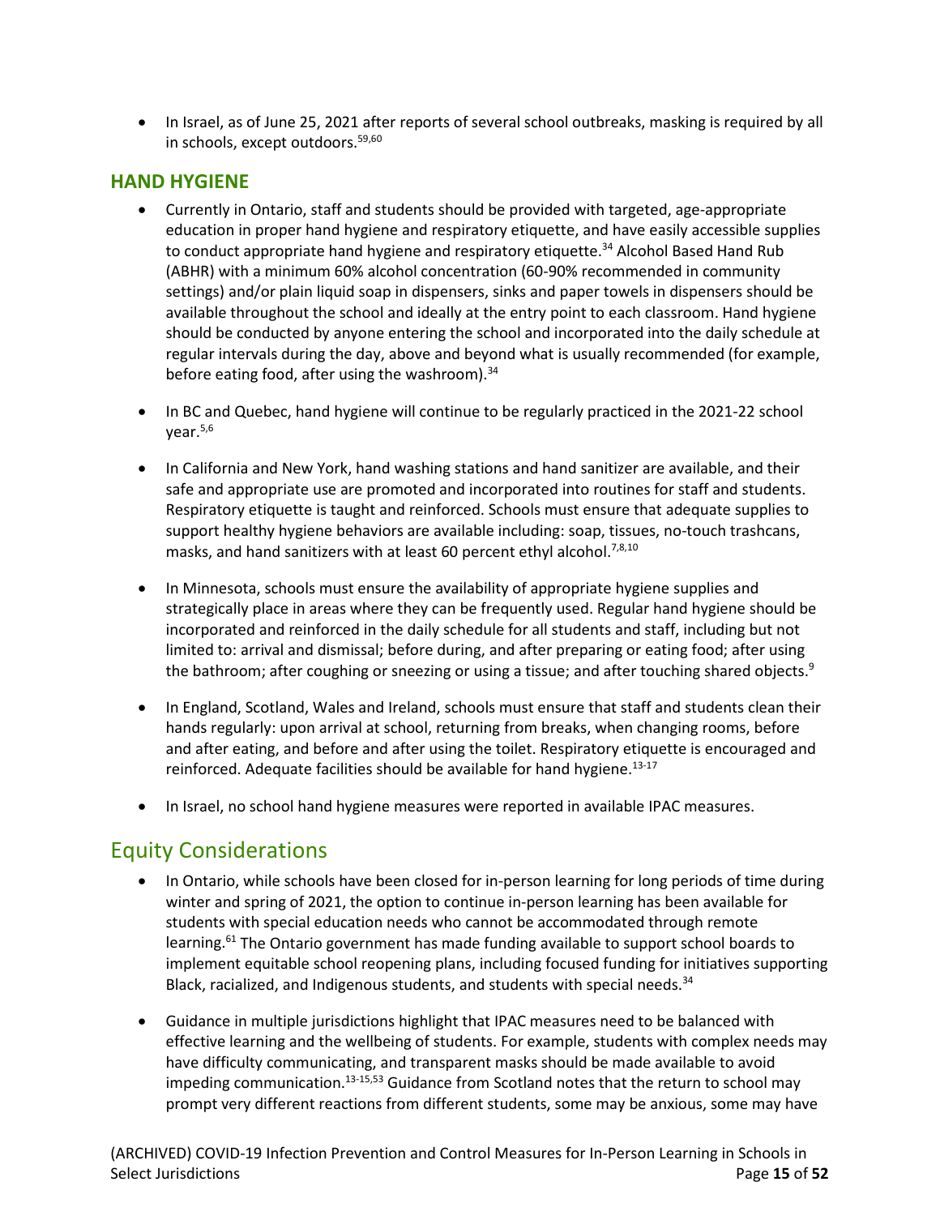- In Israel, as of June 25, 2021 after reports of several school outbreaks, masking is required by all in schools, except outdoors.[59,60]

## HAND HYGIENE

- Currently in Ontario, staff and students should be provided with targeted, age-appropriate education in proper hand hygiene and respiratory etiquette, and have easily accessible supplies to conduct appropriate hand hygiene and respiratory etiquette.[34] Alcohol Based Hand Rub (ABHR) with a minimum 60% alcohol concentration (60-90% recommended in community settings) and/or plain liquid soap in dispensers, sinks and paper towels in dispensers should be available throughout the school and ideally at the entry point to each classroom. Hand hygiene should be conducted by anyone entering the school and incorporated into the daily schedule at regular intervals during the day, above and beyond what is usually recommended (for example, before eating food, after using the washroom).[34]

- In BC and Quebec, hand hygiene will continue to be regularly practiced in the 2021-22 school year.[5,6]

- In California and New York, hand washing stations and hand sanitizer are available, and their safe and appropriate use are promoted and incorporated into routines for staff and students. Respiratory etiquette is taught and reinforced. Schools must ensure that adequate supplies to support healthy hygiene behaviors are available including: soap, tissues, no-touch trashcans, masks, and hand sanitizers with at least 60 percent ethyl alcohol.[7,8,10]

- In Minnesota, schools must ensure the availability of appropriate hygiene supplies and strategically place in areas where they can be frequently used. Regular hand hygiene should be incorporated and reinforced in the daily schedule for all students and staff, including but not limited to: arrival and dismissal; before during, and after preparing or eating food; after using the bathroom; after coughing or sneezing or using a tissue; and after touching shared objects.[9]

- In England, Scotland, Wales and Ireland, schools must ensure that staff and students clean their hands regularly: upon arrival at school, returning from breaks, when changing rooms, before and after eating, and before and after using the toilet. Respiratory etiquette is encouraged and reinforced. Adequate facilities should be available for hand hygiene.[13-17]

- In Israel, no school hand hygiene measures were reported in available IPAC measures.

# Equity Considerations

- In Ontario, while schools have been closed for in-person learning for long periods of time during winter and spring of 2021, the option to continue in-person learning has been available for students with special education needs who cannot be accommodated through remote learning.[61] The Ontario government has made funding available to support school boards to implement equitable school reopening plans, including focused funding for initiatives supporting Black, racialized, and Indigenous students, and students with special needs.[34]

- Guidance in multiple jurisdictions highlight that IPAC measures need to be balanced with effective learning and the wellbeing of students. For example, students with complex needs may have difficulty communicating, and transparent masks should be made available to avoid impeding communication.[13-15,53] Guidance from Scotland notes that the return to school may prompt very different reactions from different students, some may be anxious, some may have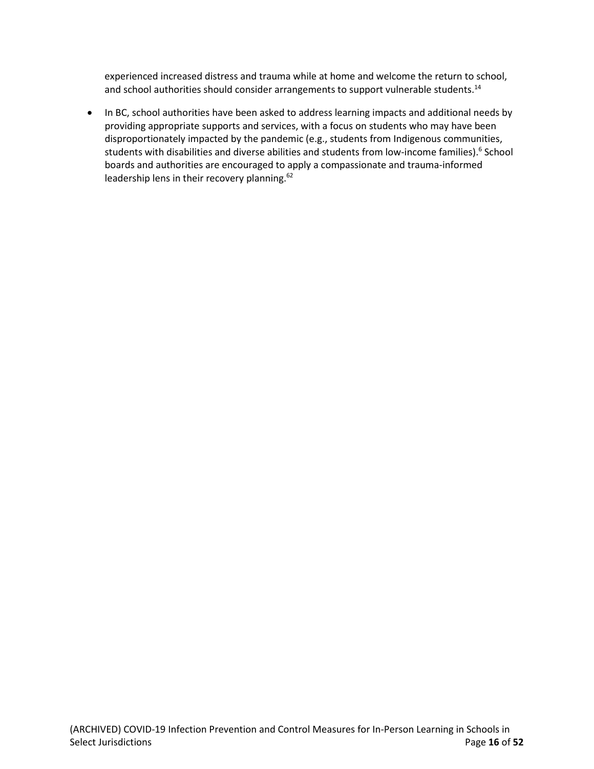experienced increased distress and trauma while at home and welcome the return to school, and school authorities should consider arrangements to support vulnerable students.[14]

- In BC, school authorities have been asked to address learning impacts and additional needs by providing appropriate supports and services, with a focus on students who may have been disproportionately impacted by the pandemic (e.g., students from Indigenous communities, students with disabilities and diverse abilities and students from low-income families).[6] School boards and authorities are encouraged to apply a compassionate and trauma-informed leadership lens in their recovery planning.[62]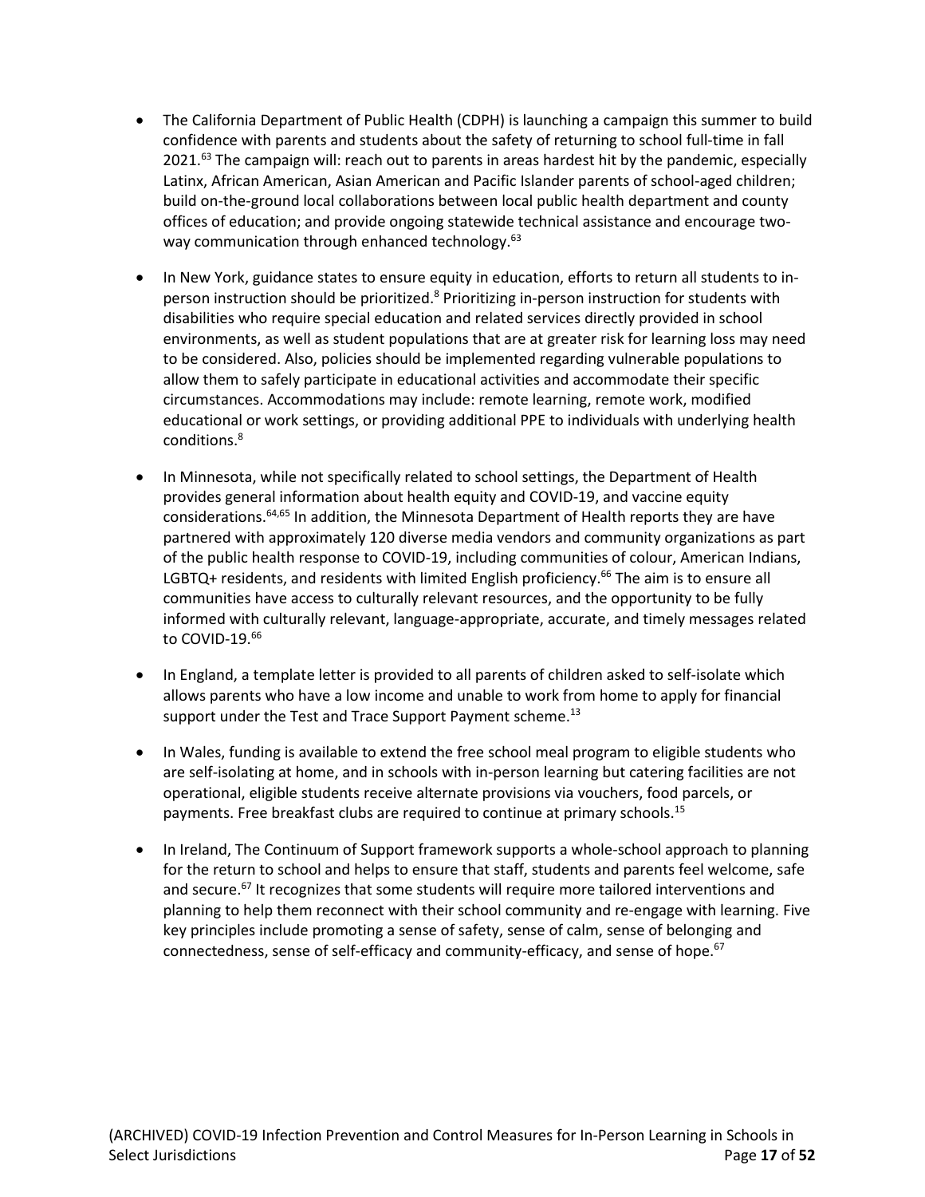- The California Department of Public Health (CDPH) is launching a campaign this summer to build confidence with parents and students about the safety of returning to school full-time in fall 2021.[63] The campaign will: reach out to parents in areas hardest hit by the pandemic, especially Latinx, African American, Asian American and Pacific Islander parents of school-aged children; build on-the-ground local collaborations between local public health department and county offices of education; and provide ongoing statewide technical assistance and encourage two-way communication through enhanced technology.[63]

- In New York, guidance states to ensure equity in education, efforts to return all students to in-person instruction should be prioritized.[8] Prioritizing in-person instruction for students with disabilities who require special education and related services directly provided in school environments, as well as student populations that are at greater risk for learning loss may need to be considered. Also, policies should be implemented regarding vulnerable populations to allow them to safely participate in educational activities and accommodate their specific circumstances. Accommodations may include: remote learning, remote work, modified educational or work settings, or providing additional PPE to individuals with underlying health conditions.[8]

- In Minnesota, while not specifically related to school settings, the Department of Health provides general information about health equity and COVID-19, and vaccine equity considerations.[64,65] In addition, the Minnesota Department of Health reports they are have partnered with approximately 120 diverse media vendors and community organizations as part of the public health response to COVID-19, including communities of colour, American Indians, LGBTQ+ residents, and residents with limited English proficiency.[66] The aim is to ensure all communities have access to culturally relevant resources, and the opportunity to be fully informed with culturally relevant, language-appropriate, accurate, and timely messages related to COVID-19.[66]

- In England, a template letter is provided to all parents of children asked to self-isolate which allows parents who have a low income and unable to work from home to apply for financial support under the Test and Trace Support Payment scheme.[13]

- In Wales, funding is available to extend the free school meal program to eligible students who are self-isolating at home, and in schools with in-person learning but catering facilities are not operational, eligible students receive alternate provisions via vouchers, food parcels, or payments. Free breakfast clubs are required to continue at primary schools.[15]

- In Ireland, The Continuum of Support framework supports a whole-school approach to planning for the return to school and helps to ensure that staff, students and parents feel welcome, safe and secure.[67] It recognizes that some students will require more tailored interventions and planning to help them reconnect with their school community and re-engage with learning. Five key principles include promoting a sense of safety, sense of calm, sense of belonging and connectedness, sense of self-efficacy and community-efficacy, and sense of hope.[67]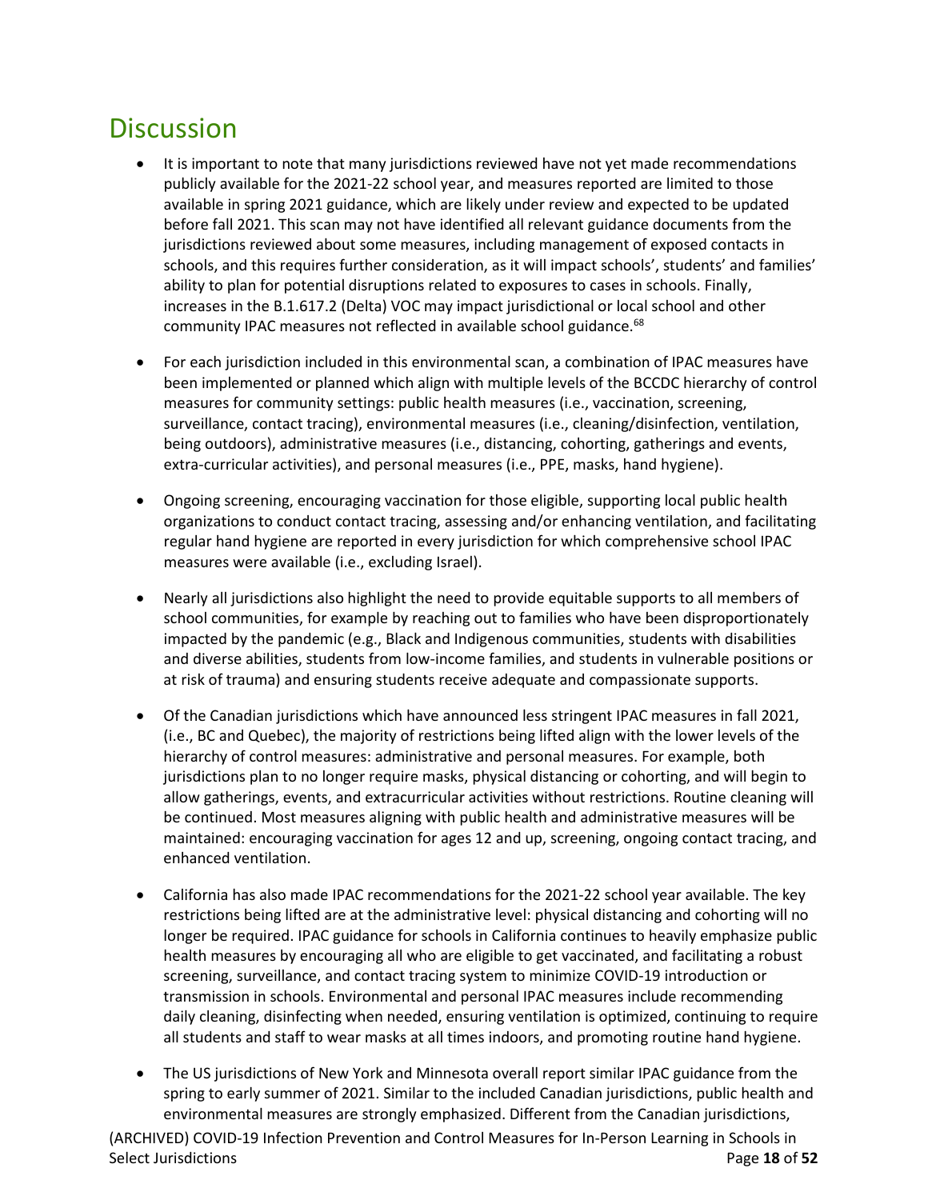# Discussion

- It is important to note that many jurisdictions reviewed have not yet made recommendations publicly available for the 2021-22 school year, and measures reported are limited to those available in spring 2021 guidance, which are likely under review and expected to be updated before fall 2021. This scan may not have identified all relevant guidance documents from the jurisdictions reviewed about some measures, including management of exposed contacts in schools, and this requires further consideration, as it will impact schools', students' and families' ability to plan for potential disruptions related to exposures to cases in schools. Finally, increases in the B.1.617.2 (Delta) VOC may impact jurisdictional or local school and other community IPAC measures not reflected in available school guidance.[68]

- For each jurisdiction included in this environmental scan, a combination of IPAC measures have been implemented or planned which align with multiple levels of the BCCDC hierarchy of control measures for community settings: public health measures (i.e., vaccination, screening, surveillance, contact tracing), environmental measures (i.e., cleaning/disinfection, ventilation, being outdoors), administrative measures (i.e., distancing, cohorting, gatherings and events, extra-curricular activities), and personal measures (i.e., PPE, masks, hand hygiene).

- Ongoing screening, encouraging vaccination for those eligible, supporting local public health organizations to conduct contact tracing, assessing and/or enhancing ventilation, and facilitating regular hand hygiene are reported in every jurisdiction for which comprehensive school IPAC measures were available (i.e., excluding Israel).

- Nearly all jurisdictions also highlight the need to provide equitable supports to all members of school communities, for example by reaching out to families who have been disproportionately impacted by the pandemic (e.g., Black and Indigenous communities, students with disabilities and diverse abilities, students from low-income families, and students in vulnerable positions or at risk of trauma) and ensuring students receive adequate and compassionate supports.

- Of the Canadian jurisdictions which have announced less stringent IPAC measures in fall 2021, (i.e., BC and Quebec), the majority of restrictions being lifted align with the lower levels of the hierarchy of control measures: administrative and personal measures. For example, both jurisdictions plan to no longer require masks, physical distancing or cohorting, and will begin to allow gatherings, events, and extracurricular activities without restrictions. Routine cleaning will be continued. Most measures aligning with public health and administrative measures will be maintained: encouraging vaccination for ages 12 and up, screening, ongoing contact tracing, and enhanced ventilation.

- California has also made IPAC recommendations for the 2021-22 school year available. The key restrictions being lifted are at the administrative level: physical distancing and cohorting will no longer be required. IPAC guidance for schools in California continues to heavily emphasize public health measures by encouraging all who are eligible to get vaccinated, and facilitating a robust screening, surveillance, and contact tracing system to minimize COVID-19 introduction or transmission in schools. Environmental and personal IPAC measures include recommending daily cleaning, disinfecting when needed, ensuring ventilation is optimized, continuing to require all students and staff to wear masks at all times indoors, and promoting routine hand hygiene.

- The US jurisdictions of New York and Minnesota overall report similar IPAC guidance from the spring to early summer of 2021. Similar to the included Canadian jurisdictions, public health and environmental measures are strongly emphasized. Different from the Canadian jurisdictions,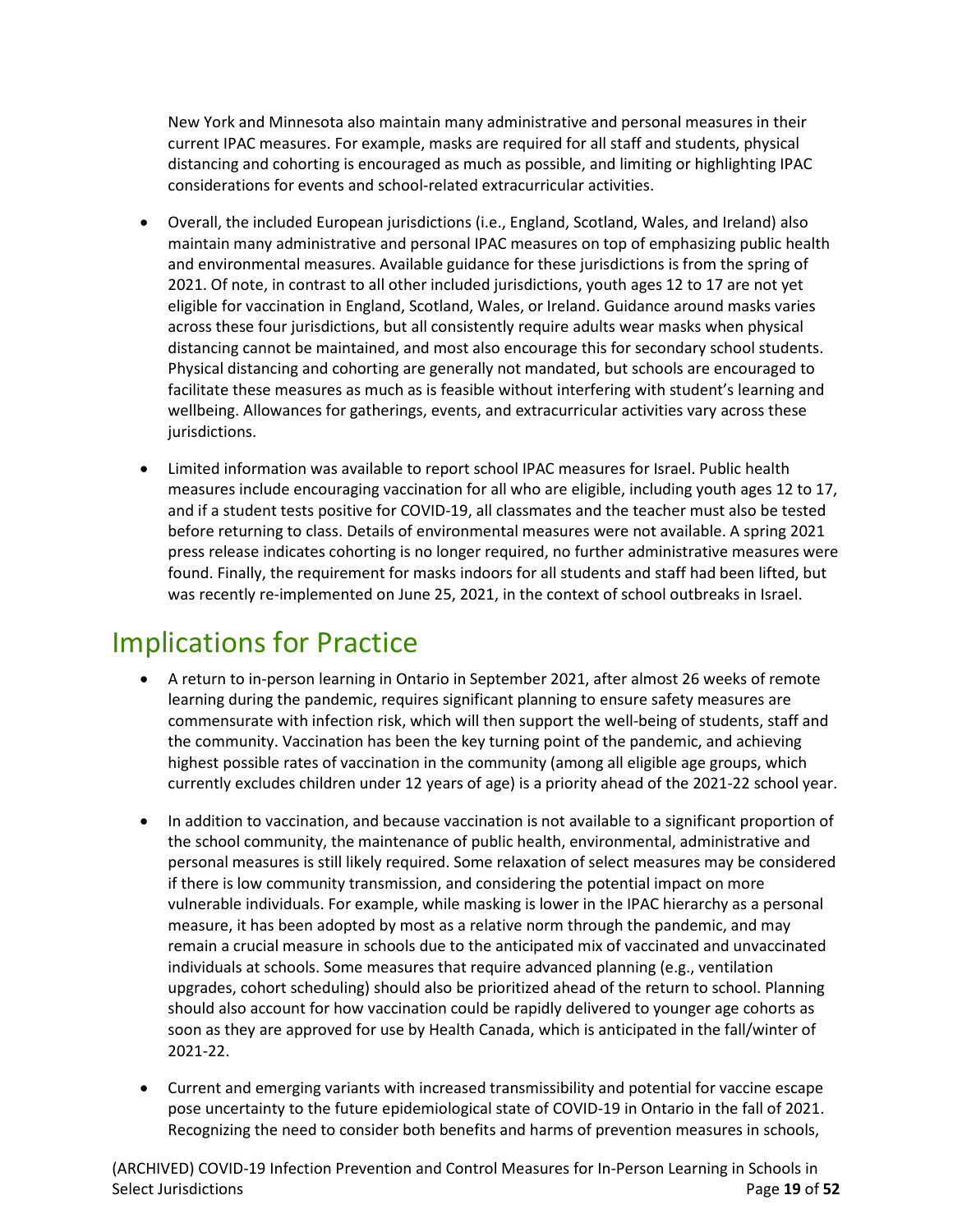New York and Minnesota also maintain many administrative and personal measures in their current IPAC measures. For example, masks are required for all staff and students, physical distancing and cohorting is encouraged as much as possible, and limiting or highlighting IPAC considerations for events and school-related extracurricular activities.

- Overall, the included European jurisdictions (i.e., England, Scotland, Wales, and Ireland) also maintain many administrative and personal IPAC measures on top of emphasizing public health and environmental measures. Available guidance for these jurisdictions is from the spring of 2021. Of note, in contrast to all other included jurisdictions, youth ages 12 to 17 are not yet eligible for vaccination in England, Scotland, Wales, or Ireland. Guidance around masks varies across these four jurisdictions, but all consistently require adults wear masks when physical distancing cannot be maintained, and most also encourage this for secondary school students. Physical distancing and cohorting are generally not mandated, but schools are encouraged to facilitate these measures as much as is feasible without interfering with student's learning and wellbeing. Allowances for gatherings, events, and extracurricular activities vary across these jurisdictions.

- Limited information was available to report school IPAC measures for Israel. Public health measures include encouraging vaccination for all who are eligible, including youth ages 12 to 17, and if a student tests positive for COVID-19, all classmates and the teacher must also be tested before returning to class. Details of environmental measures were not available. A spring 2021 press release indicates cohorting is no longer required, no further administrative measures were found. Finally, the requirement for masks indoors for all students and staff had been lifted, but was recently re-implemented on June 25, 2021, in the context of school outbreaks in Israel.

# Implications for Practice

- A return to in-person learning in Ontario in September 2021, after almost 26 weeks of remote learning during the pandemic, requires significant planning to ensure safety measures are commensurate with infection risk, which will then support the well-being of students, staff and the community. Vaccination has been the key turning point of the pandemic, and achieving highest possible rates of vaccination in the community (among all eligible age groups, which currently excludes children under 12 years of age) is a priority ahead of the 2021-22 school year.

- In addition to vaccination, and because vaccination is not available to a significant proportion of the school community, the maintenance of public health, environmental, administrative and personal measures is still likely required. Some relaxation of select measures may be considered if there is low community transmission, and considering the potential impact on more vulnerable individuals. For example, while masking is lower in the IPAC hierarchy as a personal measure, it has been adopted by most as a relative norm through the pandemic, and may remain a crucial measure in schools due to the anticipated mix of vaccinated and unvaccinated individuals at schools. Some measures that require advanced planning (e.g., ventilation upgrades, cohort scheduling) should also be prioritized ahead of the return to school. Planning should also account for how vaccination could be rapidly delivered to younger age cohorts as soon as they are approved for use by Health Canada, which is anticipated in the fall/winter of 2021-22.

- Current and emerging variants with increased transmissibility and potential for vaccine escape pose uncertainty to the future epidemiological state of COVID-19 in Ontario in the fall of 2021. Recognizing the need to consider both benefits and harms of prevention measures in schools,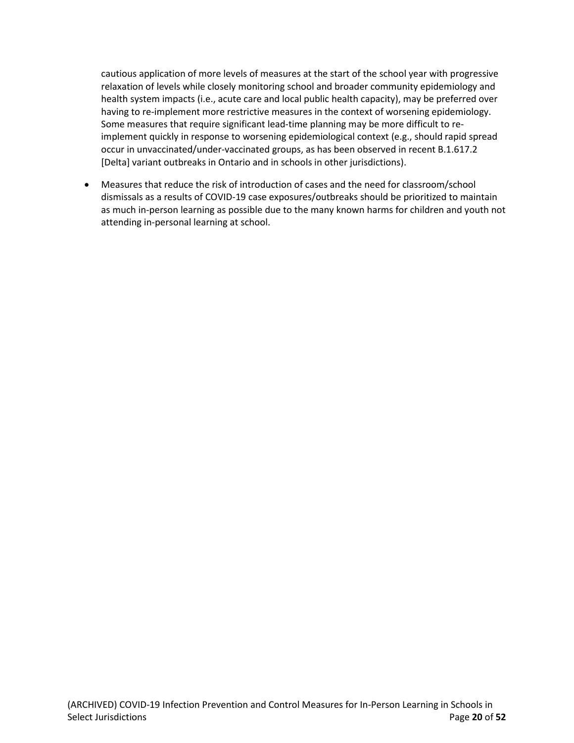cautious application of more levels of measures at the start of the school year with progressive relaxation of levels while closely monitoring school and broader community epidemiology and health system impacts (i.e., acute care and local public health capacity), may be preferred over having to re-implement more restrictive measures in the context of worsening epidemiology. Some measures that require significant lead-time planning may be more difficult to re-implement quickly in response to worsening epidemiological context (e.g., should rapid spread occur in unvaccinated/under-vaccinated groups, as has been observed in recent B.1.617.2 [Delta] variant outbreaks in Ontario and in schools in other jurisdictions).

- Measures that reduce the risk of introduction of cases and the need for classroom/school dismissals as a results of COVID-19 case exposures/outbreaks should be prioritized to maintain as much in-person learning as possible due to the many known harms for children and youth not attending in-personal learning at school.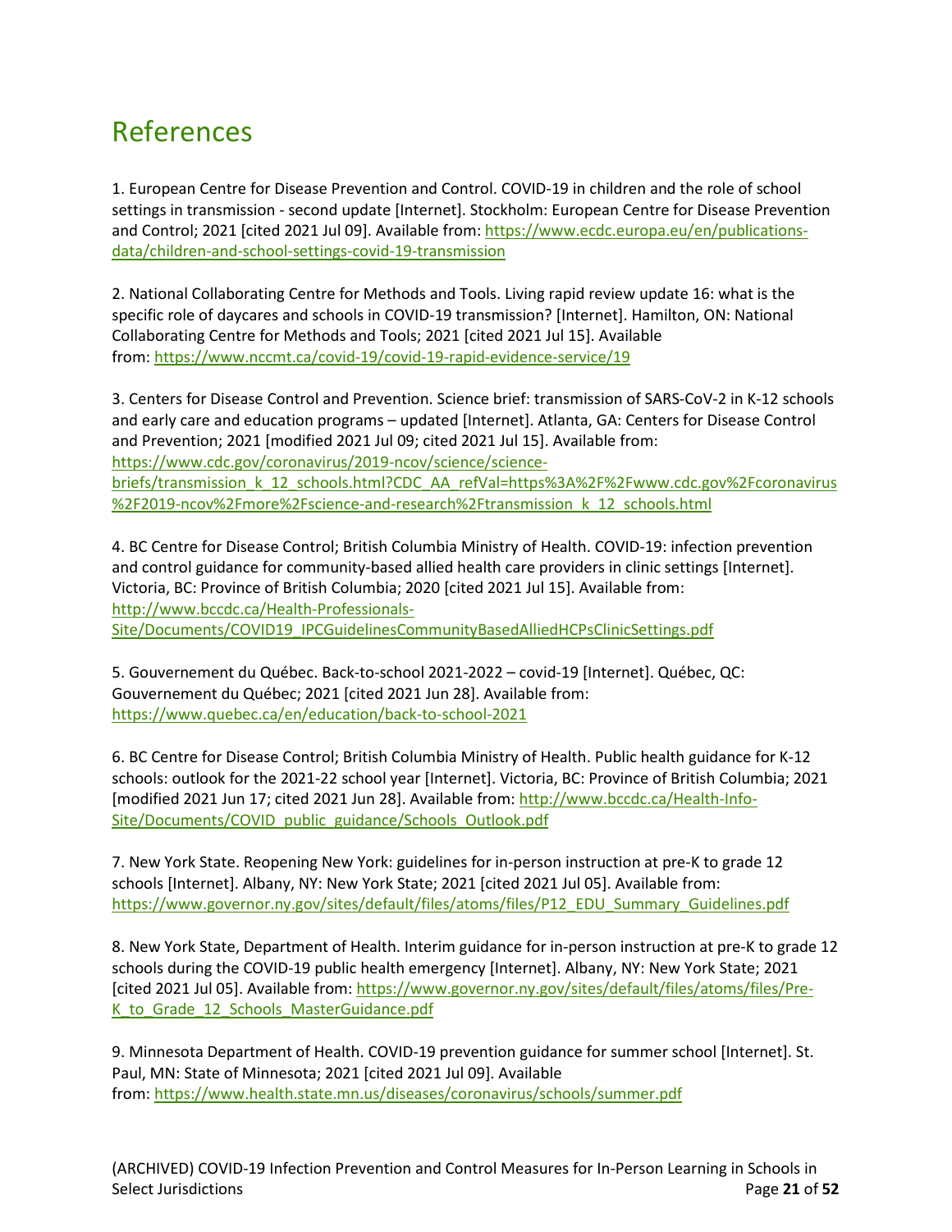# References

1. European Centre for Disease Prevention and Control. COVID-19 in children and the role of school settings in transmission - second update [Internet]. Stockholm: European Centre for Disease Prevention and Control; 2021 [cited 2021 Jul 09]. Available from: https://www.ecdc.europa.eu/en/publications-data/children-and-school-settings-covid-19-transmission

2. National Collaborating Centre for Methods and Tools. Living rapid review update 16: what is the specific role of daycares and schools in COVID-19 transmission? [Internet]. Hamilton, ON: National Collaborating Centre for Methods and Tools; 2021 [cited 2021 Jul 15]. Available from: https://www.nccmt.ca/covid-19/covid-19-rapid-evidence-service/19

3. Centers for Disease Control and Prevention. Science brief: transmission of SARS-CoV-2 in K-12 schools and early care and education programs – updated [Internet]. Atlanta, GA: Centers for Disease Control and Prevention; 2021 [modified 2021 Jul 09; cited 2021 Jul 15]. Available from: https://www.cdc.gov/coronavirus/2019-ncov/science/science-briefs/transmission_k_12_schools.html?CDC_AA_refVal=https%3A%2F%2Fwww.cdc.gov%2Fcoronavirus%2F2019-ncov%2Fmore%2Fscience-and-research%2Ftransmission_k_12_schools.html

4. BC Centre for Disease Control; British Columbia Ministry of Health. COVID-19: infection prevention and control guidance for community-based allied health care providers in clinic settings [Internet]. Victoria, BC: Province of British Columbia; 2020 [cited 2021 Jul 15]. Available from: http://www.bccdc.ca/Health-Professionals-Site/Documents/COVID19_IPCGuidelinesCommunityBasedAlliedHCPsClinicSettings.pdf

5. Gouvernement du Québec. Back-to-school 2021-2022 – covid-19 [Internet]. Québec, QC: Gouvernement du Québec; 2021 [cited 2021 Jun 28]. Available from: https://www.quebec.ca/en/education/back-to-school-2021

6. BC Centre for Disease Control; British Columbia Ministry of Health. Public health guidance for K-12 schools: outlook for the 2021-22 school year [Internet]. Victoria, BC: Province of British Columbia; 2021 [modified 2021 Jun 17; cited 2021 Jun 28]. Available from: http://www.bccdc.ca/Health-Info-Site/Documents/COVID_public_guidance/Schools_Outlook.pdf

7. New York State. Reopening New York: guidelines for in-person instruction at pre-K to grade 12 schools [Internet]. Albany, NY: New York State; 2021 [cited 2021 Jul 05]. Available from: https://www.governor.ny.gov/sites/default/files/atoms/files/P12_EDU_Summary_Guidelines.pdf

8. New York State, Department of Health. Interim guidance for in-person instruction at pre-K to grade 12 schools during the COVID-19 public health emergency [Internet]. Albany, NY: New York State; 2021 [cited 2021 Jul 05]. Available from: https://www.governor.ny.gov/sites/default/files/atoms/files/Pre-K_to_Grade_12_Schools_MasterGuidance.pdf

9. Minnesota Department of Health. COVID-19 prevention guidance for summer school [Internet]. St. Paul, MN: State of Minnesota; 2021 [cited 2021 Jul 09]. Available from: https://www.health.state.mn.us/diseases/coronavirus/schools/summer.pdf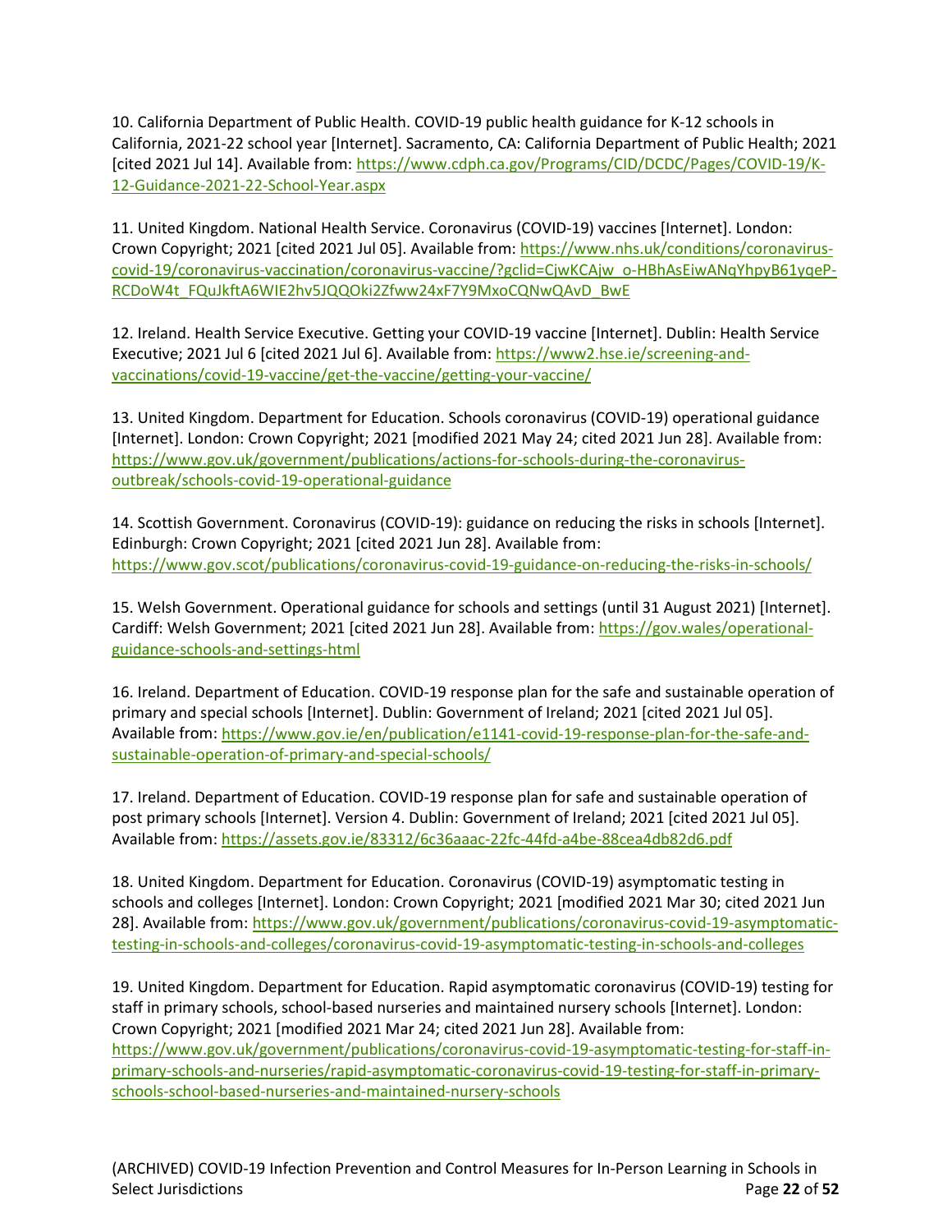10. California Department of Public Health. COVID-19 public health guidance for K-12 schools in California, 2021-22 school year [Internet]. Sacramento, CA: California Department of Public Health; 2021 [cited 2021 Jul 14]. Available from: https://www.cdph.ca.gov/Programs/CID/DCDC/Pages/COVID-19/K-12-Guidance-2021-22-School-Year.aspx

11. United Kingdom. National Health Service. Coronavirus (COVID-19) vaccines [Internet]. London: Crown Copyright; 2021 [cited 2021 Jul 05]. Available from: https://www.nhs.uk/conditions/coronavirus-covid-19/coronavirus-vaccination/coronavirus-vaccine/?gclid=CjwKCAjw_o-HBhAsEiwANqYhpyB61yqeP-RCDoW4t_FQuJkftA6WIE2hv5JQQOki2Zfww24xF7Y9MxoCQNwQAvD_BwE

12. Ireland. Health Service Executive. Getting your COVID-19 vaccine [Internet]. Dublin: Health Service Executive; 2021 Jul 6 [cited 2021 Jul 6]. Available from: https://www2.hse.ie/screening-and-vaccinations/covid-19-vaccine/get-the-vaccine/getting-your-vaccine/

13. United Kingdom. Department for Education. Schools coronavirus (COVID-19) operational guidance [Internet]. London: Crown Copyright; 2021 [modified 2021 May 24; cited 2021 Jun 28]. Available from: https://www.gov.uk/government/publications/actions-for-schools-during-the-coronavirus-outbreak/schools-covid-19-operational-guidance

14. Scottish Government. Coronavirus (COVID-19): guidance on reducing the risks in schools [Internet]. Edinburgh: Crown Copyright; 2021 [cited 2021 Jun 28]. Available from: https://www.gov.scot/publications/coronavirus-covid-19-guidance-on-reducing-the-risks-in-schools/

15. Welsh Government. Operational guidance for schools and settings (until 31 August 2021) [Internet]. Cardiff: Welsh Government; 2021 [cited 2021 Jun 28]. Available from: https://gov.wales/operational-guidance-schools-and-settings-html

16. Ireland. Department of Education. COVID-19 response plan for the safe and sustainable operation of primary and special schools [Internet]. Dublin: Government of Ireland; 2021 [cited 2021 Jul 05]. Available from: https://www.gov.ie/en/publication/e1141-covid-19-response-plan-for-the-safe-and-sustainable-operation-of-primary-and-special-schools/

17. Ireland. Department of Education. COVID-19 response plan for safe and sustainable operation of post primary schools [Internet]. Version 4. Dublin: Government of Ireland; 2021 [cited 2021 Jul 05]. Available from: https://assets.gov.ie/83312/6c36aaac-22fc-44fd-a4be-88cea4db82d6.pdf

18. United Kingdom. Department for Education. Coronavirus (COVID-19) asymptomatic testing in schools and colleges [Internet]. London: Crown Copyright; 2021 [modified 2021 Mar 30; cited 2021 Jun 28]. Available from: https://www.gov.uk/government/publications/coronavirus-covid-19-asymptomatic-testing-in-schools-and-colleges/coronavirus-covid-19-asymptomatic-testing-in-schools-and-colleges

19. United Kingdom. Department for Education. Rapid asymptomatic coronavirus (COVID-19) testing for staff in primary schools, school-based nurseries and maintained nursery schools [Internet]. London: Crown Copyright; 2021 [modified 2021 Mar 24; cited 2021 Jun 28]. Available from: https://www.gov.uk/government/publications/coronavirus-covid-19-asymptomatic-testing-for-staff-in-primary-schools-and-nurseries/rapid-asymptomatic-coronavirus-covid-19-testing-for-staff-in-primary-schools-school-based-nurseries-and-maintained-nursery-schools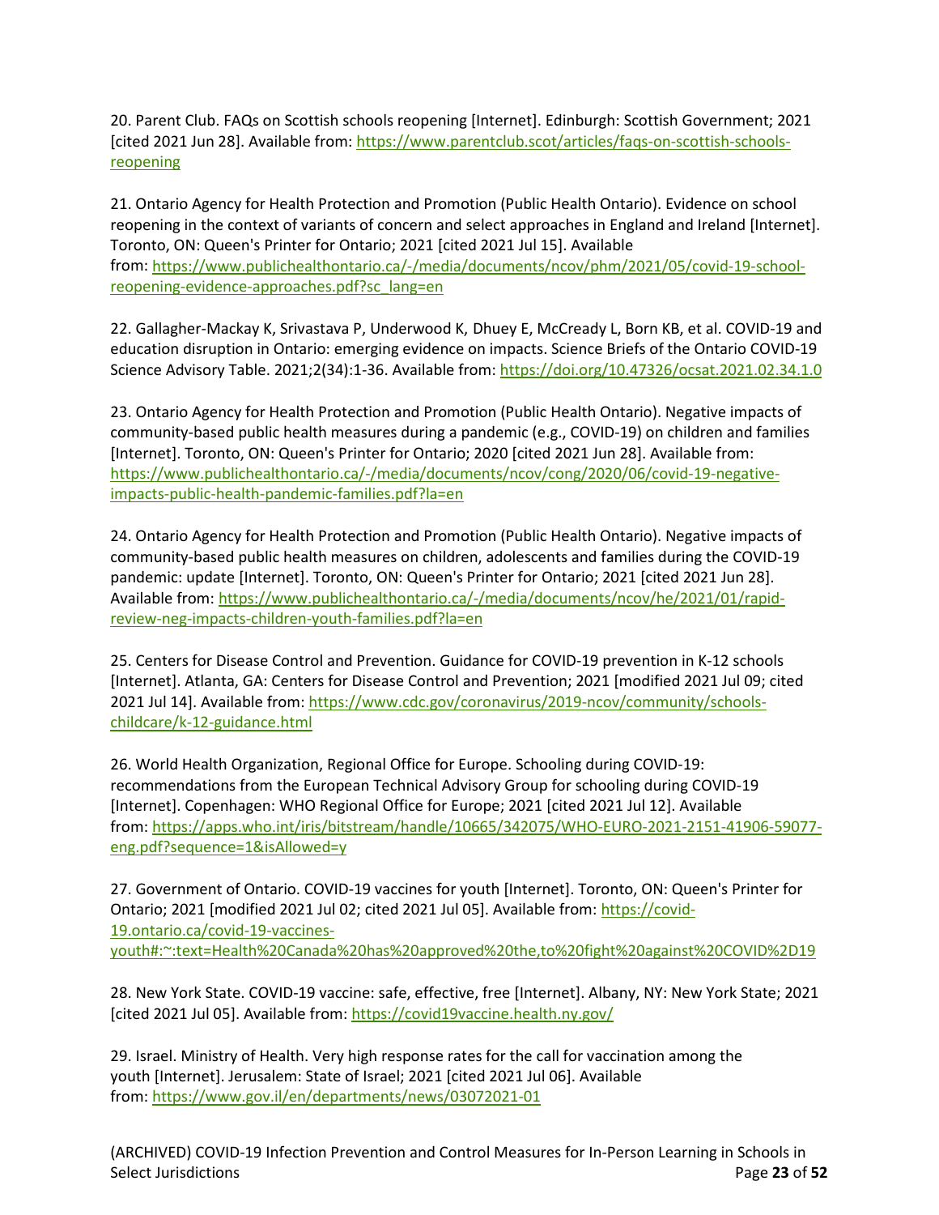20. Parent Club. FAQs on Scottish schools reopening [Internet]. Edinburgh: Scottish Government; 2021 [cited 2021 Jun 28]. Available from: https://www.parentclub.scot/articles/faqs-on-scottish-schools-reopening

21. Ontario Agency for Health Protection and Promotion (Public Health Ontario). Evidence on school reopening in the context of variants of concern and select approaches in England and Ireland [Internet]. Toronto, ON: Queen's Printer for Ontario; 2021 [cited 2021 Jul 15]. Available from: https://www.publichealthontario.ca/-/media/documents/ncov/phm/2021/05/covid-19-school-reopening-evidence-approaches.pdf?sc_lang=en

22. Gallagher-Mackay K, Srivastava P, Underwood K, Dhuey E, McCready L, Born KB, et al. COVID-19 and education disruption in Ontario: emerging evidence on impacts. Science Briefs of the Ontario COVID-19 Science Advisory Table. 2021;2(34):1-36. Available from: https://doi.org/10.47326/ocsat.2021.02.34.1.0

23. Ontario Agency for Health Protection and Promotion (Public Health Ontario). Negative impacts of community-based public health measures during a pandemic (e.g., COVID-19) on children and families [Internet]. Toronto, ON: Queen's Printer for Ontario; 2020 [cited 2021 Jun 28]. Available from: https://www.publichealthontario.ca/-/media/documents/ncov/cong/2020/06/covid-19-negative-impacts-public-health-pandemic-families.pdf?la=en

24. Ontario Agency for Health Protection and Promotion (Public Health Ontario). Negative impacts of community-based public health measures on children, adolescents and families during the COVID-19 pandemic: update [Internet]. Toronto, ON: Queen's Printer for Ontario; 2021 [cited 2021 Jun 28]. Available from: https://www.publichealthontario.ca/-/media/documents/ncov/he/2021/01/rapid-review-neg-impacts-children-youth-families.pdf?la=en

25. Centers for Disease Control and Prevention. Guidance for COVID-19 prevention in K-12 schools [Internet]. Atlanta, GA: Centers for Disease Control and Prevention; 2021 [modified 2021 Jul 09; cited 2021 Jul 14]. Available from: https://www.cdc.gov/coronavirus/2019-ncov/community/schools-childcare/k-12-guidance.html

26. World Health Organization, Regional Office for Europe. Schooling during COVID-19: recommendations from the European Technical Advisory Group for schooling during COVID-19 [Internet]. Copenhagen: WHO Regional Office for Europe; 2021 [cited 2021 Jul 12]. Available from: https://apps.who.int/iris/bitstream/handle/10665/342075/WHO-EURO-2021-2151-41906-59077-eng.pdf?sequence=1&isAllowed=y

27. Government of Ontario. COVID-19 vaccines for youth [Internet]. Toronto, ON: Queen's Printer for Ontario; 2021 [modified 2021 Jul 02; cited 2021 Jul 05]. Available from: https://covid-19.ontario.ca/covid-19-vaccines-youth#:~:text=Health%20Canada%20has%20approved%20the,to%20fight%20against%20COVID%2D19

28. New York State. COVID-19 vaccine: safe, effective, free [Internet]. Albany, NY: New York State; 2021 [cited 2021 Jul 05]. Available from: https://covid19vaccine.health.ny.gov/

29. Israel. Ministry of Health. Very high response rates for the call for vaccination among the youth [Internet]. Jerusalem: State of Israel; 2021 [cited 2021 Jul 06]. Available from: https://www.gov.il/en/departments/news/03072021-01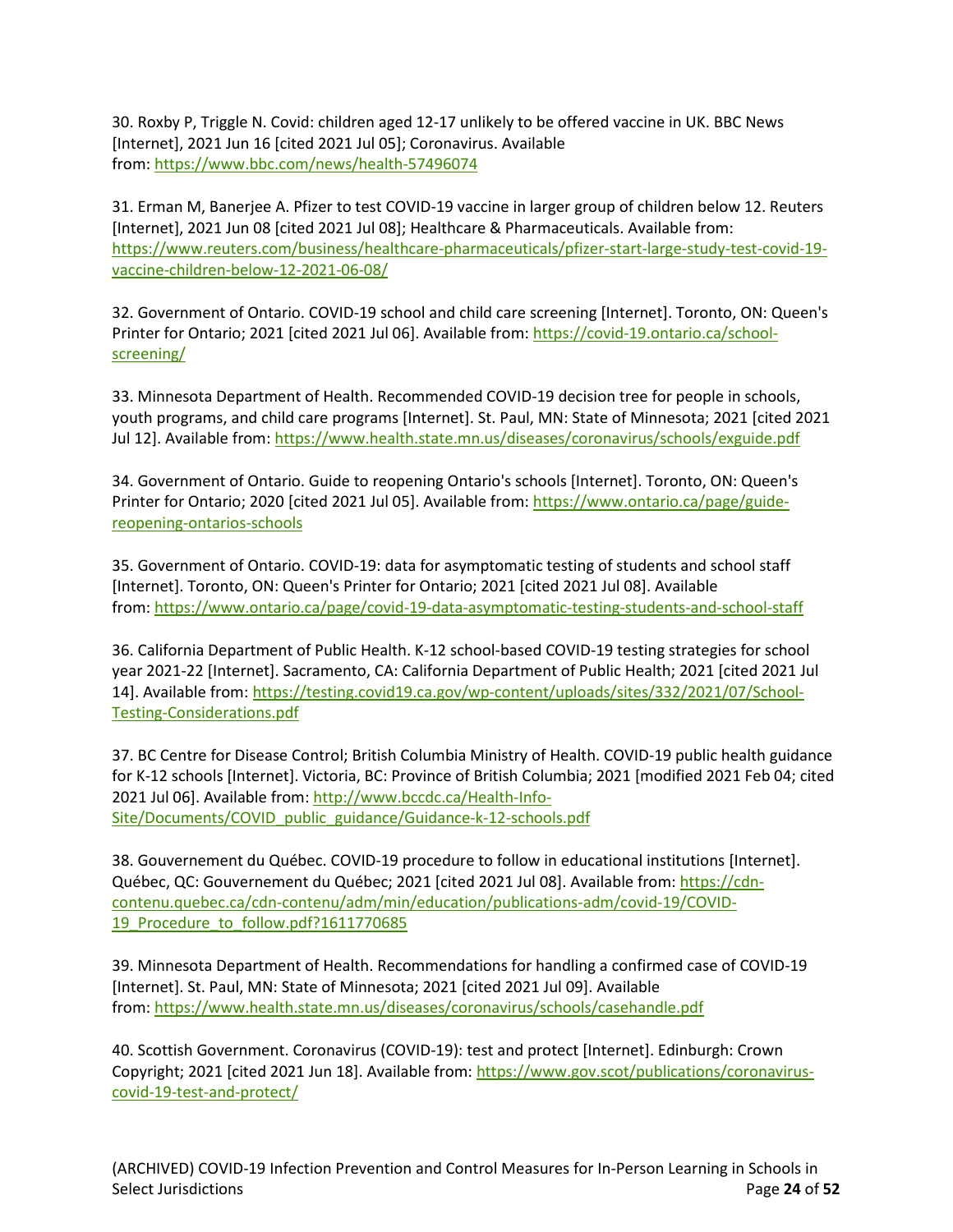30. Roxby P, Triggle N. Covid: children aged 12-17 unlikely to be offered vaccine in UK. BBC News [Internet], 2021 Jun 16 [cited 2021 Jul 05]; Coronavirus. Available from: https://www.bbc.com/news/health-57496074

31. Erman M, Banerjee A. Pfizer to test COVID-19 vaccine in larger group of children below 12. Reuters [Internet], 2021 Jun 08 [cited 2021 Jul 08]; Healthcare & Pharmaceuticals. Available from: https://www.reuters.com/business/healthcare-pharmaceuticals/pfizer-start-large-study-test-covid-19-vaccine-children-below-12-2021-06-08/

32. Government of Ontario. COVID-19 school and child care screening [Internet]. Toronto, ON: Queen's Printer for Ontario; 2021 [cited 2021 Jul 06]. Available from: https://covid-19.ontario.ca/school-screening/

33. Minnesota Department of Health. Recommended COVID-19 decision tree for people in schools, youth programs, and child care programs [Internet]. St. Paul, MN: State of Minnesota; 2021 [cited 2021 Jul 12]. Available from: https://www.health.state.mn.us/diseases/coronavirus/schools/exguide.pdf

34. Government of Ontario. Guide to reopening Ontario's schools [Internet]. Toronto, ON: Queen's Printer for Ontario; 2020 [cited 2021 Jul 05]. Available from: https://www.ontario.ca/page/guide-reopening-ontarios-schools

35. Government of Ontario. COVID-19: data for asymptomatic testing of students and school staff [Internet]. Toronto, ON: Queen's Printer for Ontario; 2021 [cited 2021 Jul 08]. Available from: https://www.ontario.ca/page/covid-19-data-asymptomatic-testing-students-and-school-staff

36. California Department of Public Health. K-12 school-based COVID-19 testing strategies for school year 2021-22 [Internet]. Sacramento, CA: California Department of Public Health; 2021 [cited 2021 Jul 14]. Available from: https://testing.covid19.ca.gov/wp-content/uploads/sites/332/2021/07/School-Testing-Considerations.pdf

37. BC Centre for Disease Control; British Columbia Ministry of Health. COVID-19 public health guidance for K-12 schools [Internet]. Victoria, BC: Province of British Columbia; 2021 [modified 2021 Feb 04; cited 2021 Jul 06]. Available from: http://www.bccdc.ca/Health-Info-Site/Documents/COVID_public_guidance/Guidance-k-12-schools.pdf

38. Gouvernement du Québec. COVID-19 procedure to follow in educational institutions [Internet]. Québec, QC: Gouvernement du Québec; 2021 [cited 2021 Jul 08]. Available from: https://cdn-contenu.quebec.ca/cdn-contenu/adm/min/education/publications-adm/covid-19/COVID-19_Procedure_to_follow.pdf?1611770685

39. Minnesota Department of Health. Recommendations for handling a confirmed case of COVID-19 [Internet]. St. Paul, MN: State of Minnesota; 2021 [cited 2021 Jul 09]. Available from: https://www.health.state.mn.us/diseases/coronavirus/schools/casehandle.pdf

40. Scottish Government. Coronavirus (COVID-19): test and protect [Internet]. Edinburgh: Crown Copyright; 2021 [cited 2021 Jun 18]. Available from: https://www.gov.scot/publications/coronavirus-covid-19-test-and-protect/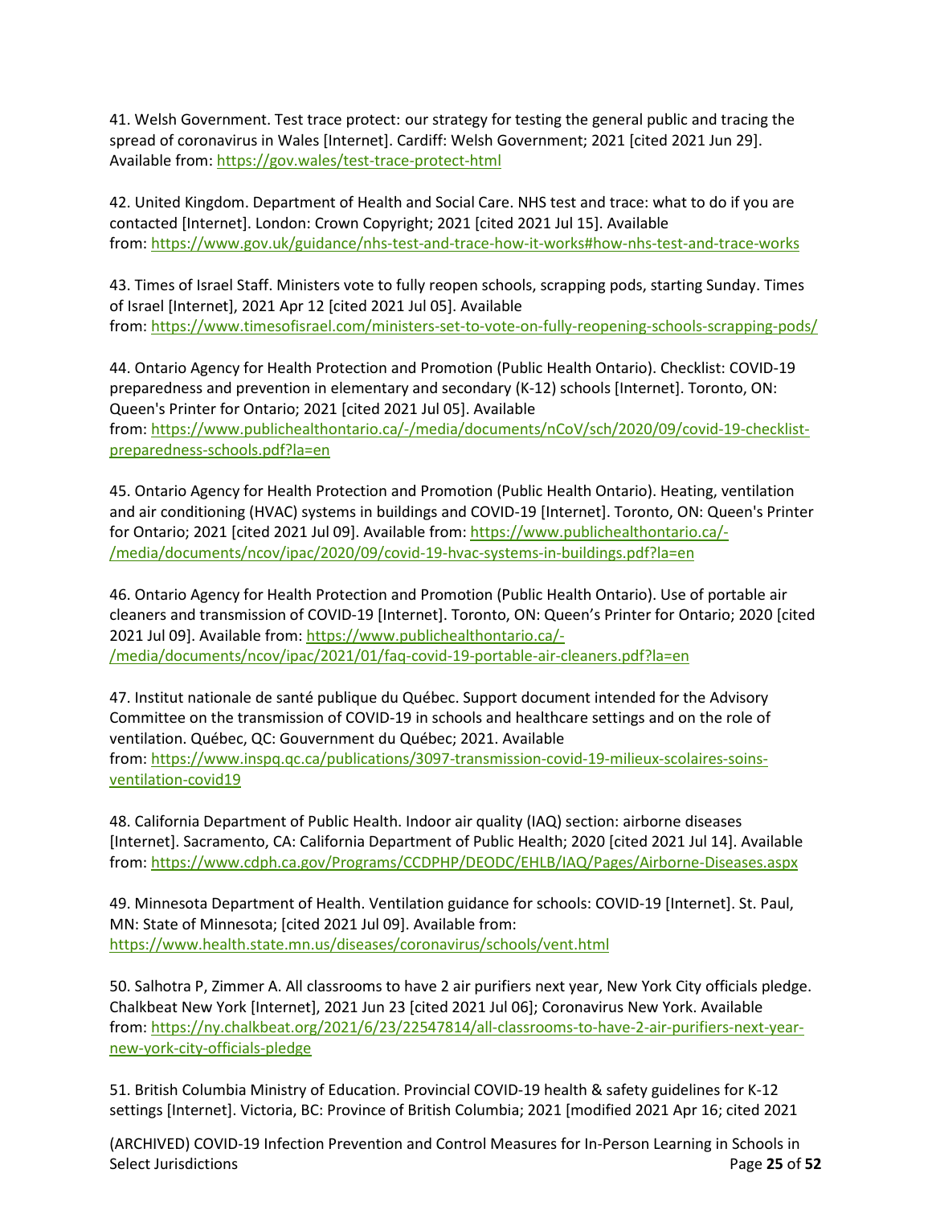41. Welsh Government. Test trace protect: our strategy for testing the general public and tracing the spread of coronavirus in Wales [Internet]. Cardiff: Welsh Government; 2021 [cited 2021 Jun 29]. Available from: https://gov.wales/test-trace-protect-html

42. United Kingdom. Department of Health and Social Care. NHS test and trace: what to do if you are contacted [Internet]. London: Crown Copyright; 2021 [cited 2021 Jul 15]. Available from: https://www.gov.uk/guidance/nhs-test-and-trace-how-it-works#how-nhs-test-and-trace-works

43. Times of Israel Staff. Ministers vote to fully reopen schools, scrapping pods, starting Sunday. Times of Israel [Internet], 2021 Apr 12 [cited 2021 Jul 05]. Available from: https://www.timesofisrael.com/ministers-set-to-vote-on-fully-reopening-schools-scrapping-pods/

44. Ontario Agency for Health Protection and Promotion (Public Health Ontario). Checklist: COVID-19 preparedness and prevention in elementary and secondary (K-12) schools [Internet]. Toronto, ON: Queen's Printer for Ontario; 2021 [cited 2021 Jul 05]. Available from: https://www.publichealthontario.ca/-/media/documents/nCoV/sch/2020/09/covid-19-checklist-preparedness-schools.pdf?la=en

45. Ontario Agency for Health Protection and Promotion (Public Health Ontario). Heating, ventilation and air conditioning (HVAC) systems in buildings and COVID-19 [Internet]. Toronto, ON: Queen's Printer for Ontario; 2021 [cited 2021 Jul 09]. Available from: https://www.publichealthontario.ca/-/media/documents/ncov/ipac/2020/09/covid-19-hvac-systems-in-buildings.pdf?la=en

46. Ontario Agency for Health Protection and Promotion (Public Health Ontario). Use of portable air cleaners and transmission of COVID-19 [Internet]. Toronto, ON: Queen's Printer for Ontario; 2020 [cited 2021 Jul 09]. Available from: https://www.publichealthontario.ca/-/media/documents/ncov/ipac/2021/01/faq-covid-19-portable-air-cleaners.pdf?la=en

47. Institut nationale de santé publique du Québec. Support document intended for the Advisory Committee on the transmission of COVID-19 in schools and healthcare settings and on the role of ventilation. Québec, QC: Gouvernment du Québec; 2021. Available from: https://www.inspq.qc.ca/publications/3097-transmission-covid-19-milieux-scolaires-soins-ventilation-covid19

48. California Department of Public Health. Indoor air quality (IAQ) section: airborne diseases [Internet]. Sacramento, CA: California Department of Public Health; 2020 [cited 2021 Jul 14]. Available from: https://www.cdph.ca.gov/Programs/CCDPHP/DEODC/EHLB/IAQ/Pages/Airborne-Diseases.aspx

49. Minnesota Department of Health. Ventilation guidance for schools: COVID-19 [Internet]. St. Paul, MN: State of Minnesota; [cited 2021 Jul 09]. Available from: https://www.health.state.mn.us/diseases/coronavirus/schools/vent.html

50. Salhotra P, Zimmer A. All classrooms to have 2 air purifiers next year, New York City officials pledge. Chalkbeat New York [Internet], 2021 Jun 23 [cited 2021 Jul 06]; Coronavirus New York. Available from: https://ny.chalkbeat.org/2021/6/23/22547814/all-classrooms-to-have-2-air-purifiers-next-year-new-york-city-officials-pledge

51. British Columbia Ministry of Education. Provincial COVID-19 health & safety guidelines for K-12 settings [Internet]. Victoria, BC: Province of British Columbia; 2021 [modified 2021 Apr 16; cited 2021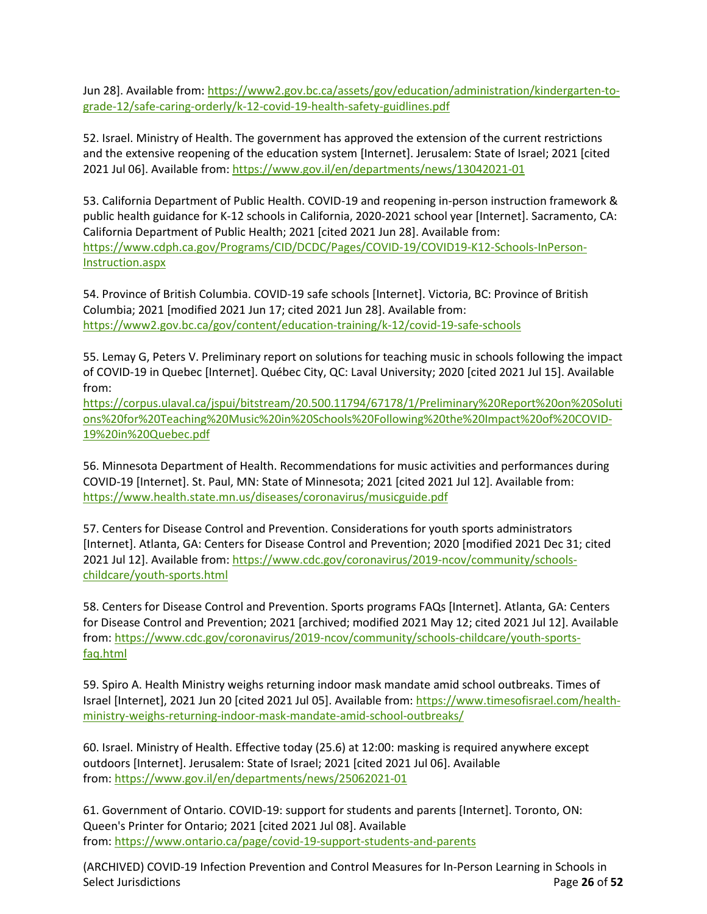Jun 28]. Available from: https://www2.gov.bc.ca/assets/gov/education/administration/kindergarten-to-grade-12/safe-caring-orderly/k-12-covid-19-health-safety-guidlines.pdf

52. Israel. Ministry of Health. The government has approved the extension of the current restrictions and the extensive reopening of the education system [Internet]. Jerusalem: State of Israel; 2021 [cited 2021 Jul 06]. Available from: https://www.gov.il/en/departments/news/13042021-01

53. California Department of Public Health. COVID-19 and reopening in-person instruction framework & public health guidance for K-12 schools in California, 2020-2021 school year [Internet]. Sacramento, CA: California Department of Public Health; 2021 [cited 2021 Jun 28]. Available from: https://www.cdph.ca.gov/Programs/CID/DCDC/Pages/COVID-19/COVID19-K12-Schools-InPerson-Instruction.aspx

54. Province of British Columbia. COVID-19 safe schools [Internet]. Victoria, BC: Province of British Columbia; 2021 [modified 2021 Jun 17; cited 2021 Jun 28]. Available from: https://www2.gov.bc.ca/gov/content/education-training/k-12/covid-19-safe-schools

55. Lemay G, Peters V. Preliminary report on solutions for teaching music in schools following the impact of COVID-19 in Quebec [Internet]. Québec City, QC: Laval University; 2020 [cited 2021 Jul 15]. Available from: https://corpus.ulaval.ca/jspui/bitstream/20.500.11794/67178/1/Preliminary%20Report%20on%20Solutions%20for%20Teaching%20Music%20in%20Schools%20Following%20the%20Impact%20of%20COVID-19%20in%20Quebec.pdf

56. Minnesota Department of Health. Recommendations for music activities and performances during COVID-19 [Internet]. St. Paul, MN: State of Minnesota; 2021 [cited 2021 Jul 12]. Available from: https://www.health.state.mn.us/diseases/coronavirus/musicguide.pdf

57. Centers for Disease Control and Prevention. Considerations for youth sports administrators [Internet]. Atlanta, GA: Centers for Disease Control and Prevention; 2020 [modified 2021 Dec 31; cited 2021 Jul 12]. Available from: https://www.cdc.gov/coronavirus/2019-ncov/community/schools-childcare/youth-sports.html

58. Centers for Disease Control and Prevention. Sports programs FAQs [Internet]. Atlanta, GA: Centers for Disease Control and Prevention; 2021 [archived; modified 2021 May 12; cited 2021 Jul 12]. Available from: https://www.cdc.gov/coronavirus/2019-ncov/community/schools-childcare/youth-sports-faq.html

59. Spiro A. Health Ministry weighs returning indoor mask mandate amid school outbreaks. Times of Israel [Internet], 2021 Jun 20 [cited 2021 Jul 05]. Available from: https://www.timesofisrael.com/health-ministry-weighs-returning-indoor-mask-mandate-amid-school-outbreaks/

60. Israel. Ministry of Health. Effective today (25.6) at 12:00: masking is required anywhere except outdoors [Internet]. Jerusalem: State of Israel; 2021 [cited 2021 Jul 06]. Available from: https://www.gov.il/en/departments/news/25062021-01

61. Government of Ontario. COVID-19: support for students and parents [Internet]. Toronto, ON: Queen's Printer for Ontario; 2021 [cited 2021 Jul 08]. Available from: https://www.ontario.ca/page/covid-19-support-students-and-parents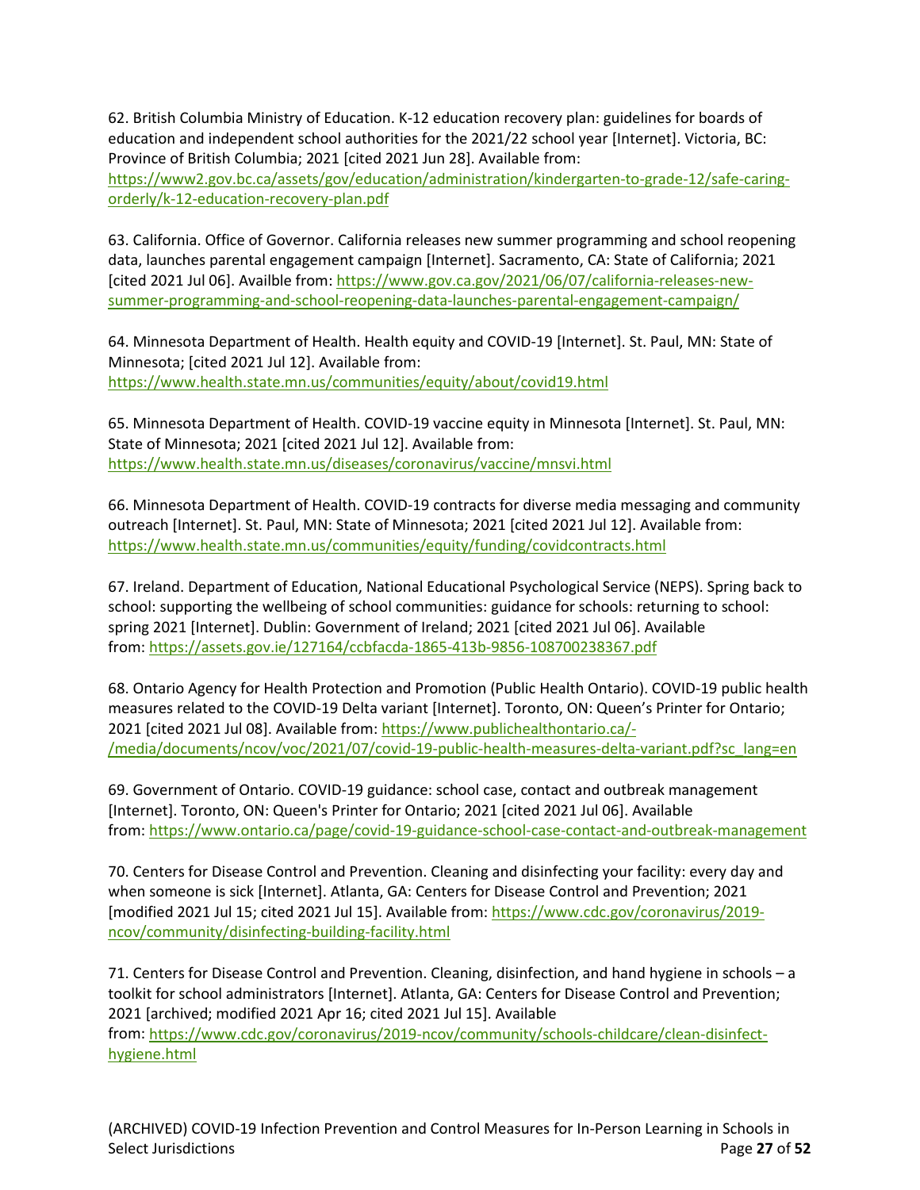62. British Columbia Ministry of Education. K-12 education recovery plan: guidelines for boards of education and independent school authorities for the 2021/22 school year [Internet]. Victoria, BC: Province of British Columbia; 2021 [cited 2021 Jun 28]. Available from: [https://www2.gov.bc.ca/assets/gov/education/administration/kindergarten-to-grade-12/safe-caring-orderly/k-12-education-recovery-plan.pdf](https://www2.gov.bc.ca/assets/gov/education/administration/kindergarten-to-grade-12/safe-caring-orderly/k-12-education-recovery-plan.pdf)

63. California. Office of Governor. California releases new summer programming and school reopening data, launches parental engagement campaign [Internet]. Sacramento, CA: State of California; 2021 [cited 2021 Jul 06]. Availble from: [https://www.gov.ca.gov/2021/06/07/california-releases-new-summer-programming-and-school-reopening-data-launches-parental-engagement-campaign/](https://www.gov.ca.gov/2021/06/07/california-releases-new-summer-programming-and-school-reopening-data-launches-parental-engagement-campaign/)

64. Minnesota Department of Health. Health equity and COVID-19 [Internet]. St. Paul, MN: State of Minnesota; [cited 2021 Jul 12]. Available from: [https://www.health.state.mn.us/communities/equity/about/covid19.html](https://www.health.state.mn.us/communities/equity/about/covid19.html)

65. Minnesota Department of Health. COVID-19 vaccine equity in Minnesota [Internet]. St. Paul, MN: State of Minnesota; 2021 [cited 2021 Jul 12]. Available from: [https://www.health.state.mn.us/diseases/coronavirus/vaccine/mnsvi.html](https://www.health.state.mn.us/diseases/coronavirus/vaccine/mnsvi.html)

66. Minnesota Department of Health. COVID-19 contracts for diverse media messaging and community outreach [Internet]. St. Paul, MN: State of Minnesota; 2021 [cited 2021 Jul 12]. Available from: [https://www.health.state.mn.us/communities/equity/funding/covidcontracts.html](https://www.health.state.mn.us/communities/equity/funding/covidcontracts.html)

67. Ireland. Department of Education, National Educational Psychological Service (NEPS). Spring back to school: supporting the wellbeing of school communities: guidance for schools: returning to school: spring 2021 [Internet]. Dublin: Government of Ireland; 2021 [cited 2021 Jul 06]. Available from: [https://assets.gov.ie/127164/ccbfacda-1865-413b-9856-108700238367.pdf](https://assets.gov.ie/127164/ccbfacda-1865-413b-9856-108700238367.pdf)

68. Ontario Agency for Health Protection and Promotion (Public Health Ontario). COVID-19 public health measures related to the COVID-19 Delta variant [Internet]. Toronto, ON: Queen's Printer for Ontario; 2021 [cited 2021 Jul 08]. Available from: [https://www.publichealthontario.ca/-/media/documents/ncov/voc/2021/07/covid-19-public-health-measures-delta-variant.pdf?sc_lang=en](https://www.publichealthontario.ca/-/media/documents/ncov/voc/2021/07/covid-19-public-health-measures-delta-variant.pdf?sc_lang=en)

69. Government of Ontario. COVID-19 guidance: school case, contact and outbreak management [Internet]. Toronto, ON: Queen's Printer for Ontario; 2021 [cited 2021 Jul 06]. Available from: [https://www.ontario.ca/page/covid-19-guidance-school-case-contact-and-outbreak-management](https://www.ontario.ca/page/covid-19-guidance-school-case-contact-and-outbreak-management)

70. Centers for Disease Control and Prevention. Cleaning and disinfecting your facility: every day and when someone is sick [Internet]. Atlanta, GA: Centers for Disease Control and Prevention; 2021 [modified 2021 Jul 15; cited 2021 Jul 15]. Available from: [https://www.cdc.gov/coronavirus/2019-ncov/community/disinfecting-building-facility.html](https://www.cdc.gov/coronavirus/2019-ncov/community/disinfecting-building-facility.html)

71. Centers for Disease Control and Prevention. Cleaning, disinfection, and hand hygiene in schools – a toolkit for school administrators [Internet]. Atlanta, GA: Centers for Disease Control and Prevention; 2021 [archived; modified 2021 Apr 16; cited 2021 Jul 15]. Available from: [https://www.cdc.gov/coronavirus/2019-ncov/community/schools-childcare/clean-disinfect-hygiene.html](https://www.cdc.gov/coronavirus/2019-ncov/community/schools-childcare/clean-disinfect-hygiene.html)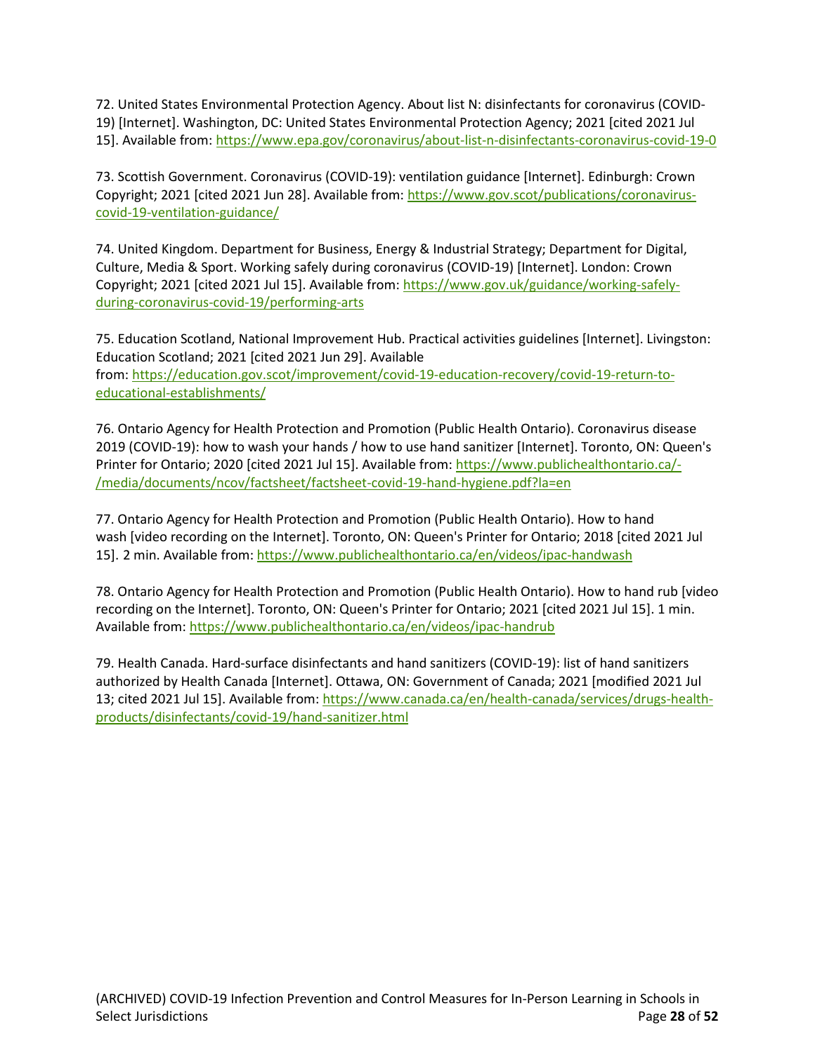72. United States Environmental Protection Agency. About list N: disinfectants for coronavirus (COVID-19) [Internet]. Washington, DC: United States Environmental Protection Agency; 2021 [cited 2021 Jul 15]. Available from: https://www.epa.gov/coronavirus/about-list-n-disinfectants-coronavirus-covid-19-0

73. Scottish Government. Coronavirus (COVID-19): ventilation guidance [Internet]. Edinburgh: Crown Copyright; 2021 [cited 2021 Jun 28]. Available from: https://www.gov.scot/publications/coronavirus-covid-19-ventilation-guidance/

74. United Kingdom. Department for Business, Energy & Industrial Strategy; Department for Digital, Culture, Media & Sport. Working safely during coronavirus (COVID-19) [Internet]. London: Crown Copyright; 2021 [cited 2021 Jul 15]. Available from: https://www.gov.uk/guidance/working-safely-during-coronavirus-covid-19/performing-arts

75. Education Scotland, National Improvement Hub. Practical activities guidelines [Internet]. Livingston: Education Scotland; 2021 [cited 2021 Jun 29]. Available from: https://education.gov.scot/improvement/covid-19-education-recovery/covid-19-return-to-educational-establishments/

76. Ontario Agency for Health Protection and Promotion (Public Health Ontario). Coronavirus disease 2019 (COVID-19): how to wash your hands / how to use hand sanitizer [Internet]. Toronto, ON: Queen's Printer for Ontario; 2020 [cited 2021 Jul 15]. Available from: https://www.publichealthontario.ca/-/media/documents/ncov/factsheet/factsheet-covid-19-hand-hygiene.pdf?la=en

77. Ontario Agency for Health Protection and Promotion (Public Health Ontario). How to hand wash [video recording on the Internet]. Toronto, ON: Queen's Printer for Ontario; 2018 [cited 2021 Jul 15]. 2 min. Available from: https://www.publichealthontario.ca/en/videos/ipac-handwash

78. Ontario Agency for Health Protection and Promotion (Public Health Ontario). How to hand rub [video recording on the Internet]. Toronto, ON: Queen's Printer for Ontario; 2021 [cited 2021 Jul 15]. 1 min. Available from: https://www.publichealthontario.ca/en/videos/ipac-handrub

79. Health Canada. Hard-surface disinfectants and hand sanitizers (COVID-19): list of hand sanitizers authorized by Health Canada [Internet]. Ottawa, ON: Government of Canada; 2021 [modified 2021 Jul 13; cited 2021 Jul 15]. Available from: https://www.canada.ca/en/health-canada/services/drugs-health-products/disinfectants/covid-19/hand-sanitizer.html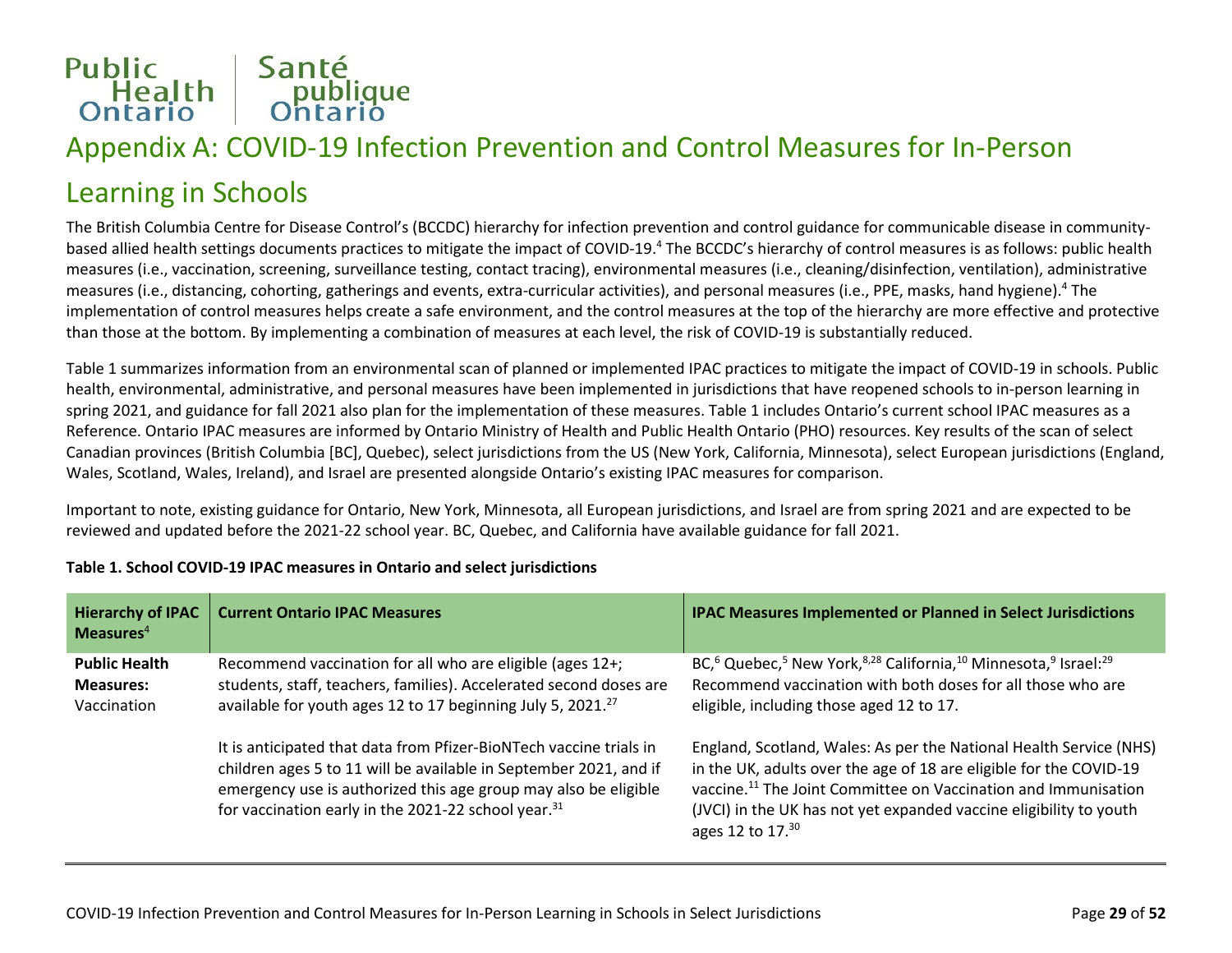# Appendix A: COVID-19 Infection Prevention and Control Measures for In-Person Learning in Schools

The British Columbia Centre for Disease Control's (BCCDC) hierarchy for infection prevention and control guidance for communicable disease in community-based allied health settings documents practices to mitigate the impact of COVID-19.[4] The BCCDC's hierarchy of control measures is as follows: public health measures (i.e., vaccination, screening, surveillance testing, contact tracing), environmental measures (i.e., cleaning/disinfection, ventilation), administrative measures (i.e., distancing, cohorting, gatherings and events, extra-curricular activities), and personal measures (i.e., PPE, masks, hand hygiene).[4] The implementation of control measures helps create a safe environment, and the control measures at the top of the hierarchy are more effective and protective than those at the bottom. By implementing a combination of measures at each level, the risk of COVID-19 is substantially reduced.

Table 1 summarizes information from an environmental scan of planned or implemented IPAC practices to mitigate the impact of COVID-19 in schools. Public health, environmental, administrative, and personal measures have been implemented in jurisdictions that have reopened schools to in-person learning in spring 2021, and guidance for fall 2021 also plan for the implementation of these measures. Table 1 includes Ontario's current school IPAC measures as a Reference. Ontario IPAC measures are informed by Ontario Ministry of Health and Public Health Ontario (PHO) resources. Key results of the scan of select Canadian provinces (British Columbia [BC], Quebec), select jurisdictions from the US (New York, California, Minnesota), select European jurisdictions (England, Wales, Scotland, Wales, Ireland), and Israel are presented alongside Ontario's existing IPAC measures for comparison.

Important to note, existing guidance for Ontario, New York, Minnesota, all European jurisdictions, and Israel are from spring 2021 and are expected to be reviewed and updated before the 2021-22 school year. BC, Quebec, and California have available guidance for fall 2021.

**Table 1. School COVID-19 IPAC measures in Ontario and select jurisdictions**

| Hierarchy of IPAC Measures[4] | Current Ontario IPAC Measures | IPAC Measures Implemented or Planned in Select Jurisdictions |
|---|---|---|
| **Public Health Measures:** Vaccination | Recommend vaccination for all who are eligible (ages 12+; students, staff, teachers, families). Accelerated second doses are available for youth ages 12 to 17 beginning July 5, 2021.[27]<br><br>It is anticipated that data from Pfizer-BioNTech vaccine trials in children ages 5 to 11 will be available in September 2021, and if emergency use is authorized this age group may also be eligible for vaccination early in the 2021-22 school year.[31] | BC,[6] Quebec,[5] New York,[8,28] California,[10] Minnesota,[9] Israel:[29] Recommend vaccination with both doses for all those who are eligible, including those aged 12 to 17.<br><br>England, Scotland, Wales: As per the National Health Service (NHS) in the UK, adults over the age of 18 are eligible for the COVID-19 vaccine.[11] The Joint Committee on Vaccination and Immunisation (JVCI) in the UK has not yet expanded vaccine eligibility to youth ages 12 to 17.[30] |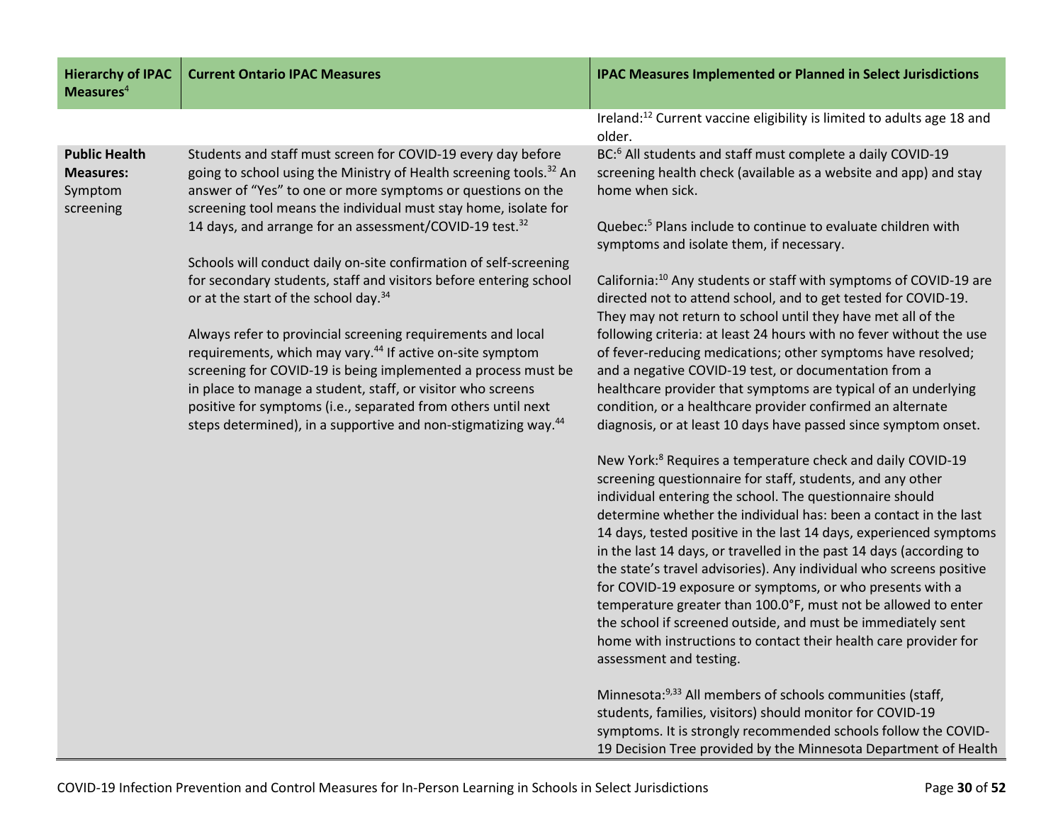| Hierarchy of IPAC Measures[4] | Current Ontario IPAC Measures | IPAC Measures Implemented or Planned in Select Jurisdictions |
|---|---|---|
| | | Ireland:[12] Current vaccine eligibility is limited to adults age 18 and older. |
| **Public Health Measures:** Symptom screening | Students and staff must screen for COVID-19 every day before going to school using the Ministry of Health screening tools.[32] An answer of "Yes" to one or more symptoms or questions on the screening tool means the individual must stay home, isolate for 14 days, and arrange for an assessment/COVID-19 test.[32]<br><br>Schools will conduct daily on-site confirmation of self-screening for secondary students, staff and visitors before entering school or at the start of the school day.[34]<br><br>Always refer to provincial screening requirements and local requirements, which may vary.[44] If active on-site symptom screening for COVID-19 is being implemented a process must be in place to manage a student, staff, or visitor who screens positive for symptoms (i.e., separated from others until next steps determined), in a supportive and non-stigmatizing way.[44] | BC:[6] All students and staff must complete a daily COVID-19 screening health check (available as a website and app) and stay home when sick.<br><br>Quebec:[5] Plans include to continue to evaluate children with symptoms and isolate them, if necessary.<br><br>California:[10] Any students or staff with symptoms of COVID-19 are directed not to attend school, and to get tested for COVID-19. They may not return to school until they have met all of the following criteria: at least 24 hours with no fever without the use of fever-reducing medications; other symptoms have resolved; and a negative COVID-19 test, or documentation from a healthcare provider that symptoms are typical of an underlying condition, or a healthcare provider confirmed an alternate diagnosis, or at least 10 days have passed since symptom onset.<br><br>New York:[8] Requires a temperature check and daily COVID-19 screening questionnaire for staff, students, and any other individual entering the school. The questionnaire should determine whether the individual has: been a contact in the last 14 days, tested positive in the last 14 days, experienced symptoms in the last 14 days, or travelled in the past 14 days (according to the state's travel advisories). Any individual who screens positive for COVID-19 exposure or symptoms, or who presents with a temperature greater than 100.0°F, must not be allowed to enter the school if screened outside, and must be immediately sent home with instructions to contact their health care provider for assessment and testing.<br><br>Minnesota:[9,33] All members of schools communities (staff, students, families, visitors) should monitor for COVID-19 symptoms. It is strongly recommended schools follow the COVID-19 Decision Tree provided by the Minnesota Department of Health |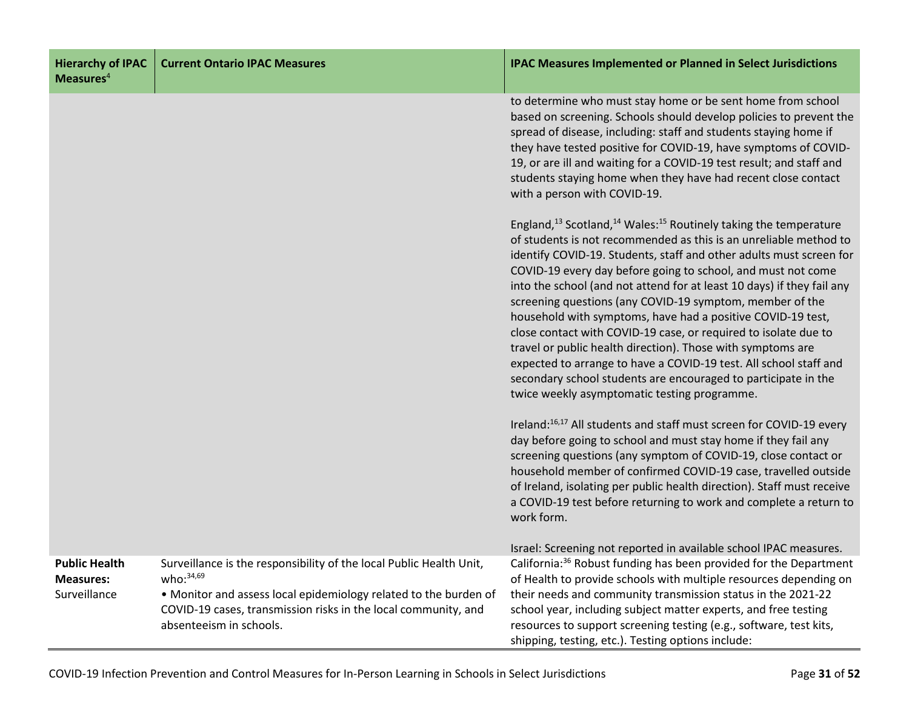| Hierarchy of IPAC Measures[4] | Current Ontario IPAC Measures | IPAC Measures Implemented or Planned in Select Jurisdictions |
|---|---|---|
| | | to determine who must stay home or be sent home from school based on screening. Schools should develop policies to prevent the spread of disease, including: staff and students staying home if they have tested positive for COVID-19, have symptoms of COVID-19, or are ill and waiting for a COVID-19 test result; and staff and students staying home when they have had recent close contact with a person with COVID-19.<br><br>England,[13] Scotland,[14] Wales:[15] Routinely taking the temperature of students is not recommended as this is an unreliable method to identify COVID-19. Students, staff and other adults must screen for COVID-19 every day before going to school, and must not come into the school (and not attend for at least 10 days) if they fail any screening questions (any COVID-19 symptom, member of the household with symptoms, have had a positive COVID-19 test, close contact with COVID-19 case, or required to isolate due to travel or public health direction). Those with symptoms are expected to arrange to have a COVID-19 test. All school staff and secondary school students are encouraged to participate in the twice weekly asymptomatic testing programme.<br><br>Ireland:[16,17] All students and staff must screen for COVID-19 every day before going to school and must stay home if they fail any screening questions (any symptom of COVID-19, close contact or household member of confirmed COVID-19 case, travelled outside of Ireland, isolating per public health direction). Staff must receive a COVID-19 test before returning to work and complete a return to work form.<br><br>Israel: Screening not reported in available school IPAC measures. |
| **Public Health Measures:** Surveillance | Surveillance is the responsibility of the local Public Health Unit, who:[34,69]<br>• Monitor and assess local epidemiology related to the burden of COVID-19 cases, transmission risks in the local community, and absenteeism in schools. | California:[36] Robust funding has been provided for the Department of Health to provide schools with multiple resources depending on their needs and community transmission status in the 2021-22 school year, including subject matter experts, and free testing resources to support screening testing (e.g., software, test kits, shipping, testing, etc.). Testing options include: |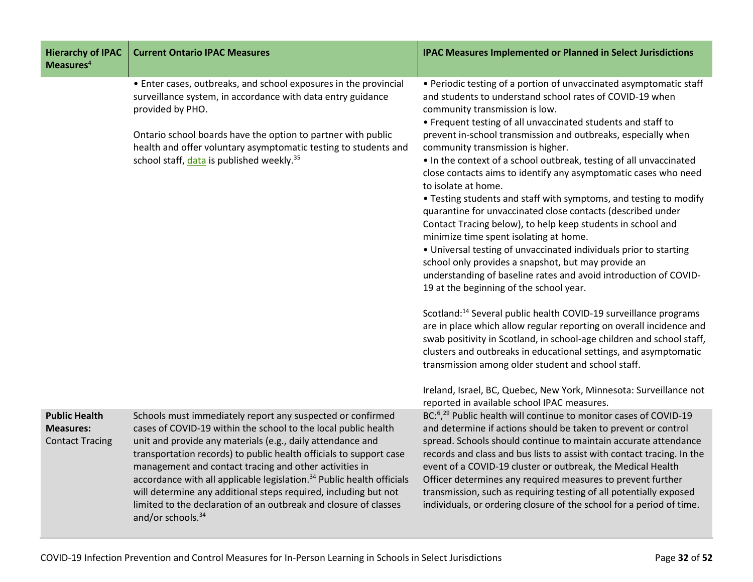| Hierarchy of IPAC Measures[4] | Current Ontario IPAC Measures | IPAC Measures Implemented or Planned in Select Jurisdictions |
|---|---|---|
| | • Enter cases, outbreaks, and school exposures in the provincial surveillance system, in accordance with data entry guidance provided by PHO.<br><br>Ontario school boards have the option to partner with public health and offer voluntary asymptomatic testing to students and school staff, data is published weekly.[35] | • Periodic testing of a portion of unvaccinated asymptomatic staff and students to understand school rates of COVID-19 when community transmission is low.<br>• Frequent testing of all unvaccinated students and staff to prevent in-school transmission and outbreaks, especially when community transmission is higher.<br>• In the context of a school outbreak, testing of all unvaccinated close contacts aims to identify any asymptomatic cases who need to isolate at home.<br>• Testing students and staff with symptoms, and testing to modify quarantine for unvaccinated close contacts (described under Contact Tracing below), to help keep students in school and minimize time spent isolating at home.<br>• Universal testing of unvaccinated individuals prior to starting school only provides a snapshot, but may provide an understanding of baseline rates and avoid introduction of COVID-19 at the beginning of the school year.<br><br>Scotland:[14] Several public health COVID-19 surveillance programs are in place which allow regular reporting on overall incidence and swab positivity in Scotland, in school-age children and school staff, clusters and outbreaks in educational settings, and asymptomatic transmission among older student and school staff.<br><br>Ireland, Israel, BC, Quebec, New York, Minnesota: Surveillance not reported in available school IPAC measures. |
| **Public Health Measures:** Contact Tracing | Schools must immediately report any suspected or confirmed cases of COVID-19 within the school to the local public health unit and provide any materials (e.g., daily attendance and transportation records) to public health officials to support case management and contact tracing and other activities in accordance with all applicable legislation.[34] Public health officials will determine any additional steps required, including but not limited to the declaration of an outbreak and closure of classes and/or schools.[34] | BC:[6,29] Public health will continue to monitor cases of COVID-19 and determine if actions should be taken to prevent or control spread. Schools should continue to maintain accurate attendance records and class and bus lists to assist with contact tracing. In the event of a COVID-19 cluster or outbreak, the Medical Health Officer determines any required measures to prevent further transmission, such as requiring testing of all potentially exposed individuals, or ordering closure of the school for a period of time. |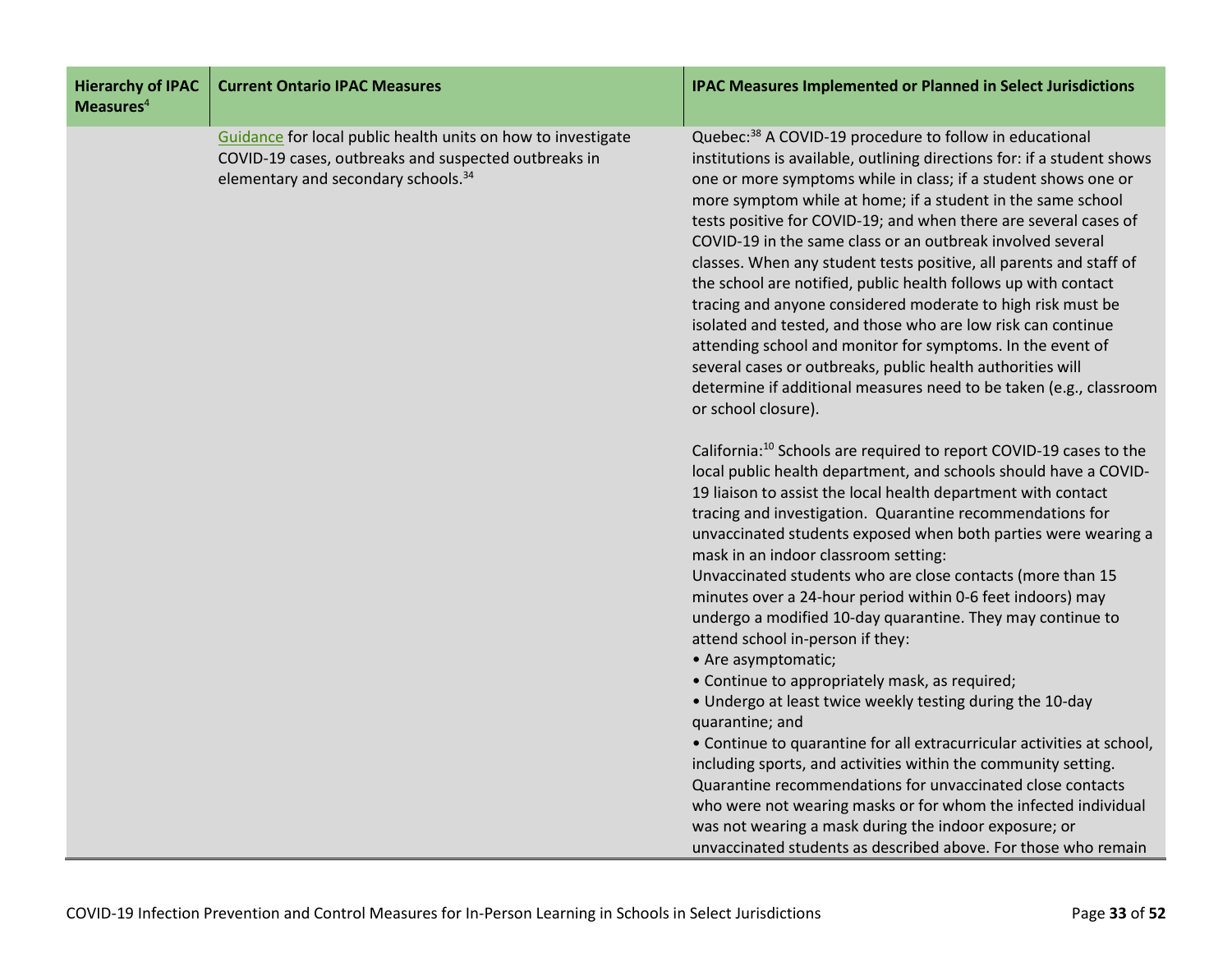| Hierarchy of IPAC Measures[4] | Current Ontario IPAC Measures | IPAC Measures Implemented or Planned in Select Jurisdictions |
|---|---|---|
| | Guidance for local public health units on how to investigate COVID-19 cases, outbreaks and suspected outbreaks in elementary and secondary schools.[34] | Quebec:[38] A COVID-19 procedure to follow in educational institutions is available, outlining directions for: if a student shows one or more symptoms while in class; if a student shows one or more symptom while at home; if a student in the same school tests positive for COVID-19; and when there are several cases of COVID-19 in the same class or an outbreak involved several classes. When any student tests positive, all parents and staff of the school are notified, public health follows up with contact tracing and anyone considered moderate to high risk must be isolated and tested, and those who are low risk can continue attending school and monitor for symptoms. In the event of several cases or outbreaks, public health authorities will determine if additional measures need to be taken (e.g., classroom or school closure).<br><br>California:[10] Schools are required to report COVID-19 cases to the local public health department, and schools should have a COVID-19 liaison to assist the local health department with contact tracing and investigation. Quarantine recommendations for unvaccinated students exposed when both parties were wearing a mask in an indoor classroom setting:<br>Unvaccinated students who are close contacts (more than 15 minutes over a 24-hour period within 0-6 feet indoors) may undergo a modified 10-day quarantine. They may continue to attend school in-person if they:<br>• Are asymptomatic;<br>• Continue to appropriately mask, as required;<br>• Undergo at least twice weekly testing during the 10-day quarantine; and<br>• Continue to quarantine for all extracurricular activities at school, including sports, and activities within the community setting.<br>Quarantine recommendations for unvaccinated close contacts who were not wearing masks or for whom the infected individual was not wearing a mask during the indoor exposure; or unvaccinated students as described above. For those who remain |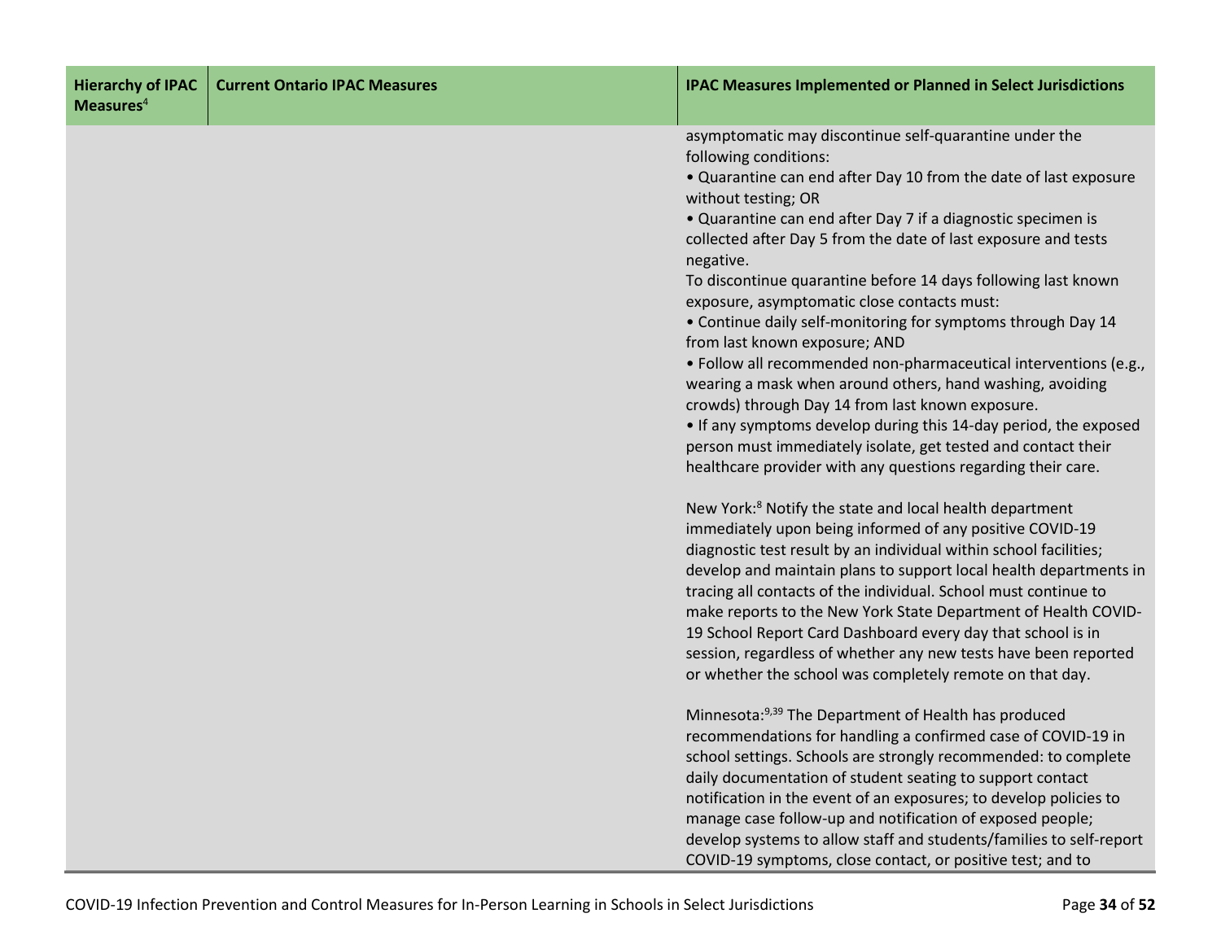| Hierarchy of IPAC Measures[4] | Current Ontario IPAC Measures | IPAC Measures Implemented or Planned in Select Jurisdictions |
|---|---|---|
| | | asymptomatic may discontinue self-quarantine under the following conditions:<br>• Quarantine can end after Day 10 from the date of last exposure without testing; OR<br>• Quarantine can end after Day 7 if a diagnostic specimen is collected after Day 5 from the date of last exposure and tests negative.<br>To discontinue quarantine before 14 days following last known exposure, asymptomatic close contacts must:<br>• Continue daily self-monitoring for symptoms through Day 14 from last known exposure; AND<br>• Follow all recommended non-pharmaceutical interventions (e.g., wearing a mask when around others, hand washing, avoiding crowds) through Day 14 from last known exposure.<br>• If any symptoms develop during this 14-day period, the exposed person must immediately isolate, get tested and contact their healthcare provider with any questions regarding their care.<br><br>New York:[8] Notify the state and local health department immediately upon being informed of any positive COVID-19 diagnostic test result by an individual within school facilities; develop and maintain plans to support local health departments in tracing all contacts of the individual. School must continue to make reports to the New York State Department of Health COVID-19 School Report Card Dashboard every day that school is in session, regardless of whether any new tests have been reported or whether the school was completely remote on that day.<br><br>Minnesota:[9,39] The Department of Health has produced recommendations for handling a confirmed case of COVID-19 in school settings. Schools are strongly recommended: to complete daily documentation of student seating to support contact notification in the event of an exposures; to develop policies to manage case follow-up and notification of exposed people; develop systems to allow staff and students/families to self-report COVID-19 symptoms, close contact, or positive test; and to |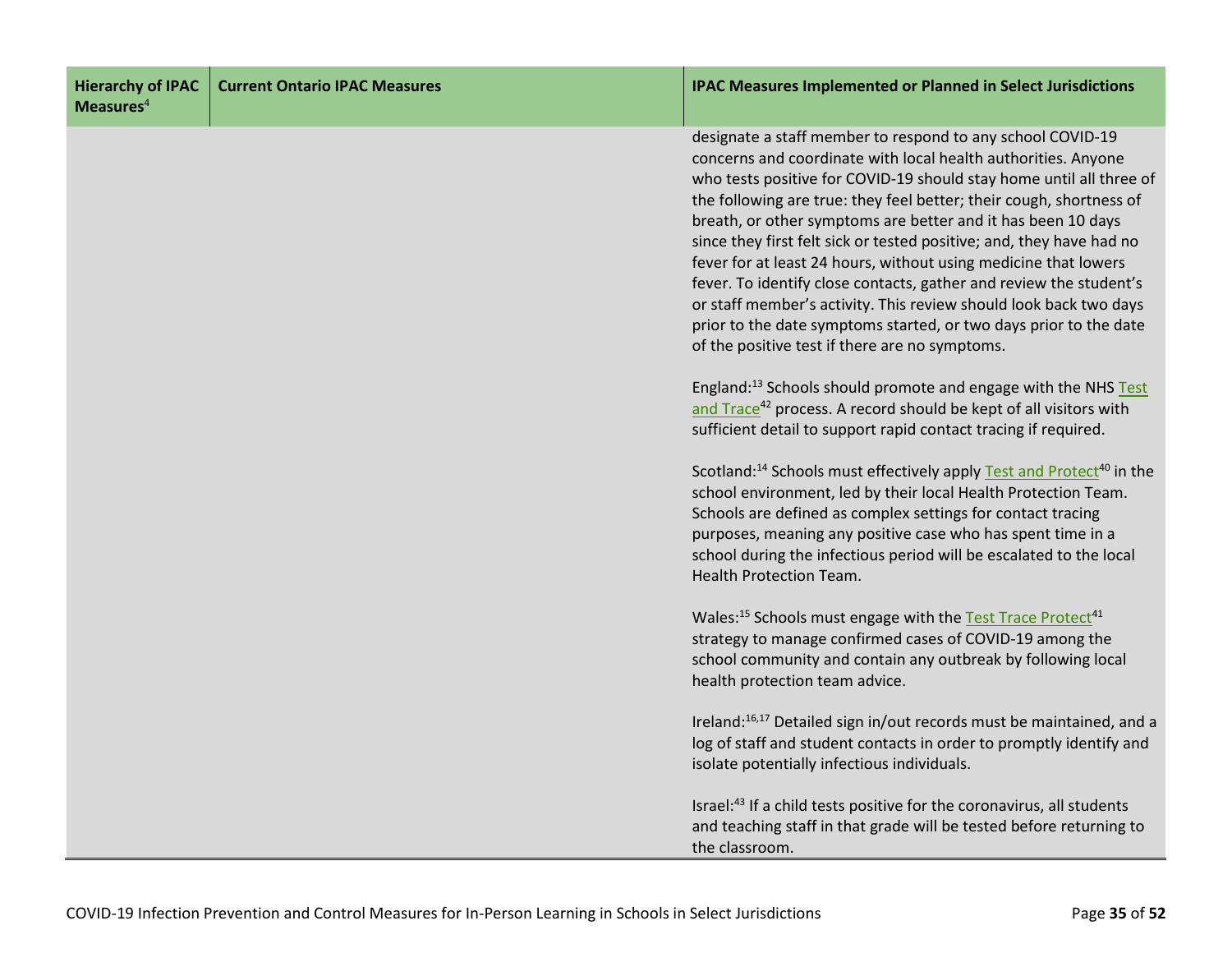| Hierarchy of IPAC Measures[4] | Current Ontario IPAC Measures | IPAC Measures Implemented or Planned in Select Jurisdictions |
|---|---|---|
| | | designate a staff member to respond to any school COVID-19 concerns and coordinate with local health authorities. Anyone who tests positive for COVID-19 should stay home until all three of the following are true: they feel better; their cough, shortness of breath, or other symptoms are better and it has been 10 days since they first felt sick or tested positive; and, they have had no fever for at least 24 hours, without using medicine that lowers fever. To identify close contacts, gather and review the student's or staff member's activity. This review should look back two days prior to the date symptoms started, or two days prior to the date of the positive test if there are no symptoms.<br><br>England:[13] Schools should promote and engage with the NHS Test and Trace[42] process. A record should be kept of all visitors with sufficient detail to support rapid contact tracing if required.<br><br>Scotland:[14] Schools must effectively apply Test and Protect[40] in the school environment, led by their local Health Protection Team. Schools are defined as complex settings for contact tracing purposes, meaning any positive case who has spent time in a school during the infectious period will be escalated to the local Health Protection Team.<br><br>Wales:[15] Schools must engage with the Test Trace Protect[41] strategy to manage confirmed cases of COVID-19 among the school community and contain any outbreak by following local health protection team advice.<br><br>Ireland:[16,17] Detailed sign in/out records must be maintained, and a log of staff and student contacts in order to promptly identify and isolate potentially infectious individuals.<br><br>Israel:[43] If a child tests positive for the coronavirus, all students and teaching staff in that grade will be tested before returning to the classroom. |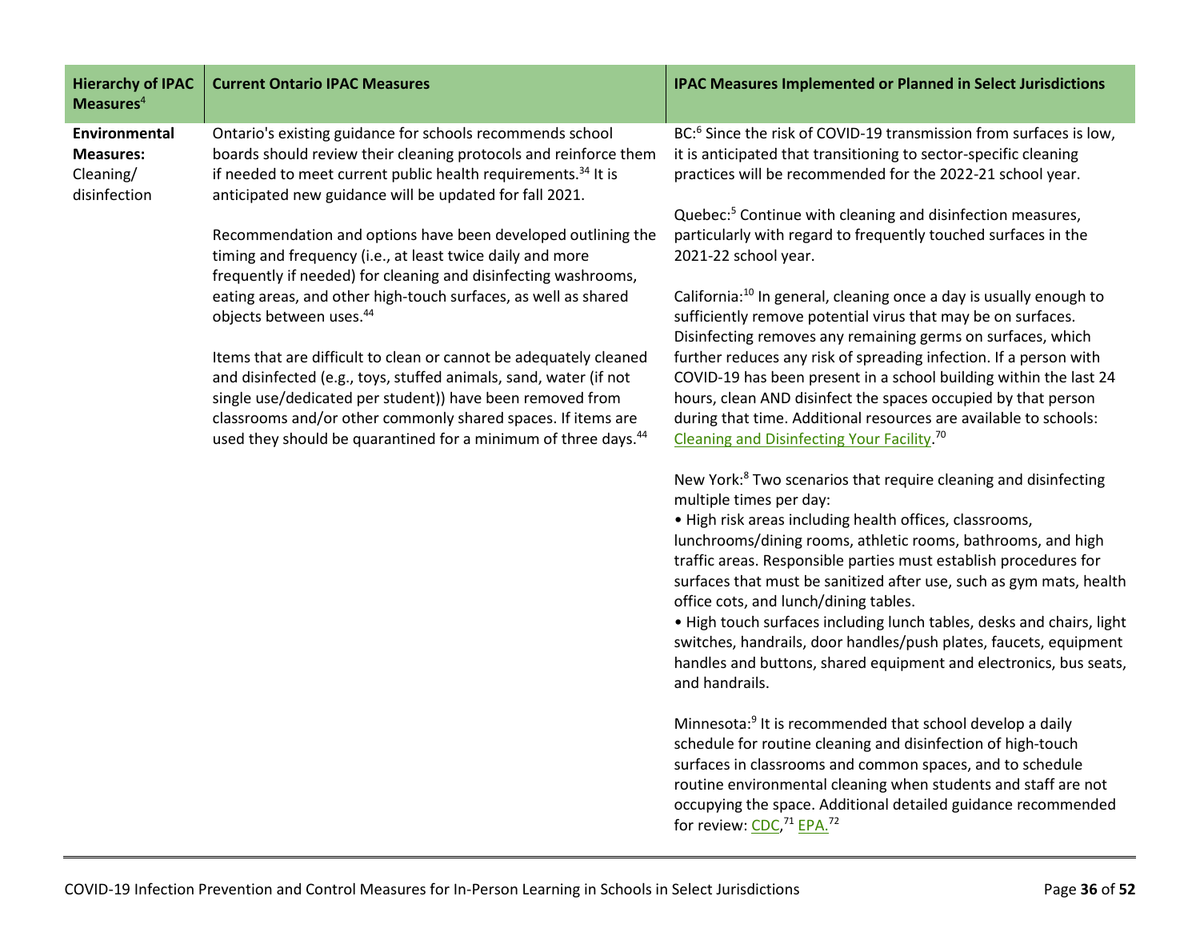| Hierarchy of IPAC Measures[4] | Current Ontario IPAC Measures | IPAC Measures Implemented or Planned in Select Jurisdictions |
|---|---|---|
| **Environmental Measures:** Cleaning/ disinfection | Ontario's existing guidance for schools recommends school boards should review their cleaning protocols and reinforce them if needed to meet current public health requirements.[34] It is anticipated new guidance will be updated for fall 2021.<br><br>Recommendation and options have been developed outlining the timing and frequency (i.e., at least twice daily and more frequently if needed) for cleaning and disinfecting washrooms, eating areas, and other high-touch surfaces, as well as shared objects between uses.[44]<br><br>Items that are difficult to clean or cannot be adequately cleaned and disinfected (e.g., toys, stuffed animals, sand, water (if not single use/dedicated per student)) have been removed from classrooms and/or other commonly shared spaces. If items are used they should be quarantined for a minimum of three days.[44] | BC:[6] Since the risk of COVID-19 transmission from surfaces is low, it is anticipated that transitioning to sector-specific cleaning practices will be recommended for the 2022-21 school year.<br><br>Quebec:[5] Continue with cleaning and disinfection measures, particularly with regard to frequently touched surfaces in the 2021-22 school year.<br><br>California:[10] In general, cleaning once a day is usually enough to sufficiently remove potential virus that may be on surfaces. Disinfecting removes any remaining germs on surfaces, which further reduces any risk of spreading infection. If a person with COVID-19 has been present in a school building within the last 24 hours, clean AND disinfect the spaces occupied by that person during that time. Additional resources are available to schools: Cleaning and Disinfecting Your Facility.[70]<br><br>New York:[8] Two scenarios that require cleaning and disinfecting multiple times per day:<br>• High risk areas including health offices, classrooms, lunchrooms/dining rooms, athletic rooms, bathrooms, and high traffic areas. Responsible parties must establish procedures for surfaces that must be sanitized after use, such as gym mats, health office cots, and lunch/dining tables.<br>• High touch surfaces including lunch tables, desks and chairs, light switches, handrails, door handles/push plates, faucets, equipment handles and buttons, shared equipment and electronics, bus seats, and handrails.<br><br>Minnesota:[9] It is recommended that school develop a daily schedule for routine cleaning and disinfection of high-touch surfaces in classrooms and common spaces, and to schedule routine environmental cleaning when students and staff are not occupying the space. Additional detailed guidance recommended for review: CDC,[71] EPA.[72] |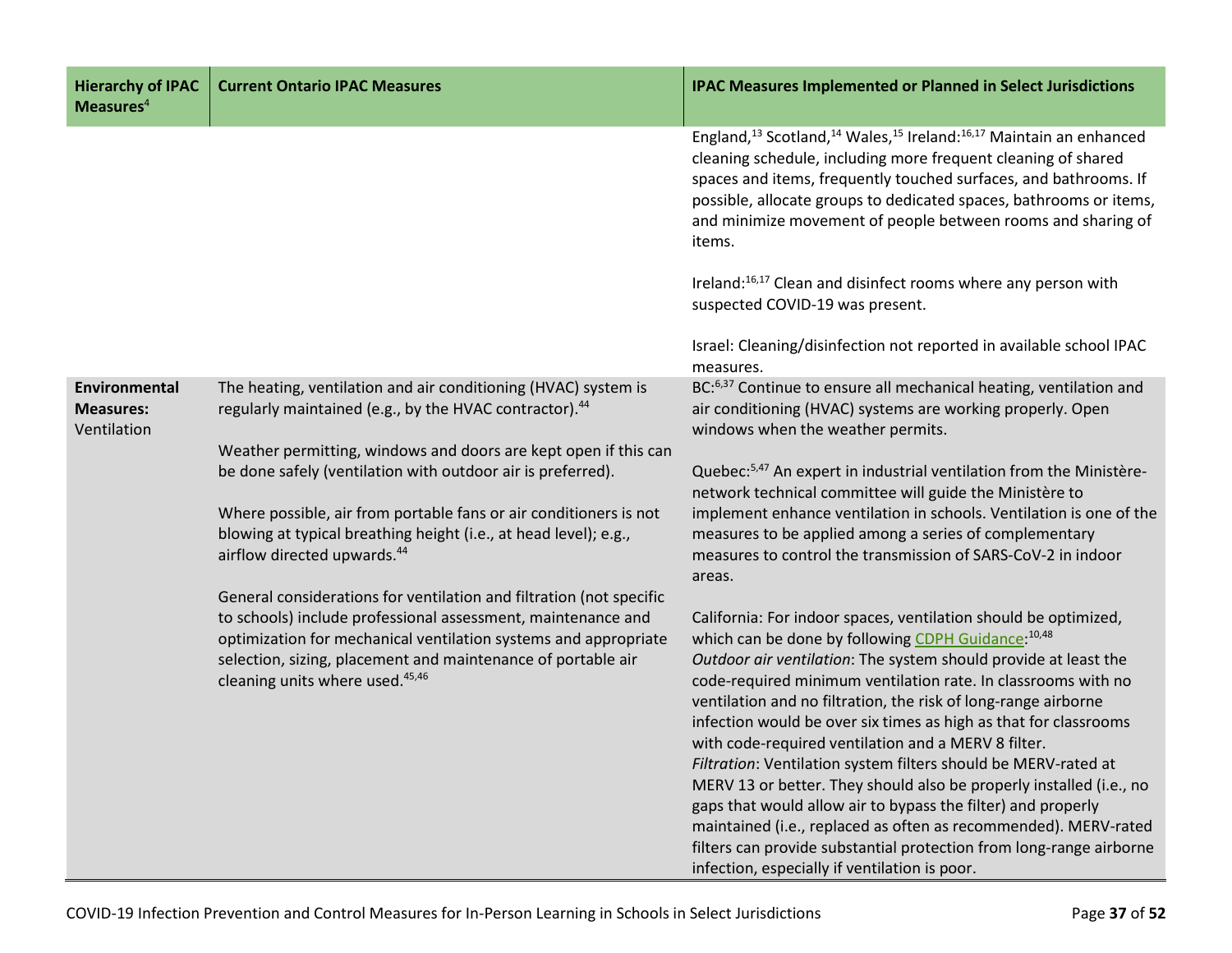| Hierarchy of IPAC Measures[4] | Current Ontario IPAC Measures | IPAC Measures Implemented or Planned in Select Jurisdictions |
|---|---|---|
| | | England,[13] Scotland,[14] Wales,[15] Ireland:[16,17] Maintain an enhanced cleaning schedule, including more frequent cleaning of shared spaces and items, frequently touched surfaces, and bathrooms. If possible, allocate groups to dedicated spaces, bathrooms or items, and minimize movement of people between rooms and sharing of items.<br><br>Ireland:[16,17] Clean and disinfect rooms where any person with suspected COVID-19 was present.<br><br>Israel: Cleaning/disinfection not reported in available school IPAC measures. |
| **Environmental Measures:** Ventilation | The heating, ventilation and air conditioning (HVAC) system is regularly maintained (e.g., by the HVAC contractor).[44]<br><br>Weather permitting, windows and doors are kept open if this can be done safely (ventilation with outdoor air is preferred).<br><br>Where possible, air from portable fans or air conditioners is not blowing at typical breathing height (i.e., at head level); e.g., airflow directed upwards.[44]<br><br>General considerations for ventilation and filtration (not specific to schools) include professional assessment, maintenance and optimization for mechanical ventilation systems and appropriate selection, sizing, placement and maintenance of portable air cleaning units where used.[45,46] | BC:[6,37] Continue to ensure all mechanical heating, ventilation and air conditioning (HVAC) systems are working properly. Open windows when the weather permits.<br><br>Quebec:[5,47] An expert in industrial ventilation from the Ministère-network technical committee will guide the Ministère to implement enhance ventilation in schools. Ventilation is one of the measures to be applied among a series of complementary measures to control the transmission of SARS-CoV-2 in indoor areas.<br><br>California: For indoor spaces, ventilation should be optimized, which can be done by following CDPH Guidance:[10,48]<br>*Outdoor air ventilation*: The system should provide at least the code-required minimum ventilation rate. In classrooms with no ventilation and no filtration, the risk of long-range airborne infection would be over six times as high as that for classrooms with code-required ventilation and a MERV 8 filter.<br>*Filtration*: Ventilation system filters should be MERV-rated at MERV 13 or better. They should also be properly installed (i.e., no gaps that would allow air to bypass the filter) and properly maintained (i.e., replaced as often as recommended). MERV-rated filters can provide substantial protection from long-range airborne infection, especially if ventilation is poor. |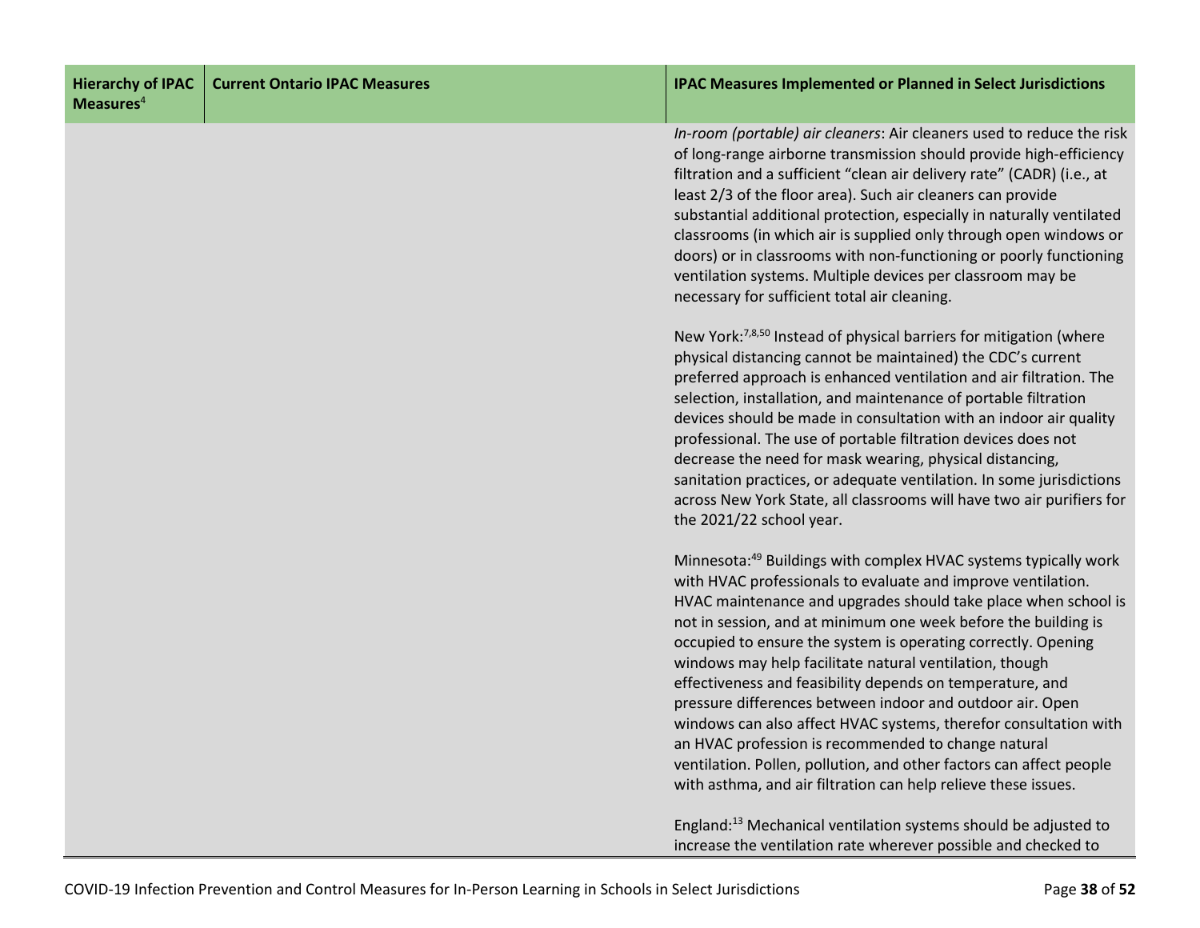| Hierarchy of IPAC Measures[4] | Current Ontario IPAC Measures | IPAC Measures Implemented or Planned in Select Jurisdictions |
|---|---|---|
| | | *In-room (portable) air cleaners*: Air cleaners used to reduce the risk of long-range airborne transmission should provide high-efficiency filtration and a sufficient "clean air delivery rate" (CADR) (i.e., at least 2/3 of the floor area). Such air cleaners can provide substantial additional protection, especially in naturally ventilated classrooms (in which air is supplied only through open windows or doors) or in classrooms with non-functioning or poorly functioning ventilation systems. Multiple devices per classroom may be necessary for sufficient total air cleaning.<br><br>New York:[7,8,50] Instead of physical barriers for mitigation (where physical distancing cannot be maintained) the CDC's current preferred approach is enhanced ventilation and air filtration. The selection, installation, and maintenance of portable filtration devices should be made in consultation with an indoor air quality professional. The use of portable filtration devices does not decrease the need for mask wearing, physical distancing, sanitation practices, or adequate ventilation. In some jurisdictions across New York State, all classrooms will have two air purifiers for the 2021/22 school year.<br><br>Minnesota:[49] Buildings with complex HVAC systems typically work with HVAC professionals to evaluate and improve ventilation. HVAC maintenance and upgrades should take place when school is not in session, and at minimum one week before the building is occupied to ensure the system is operating correctly. Opening windows may help facilitate natural ventilation, though effectiveness and feasibility depends on temperature, and pressure differences between indoor and outdoor air. Open windows can also affect HVAC systems, therefor consultation with an HVAC profession is recommended to change natural ventilation. Pollen, pollution, and other factors can affect people with asthma, and air filtration can help relieve these issues.<br><br>England:[13] Mechanical ventilation systems should be adjusted to increase the ventilation rate wherever possible and checked to |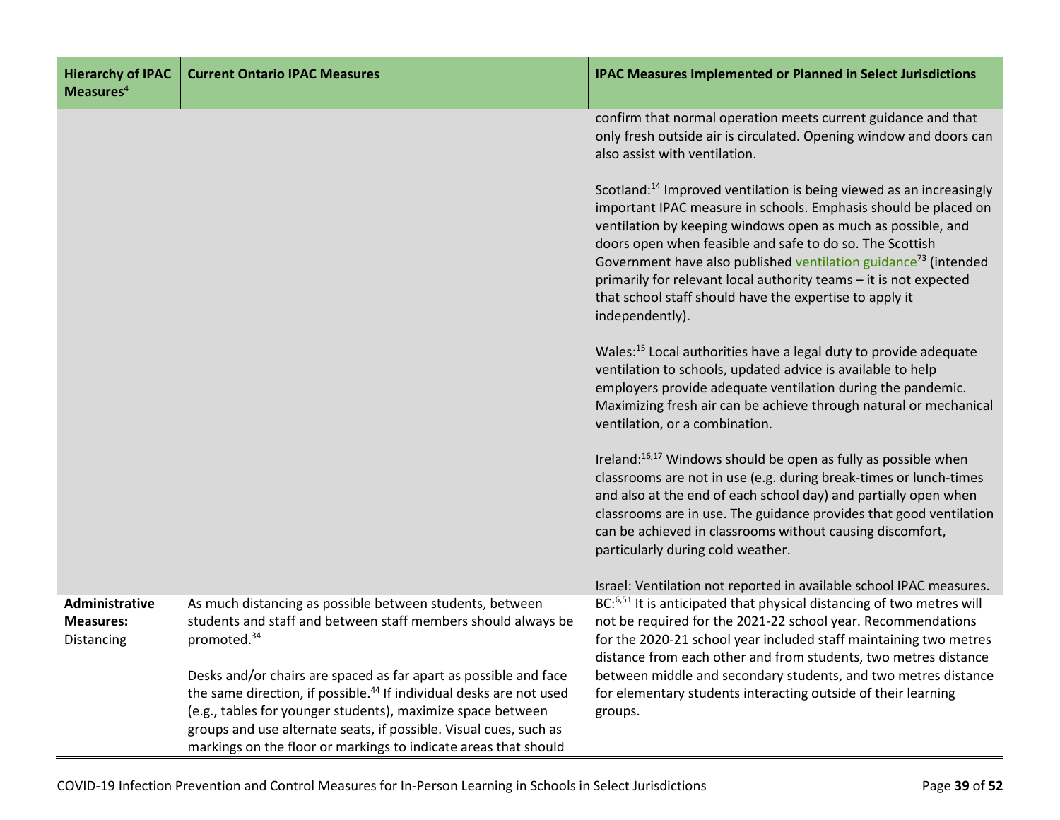| Hierarchy of IPAC Measures[4] | Current Ontario IPAC Measures | IPAC Measures Implemented or Planned in Select Jurisdictions |
|---|---|---|
| | | confirm that normal operation meets current guidance and that only fresh outside air is circulated. Opening window and doors can also assist with ventilation.<br><br>Scotland:[14] Improved ventilation is being viewed as an increasingly important IPAC measure in schools. Emphasis should be placed on ventilation by keeping windows open as much as possible, and doors open when feasible and safe to do so. The Scottish Government have also published ventilation guidance[73] (intended primarily for relevant local authority teams – it is not expected that school staff should have the expertise to apply it independently).<br><br>Wales:[15] Local authorities have a legal duty to provide adequate ventilation to schools, updated advice is available to help employers provide adequate ventilation during the pandemic. Maximizing fresh air can be achieve through natural or mechanical ventilation, or a combination.<br><br>Ireland:[16,17] Windows should be open as fully as possible when classrooms are not in use (e.g. during break-times or lunch-times and also at the end of each school day) and partially open when classrooms are in use. The guidance provides that good ventilation can be achieved in classrooms without causing discomfort, particularly during cold weather.<br><br>Israel: Ventilation not reported in available school IPAC measures. |
| **Administrative Measures:** Distancing | As much distancing as possible between students, between students and staff and between staff members should always be promoted.[34]<br><br>Desks and/or chairs are spaced as far apart as possible and face the same direction, if possible.[44] If individual desks are not used (e.g., tables for younger students), maximize space between groups and use alternate seats, if possible. Visual cues, such as markings on the floor or markings to indicate areas that should | BC:[6,51] It is anticipated that physical distancing of two metres will not be required for the 2021-22 school year. Recommendations for the 2020-21 school year included staff maintaining two metres distance from each other and from students, two metres distance between middle and secondary students, and two metres distance for elementary students interacting outside of their learning groups. |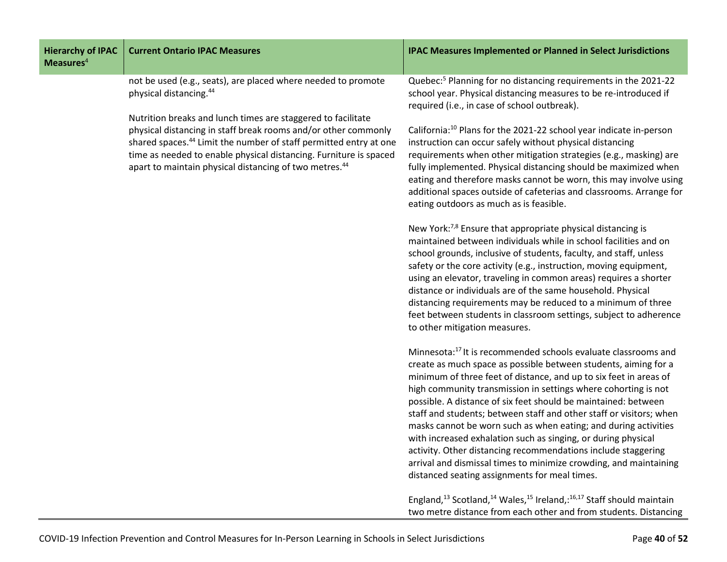| Hierarchy of IPAC Measures[4] | Current Ontario IPAC Measures | IPAC Measures Implemented or Planned in Select Jurisdictions |
|---|---|---|
| | not be used (e.g., seats), are placed where needed to promote physical distancing.[44]<br><br>Nutrition breaks and lunch times are staggered to facilitate physical distancing in staff break rooms and/or other commonly shared spaces.[44] Limit the number of staff permitted entry at one time as needed to enable physical distancing. Furniture is spaced apart to maintain physical distancing of two metres.[44] | Quebec:[5] Planning for no distancing requirements in the 2021-22 school year. Physical distancing measures to be re-introduced if required (i.e., in case of school outbreak).<br><br>California:[10] Plans for the 2021-22 school year indicate in-person instruction can occur safely without physical distancing requirements when other mitigation strategies (e.g., masking) are fully implemented. Physical distancing should be maximized when eating and therefore masks cannot be worn, this may involve using additional spaces outside of cafeterias and classrooms. Arrange for eating outdoors as much as is feasible.<br><br>New York:[7,8] Ensure that appropriate physical distancing is maintained between individuals while in school facilities and on school grounds, inclusive of students, faculty, and staff, unless safety or the core activity (e.g., instruction, moving equipment, using an elevator, traveling in common areas) requires a shorter distance or individuals are of the same household. Physical distancing requirements may be reduced to a minimum of three feet between students in classroom settings, subject to adherence to other mitigation measures.<br><br>Minnesota:[17] It is recommended schools evaluate classrooms and create as much space as possible between students, aiming for a minimum of three feet of distance, and up to six feet in areas of high community transmission in settings where cohorting is not possible. A distance of six feet should be maintained: between staff and students; between staff and other staff or visitors; when masks cannot be worn such as when eating; and during activities with increased exhalation such as singing, or during physical activity. Other distancing recommendations include staggering arrival and dismissal times to minimize crowding, and maintaining distanced seating assignments for meal times.<br><br>England,[13] Scotland,[14] Wales,[15] Ireland,:[16,17] Staff should maintain two metre distance from each other and from students. Distancing |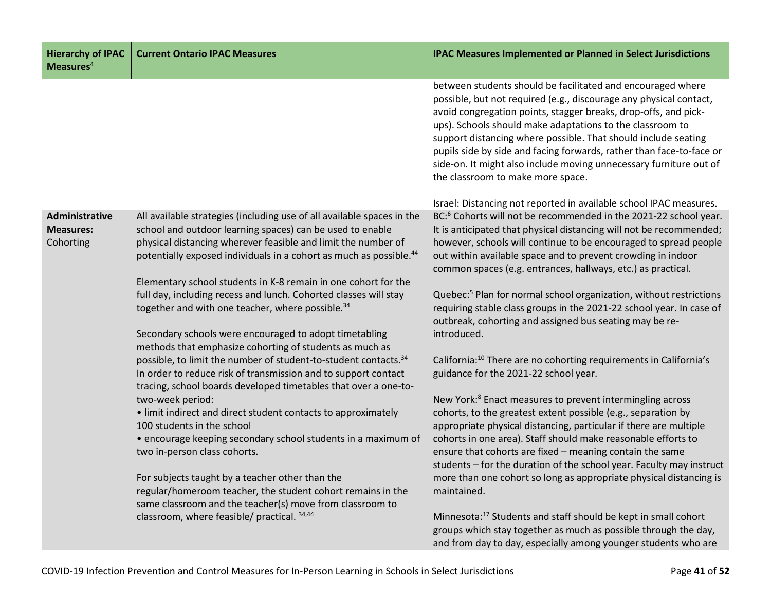| Hierarchy of IPAC Measures[4] | Current Ontario IPAC Measures | IPAC Measures Implemented or Planned in Select Jurisdictions |
|---|---|---|
| | | between students should be facilitated and encouraged where possible, but not required (e.g., discourage any physical contact, avoid congregation points, stagger breaks, drop-offs, and pick-ups). Schools should make adaptations to the classroom to support distancing where possible. That should include seating pupils side by side and facing forwards, rather than face-to-face or side-on. It might also include moving unnecessary furniture out of the classroom to make more space.<br><br>Israel: Distancing not reported in available school IPAC measures. |
| **Administrative Measures:** Cohorting | All available strategies (including use of all available spaces in the school and outdoor learning spaces) can be used to enable physical distancing wherever feasible and limit the number of potentially exposed individuals in a cohort as much as possible.[44]<br><br>Elementary school students in K-8 remain in one cohort for the full day, including recess and lunch. Cohorted classes will stay together and with one teacher, where possible.[34]<br><br>Secondary schools were encouraged to adopt timetabling methods that emphasize cohorting of students as much as possible, to limit the number of student-to-student contacts.[34] In order to reduce risk of transmission and to support contact tracing, school boards developed timetables that over a one-to-two-week period:<br>• limit indirect and direct student contacts to approximately 100 students in the school<br>• encourage keeping secondary school students in a maximum of two in-person class cohorts.<br><br>For subjects taught by a teacher other than the regular/homeroom teacher, the student cohort remains in the same classroom and the teacher(s) move from classroom to classroom, where feasible/ practical. [34,44] | BC:[6] Cohorts will not be recommended in the 2021-22 school year. It is anticipated that physical distancing will not be recommended; however, schools will continue to be encouraged to spread people out within available space and to prevent crowding in indoor common spaces (e.g. entrances, hallways, etc.) as practical.<br><br>Quebec:[5] Plan for normal school organization, without restrictions requiring stable class groups in the 2021-22 school year. In case of outbreak, cohorting and assigned bus seating may be re-introduced.<br><br>California:[10] There are no cohorting requirements in California's guidance for the 2021-22 school year.<br><br>New York:[8] Enact measures to prevent intermingling across cohorts, to the greatest extent possible (e.g., separation by appropriate physical distancing, particular if there are multiple cohorts in one area). Staff should make reasonable efforts to ensure that cohorts are fixed – meaning contain the same students – for the duration of the school year. Faculty may instruct more than one cohort so long as appropriate physical distancing is maintained.<br><br>Minnesota:[17] Students and staff should be kept in small cohort groups which stay together as much as possible through the day, and from day to day, especially among younger students who are |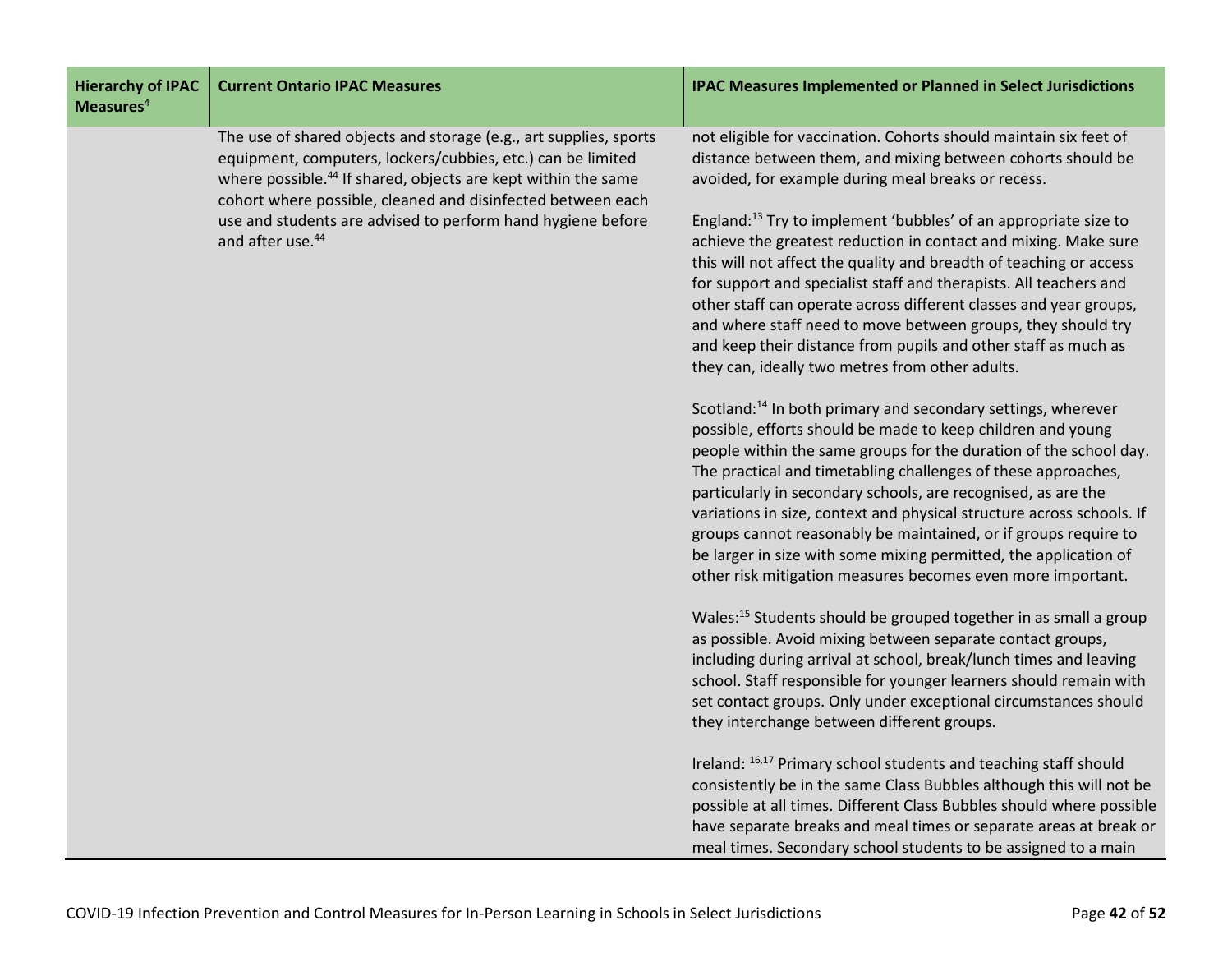| Hierarchy of IPAC Measures[4] | Current Ontario IPAC Measures | IPAC Measures Implemented or Planned in Select Jurisdictions |
|---|---|---|
| | The use of shared objects and storage (e.g., art supplies, sports equipment, computers, lockers/cubbies, etc.) can be limited where possible.[44] If shared, objects are kept within the same cohort where possible, cleaned and disinfected between each use and students are advised to perform hand hygiene before and after use.[44] | not eligible for vaccination. Cohorts should maintain six feet of distance between them, and mixing between cohorts should be avoided, for example during meal breaks or recess.<br><br>England:[13] Try to implement 'bubbles' of an appropriate size to achieve the greatest reduction in contact and mixing. Make sure this will not affect the quality and breadth of teaching or access for support and specialist staff and therapists. All teachers and other staff can operate across different classes and year groups, and where staff need to move between groups, they should try and keep their distance from pupils and other staff as much as they can, ideally two metres from other adults.<br><br>Scotland:[14] In both primary and secondary settings, wherever possible, efforts should be made to keep children and young people within the same groups for the duration of the school day. The practical and timetabling challenges of these approaches, particularly in secondary schools, are recognised, as are the variations in size, context and physical structure across schools. If groups cannot reasonably be maintained, or if groups require to be larger in size with some mixing permitted, the application of other risk mitigation measures becomes even more important.<br><br>Wales:[15] Students should be grouped together in as small a group as possible. Avoid mixing between separate contact groups, including during arrival at school, break/lunch times and leaving school. Staff responsible for younger learners should remain with set contact groups. Only under exceptional circumstances should they interchange between different groups.<br><br>Ireland: [16,17] Primary school students and teaching staff should consistently be in the same Class Bubbles although this will not be possible at all times. Different Class Bubbles should where possible have separate breaks and meal times or separate areas at break or meal times. Secondary school students to be assigned to a main |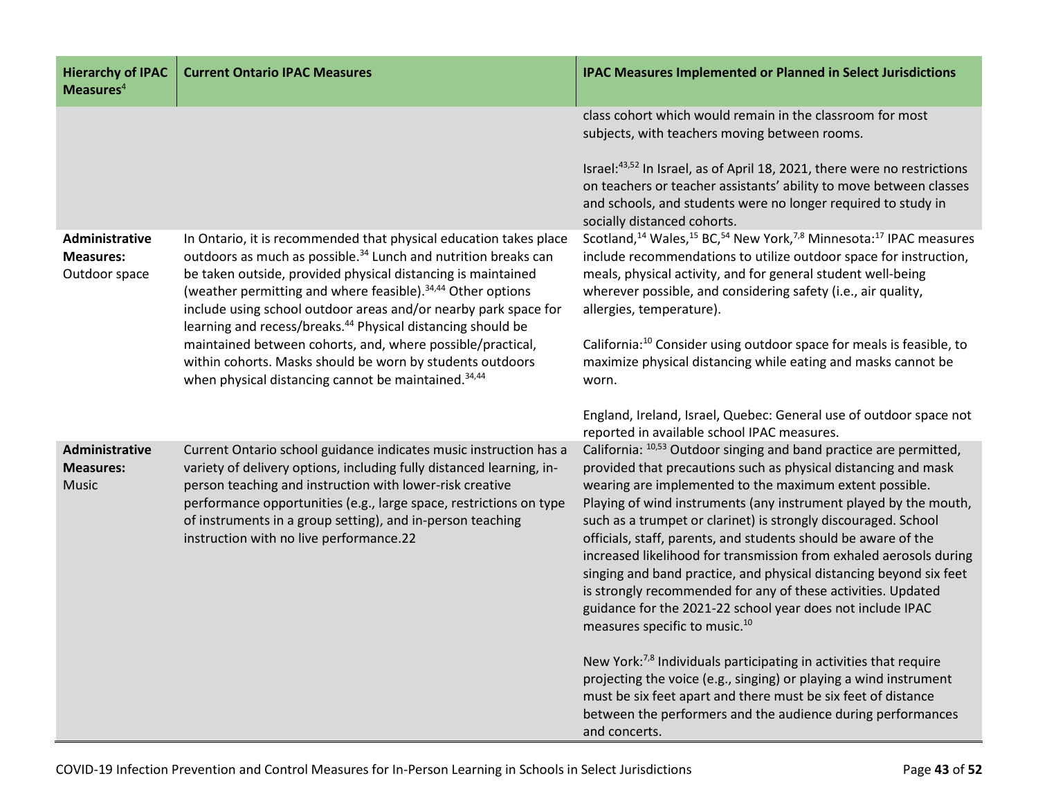| Hierarchy of IPAC Measures[4] | Current Ontario IPAC Measures | IPAC Measures Implemented or Planned in Select Jurisdictions |
|---|---|---|
| | | class cohort which would remain in the classroom for most subjects, with teachers moving between rooms.<br><br>Israel:[43,52] In Israel, as of April 18, 2021, there were no restrictions on teachers or teacher assistants' ability to move between classes and schools, and students were no longer required to study in socially distanced cohorts. |
| **Administrative Measures:** Outdoor space | In Ontario, it is recommended that physical education takes place outdoors as much as possible.[34] Lunch and nutrition breaks can be taken outside, provided physical distancing is maintained (weather permitting and where feasible).[34,44] Other options include using school outdoor areas and/or nearby park space for learning and recess/breaks.[44] Physical distancing should be maintained between cohorts, and, where possible/practical, within cohorts. Masks should be worn by students outdoors when physical distancing cannot be maintained.[34,44] | Scotland,[14] Wales,[15] BC,[54] New York,[7,8] Minnesota:[17] IPAC measures include recommendations to utilize outdoor space for instruction, meals, physical activity, and for general student well-being wherever possible, and considering safety (i.e., air quality, allergies, temperature).<br><br>California:[10] Consider using outdoor space for meals is feasible, to maximize physical distancing while eating and masks cannot be worn.<br><br>England, Ireland, Israel, Quebec: General use of outdoor space not reported in available school IPAC measures. |
| **Administrative Measures:** Music | Current Ontario school guidance indicates music instruction has a variety of delivery options, including fully distanced learning, in-person teaching and instruction with lower-risk creative performance opportunities (e.g., large space, restrictions on type of instruments in a group setting), and in-person teaching instruction with no live performance.22 | California: [10,53] Outdoor singing and band practice are permitted, provided that precautions such as physical distancing and mask wearing are implemented to the maximum extent possible. Playing of wind instruments (any instrument played by the mouth, such as a trumpet or clarinet) is strongly discouraged. School officials, staff, parents, and students should be aware of the increased likelihood for transmission from exhaled aerosols during singing and band practice, and physical distancing beyond six feet is strongly recommended for any of these activities. Updated guidance for the 2021-22 school year does not include IPAC measures specific to music.[10]<br><br>New York:[7,8] Individuals participating in activities that require projecting the voice (e.g., singing) or playing a wind instrument must be six feet apart and there must be six feet of distance between the performers and the audience during performances and concerts. |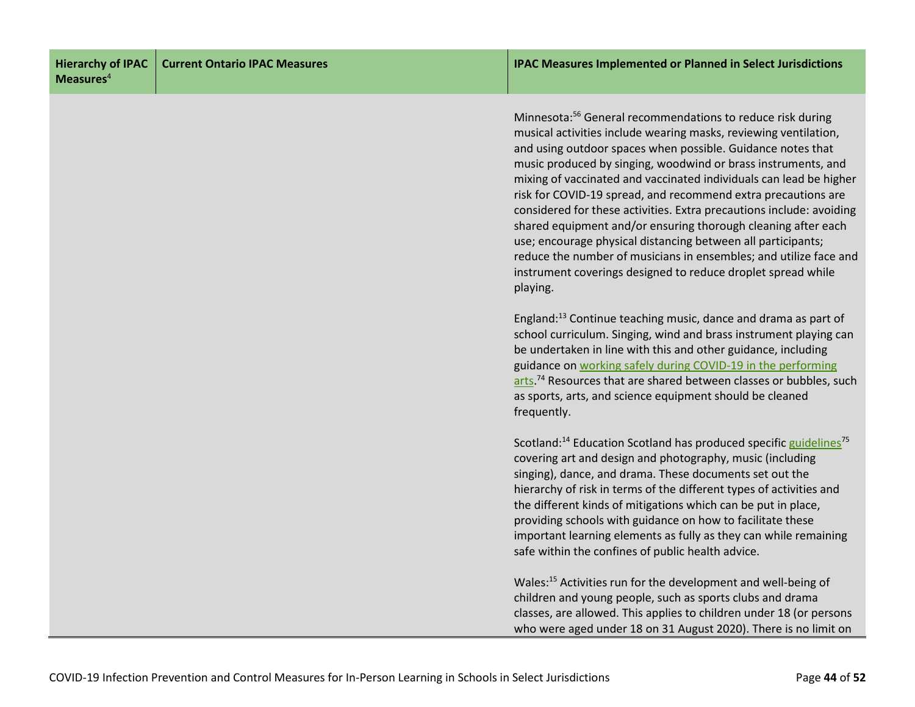| Hierarchy of IPAC Measures[4] | Current Ontario IPAC Measures | IPAC Measures Implemented or Planned in Select Jurisdictions |
|---|---|---|
| | | Minnesota:[56] General recommendations to reduce risk during musical activities include wearing masks, reviewing ventilation, and using outdoor spaces when possible. Guidance notes that music produced by singing, woodwind or brass instruments, and mixing of vaccinated and vaccinated individuals can lead be higher risk for COVID-19 spread, and recommend extra precautions are considered for these activities. Extra precautions include: avoiding shared equipment and/or ensuring thorough cleaning after each use; encourage physical distancing between all participants; reduce the number of musicians in ensembles; and utilize face and instrument coverings designed to reduce droplet spread while playing.<br><br>England:[13] Continue teaching music, dance and drama as part of school curriculum. Singing, wind and brass instrument playing can be undertaken in line with this and other guidance, including guidance on working safely during COVID-19 in the performing arts.[74] Resources that are shared between classes or bubbles, such as sports, arts, and science equipment should be cleaned frequently.<br><br>Scotland:[14] Education Scotland has produced specific guidelines[75] covering art and design and photography, music (including singing), dance, and drama. These documents set out the hierarchy of risk in terms of the different types of activities and the different kinds of mitigations which can be put in place, providing schools with guidance on how to facilitate these important learning elements as fully as they can while remaining safe within the confines of public health advice.<br><br>Wales:[15] Activities run for the development and well-being of children and young people, such as sports clubs and drama classes, are allowed. This applies to children under 18 (or persons who were aged under 18 on 31 August 2020). There is no limit on |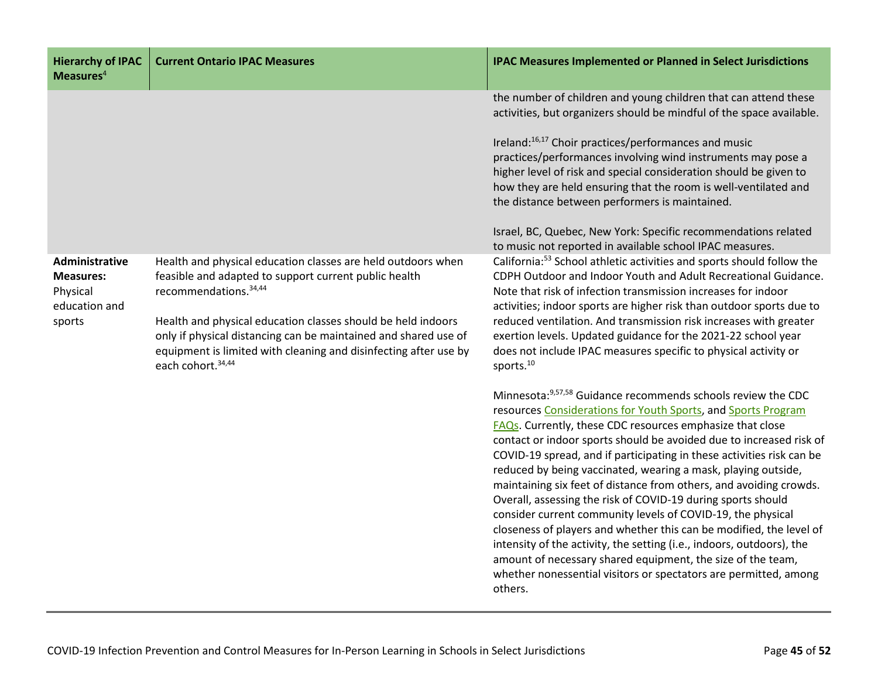| Hierarchy of IPAC Measures[4] | Current Ontario IPAC Measures | IPAC Measures Implemented or Planned in Select Jurisdictions |
|---|---|---|
| | | the number of children and young children that can attend these activities, but organizers should be mindful of the space available.<br><br>Ireland:[16,17] Choir practices/performances and music practices/performances involving wind instruments may pose a higher level of risk and special consideration should be given to how they are held ensuring that the room is well-ventilated and the distance between performers is maintained.<br><br>Israel, BC, Quebec, New York: Specific recommendations related to music not reported in available school IPAC measures. |
| **Administrative Measures:** Physical education and sports | Health and physical education classes are held outdoors when feasible and adapted to support current public health recommendations.[34,44]<br><br>Health and physical education classes should be held indoors only if physical distancing can be maintained and shared use of equipment is limited with cleaning and disinfecting after use by each cohort.[34,44] | California:[53] School athletic activities and sports should follow the CDPH Outdoor and Indoor Youth and Adult Recreational Guidance. Note that risk of infection transmission increases for indoor activities; indoor sports are higher risk than outdoor sports due to reduced ventilation. And transmission risk increases with greater exertion levels. Updated guidance for the 2021-22 school year does not include IPAC measures specific to physical activity or sports.[10]<br><br>Minnesota:[9,57,58] Guidance recommends schools review the CDC resources Considerations for Youth Sports, and Sports Program FAQs. Currently, these CDC resources emphasize that close contact or indoor sports should be avoided due to increased risk of COVID-19 spread, and if participating in these activities risk can be reduced by being vaccinated, wearing a mask, playing outside, maintaining six feet of distance from others, and avoiding crowds. Overall, assessing the risk of COVID-19 during sports should consider current community levels of COVID-19, the physical closeness of players and whether this can be modified, the level of intensity of the activity, the setting (i.e., indoors, outdoors), the amount of necessary shared equipment, the size of the team, whether nonessential visitors or spectators are permitted, among others. |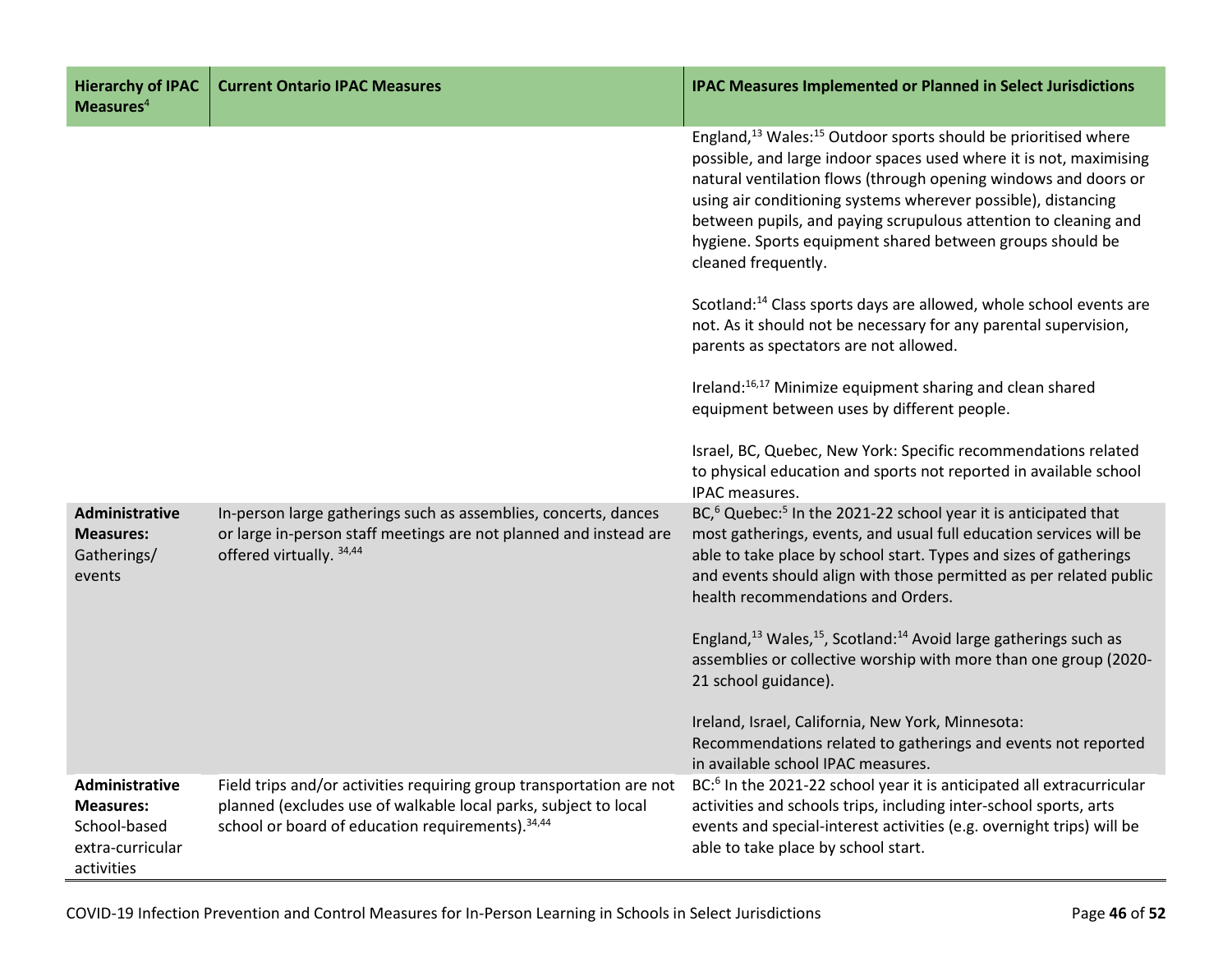| Hierarchy of IPAC Measures[4] | Current Ontario IPAC Measures | IPAC Measures Implemented or Planned in Select Jurisdictions |
|---|---|---|
| | | England,[13] Wales:[15] Outdoor sports should be prioritised where possible, and large indoor spaces used where it is not, maximising natural ventilation flows (through opening windows and doors or using air conditioning systems wherever possible), distancing between pupils, and paying scrupulous attention to cleaning and hygiene. Sports equipment shared between groups should be cleaned frequently.<br><br>Scotland:[14] Class sports days are allowed, whole school events are not. As it should not be necessary for any parental supervision, parents as spectators are not allowed.<br><br>Ireland:[16,17] Minimize equipment sharing and clean shared equipment between uses by different people.<br><br>Israel, BC, Quebec, New York: Specific recommendations related to physical education and sports not reported in available school IPAC measures. |
| **Administrative Measures:** Gatherings/ events | In-person large gatherings such as assemblies, concerts, dances or large in-person staff meetings are not planned and instead are offered virtually. [34,44] | BC,[6] Quebec:[5] In the 2021-22 school year it is anticipated that most gatherings, events, and usual full education services will be able to take place by school start. Types and sizes of gatherings and events should align with those permitted as per related public health recommendations and Orders.<br><br>England,[13] Wales,[15], Scotland:[14] Avoid large gatherings such as assemblies or collective worship with more than one group (2020-21 school guidance).<br><br>Ireland, Israel, California, New York, Minnesota: Recommendations related to gatherings and events not reported in available school IPAC measures. |
| **Administrative Measures:** School-based extra-curricular activities | Field trips and/or activities requiring group transportation are not planned (excludes use of walkable local parks, subject to local school or board of education requirements).[34,44] | BC:[6] In the 2021-22 school year it is anticipated all extracurricular activities and schools trips, including inter-school sports, arts events and special-interest activities (e.g. overnight trips) will be able to take place by school start. |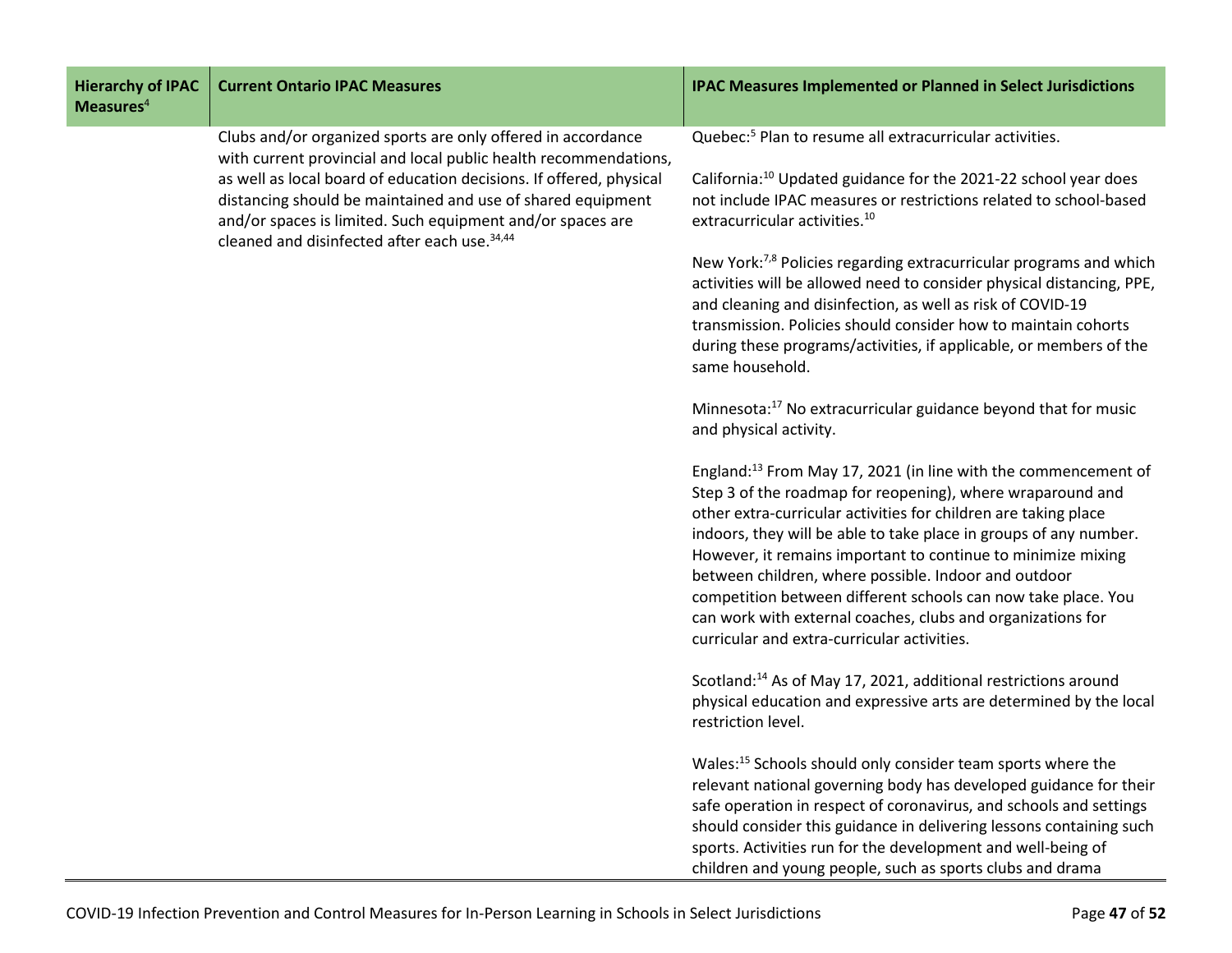| Hierarchy of IPAC Measures[4] | Current Ontario IPAC Measures | IPAC Measures Implemented or Planned in Select Jurisdictions |
|---|---|---|
| | Clubs and/or organized sports are only offered in accordance with current provincial and local public health recommendations, as well as local board of education decisions. If offered, physical distancing should be maintained and use of shared equipment and/or spaces is limited. Such equipment and/or spaces are cleaned and disinfected after each use.[34,44] | Quebec:[5] Plan to resume all extracurricular activities.<br><br>California:[10] Updated guidance for the 2021-22 school year does not include IPAC measures or restrictions related to school-based extracurricular activities.[10]<br><br>New York:[7,8] Policies regarding extracurricular programs and which activities will be allowed need to consider physical distancing, PPE, and cleaning and disinfection, as well as risk of COVID-19 transmission. Policies should consider how to maintain cohorts during these programs/activities, if applicable, or members of the same household.<br><br>Minnesota:[17] No extracurricular guidance beyond that for music and physical activity.<br><br>England:[13] From May 17, 2021 (in line with the commencement of Step 3 of the roadmap for reopening), where wraparound and other extra-curricular activities for children are taking place indoors, they will be able to take place in groups of any number. However, it remains important to continue to minimize mixing between children, where possible. Indoor and outdoor competition between different schools can now take place. You can work with external coaches, clubs and organizations for curricular and extra-curricular activities.<br><br>Scotland:[14] As of May 17, 2021, additional restrictions around physical education and expressive arts are determined by the local restriction level.<br><br>Wales:[15] Schools should only consider team sports where the relevant national governing body has developed guidance for their safe operation in respect of coronavirus, and schools and settings should consider this guidance in delivering lessons containing such sports. Activities run for the development and well-being of children and young people, such as sports clubs and drama |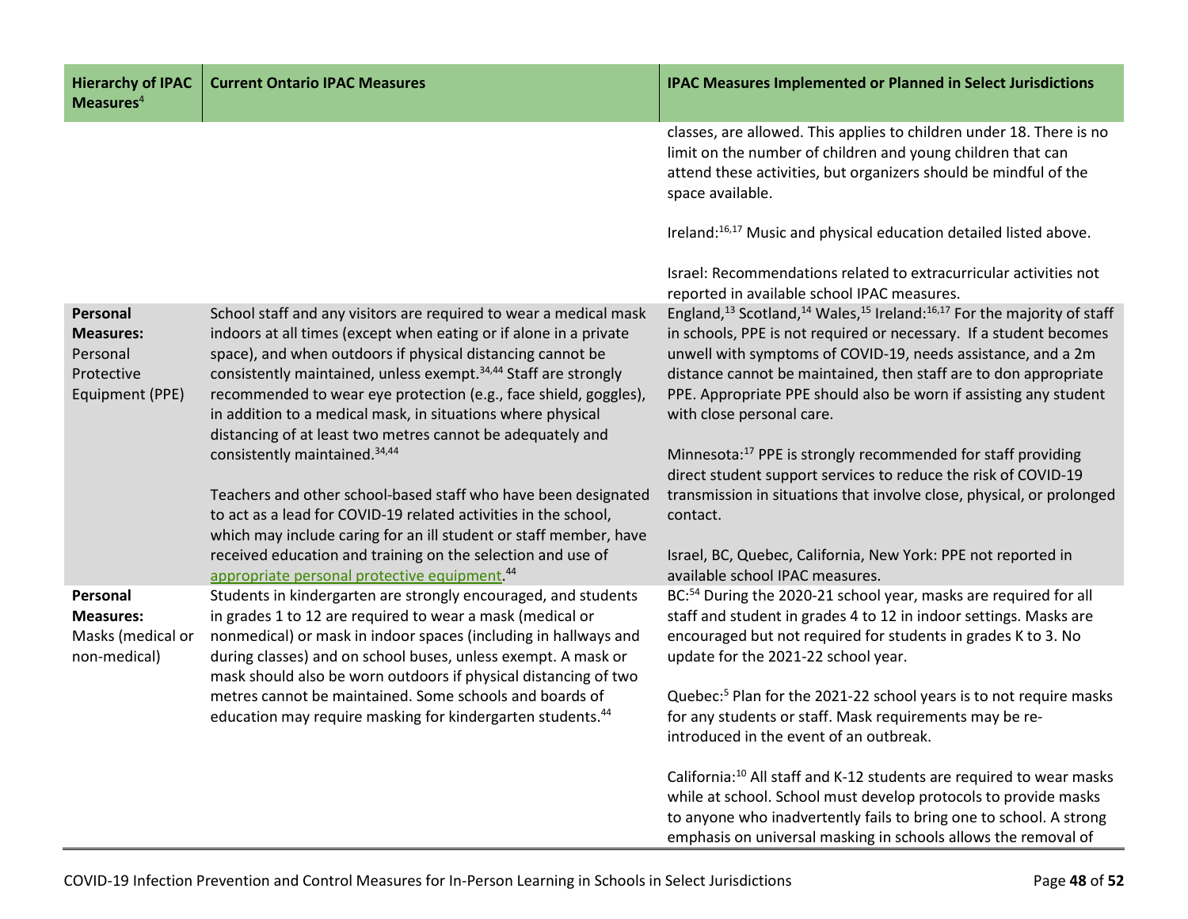| Hierarchy of IPAC Measures[4] | Current Ontario IPAC Measures | IPAC Measures Implemented or Planned in Select Jurisdictions |
|---|---|---|
| | | classes, are allowed. This applies to children under 18. There is no limit on the number of children and young children that can attend these activities, but organizers should be mindful of the space available.<br><br>Ireland:[16,17] Music and physical education detailed listed above.<br><br>Israel: Recommendations related to extracurricular activities not reported in available school IPAC measures. |
| **Personal Measures:** Personal Protective Equipment (PPE) | School staff and any visitors are required to wear a medical mask indoors at all times (except when eating or if alone in a private space), and when outdoors if physical distancing cannot be consistently maintained, unless exempt.[34,44] Staff are strongly recommended to wear eye protection (e.g., face shield, goggles), in addition to a medical mask, in situations where physical distancing of at least two metres cannot be adequately and consistently maintained.[34,44]<br><br>Teachers and other school-based staff who have been designated to act as a lead for COVID-19 related activities in the school, which may include caring for an ill student or staff member, have received education and training on the selection and use of appropriate personal protective equipment.[44] | England,[13] Scotland,[14] Wales,[15] Ireland:[16,17] For the majority of staff in schools, PPE is not required or necessary. If a student becomes unwell with symptoms of COVID-19, needs assistance, and a 2m distance cannot be maintained, then staff are to don appropriate PPE. Appropriate PPE should also be worn if assisting any student with close personal care.<br><br>Minnesota:[17] PPE is strongly recommended for staff providing direct student support services to reduce the risk of COVID-19 transmission in situations that involve close, physical, or prolonged contact.<br><br>Israel, BC, Quebec, California, New York: PPE not reported in available school IPAC measures. |
| **Personal Measures:** Masks (medical or non-medical) | Students in kindergarten are strongly encouraged, and students in grades 1 to 12 are required to wear a mask (medical or nonmedical) or mask in indoor spaces (including in hallways and during classes) and on school buses, unless exempt. A mask or mask should also be worn outdoors if physical distancing of two metres cannot be maintained. Some schools and boards of education may require masking for kindergarten students.[44] | BC:[54] During the 2020-21 school year, masks are required for all staff and student in grades 4 to 12 in indoor settings. Masks are encouraged but not required for students in grades K to 3. No update for the 2021-22 school year.<br><br>Quebec:[5] Plan for the 2021-22 school years is to not require masks for any students or staff. Mask requirements may be re-introduced in the event of an outbreak.<br><br>California:[10] All staff and K-12 students are required to wear masks while at school. School must develop protocols to provide masks to anyone who inadvertently fails to bring one to school. A strong emphasis on universal masking in schools allows the removal of |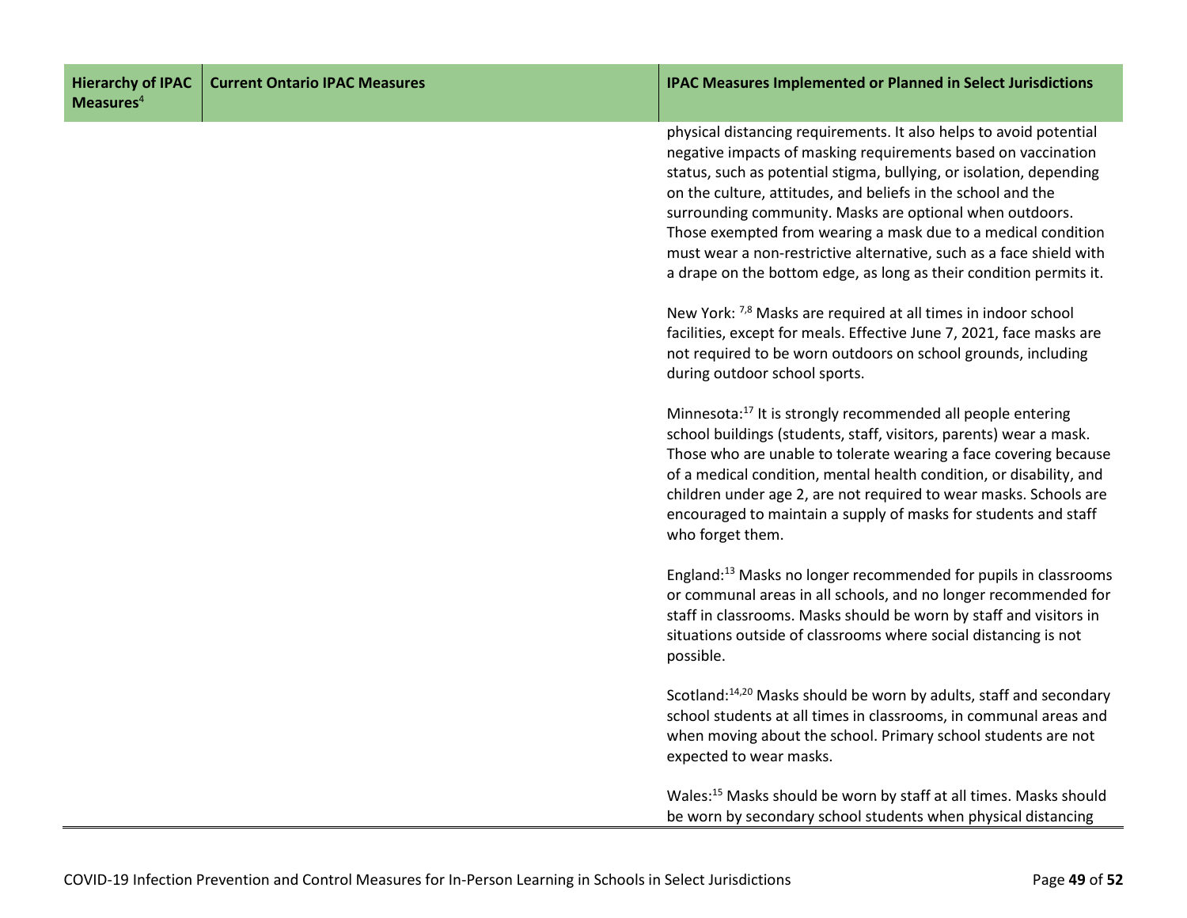| Hierarchy of IPAC Measures[4] | Current Ontario IPAC Measures | IPAC Measures Implemented or Planned in Select Jurisdictions |
|---|---|---|
| | | physical distancing requirements. It also helps to avoid potential negative impacts of masking requirements based on vaccination status, such as potential stigma, bullying, or isolation, depending on the culture, attitudes, and beliefs in the school and the surrounding community. Masks are optional when outdoors. Those exempted from wearing a mask due to a medical condition must wear a non-restrictive alternative, such as a face shield with a drape on the bottom edge, as long as their condition permits it.<br><br>New York: [7,8] Masks are required at all times in indoor school facilities, except for meals. Effective June 7, 2021, face masks are not required to be worn outdoors on school grounds, including during outdoor school sports.<br><br>Minnesota:[17] It is strongly recommended all people entering school buildings (students, staff, visitors, parents) wear a mask. Those who are unable to tolerate wearing a face covering because of a medical condition, mental health condition, or disability, and children under age 2, are not required to wear masks. Schools are encouraged to maintain a supply of masks for students and staff who forget them.<br><br>England:[13] Masks no longer recommended for pupils in classrooms or communal areas in all schools, and no longer recommended for staff in classrooms. Masks should be worn by staff and visitors in situations outside of classrooms where social distancing is not possible.<br><br>Scotland:[14,20] Masks should be worn by adults, staff and secondary school students at all times in classrooms, in communal areas and when moving about the school. Primary school students are not expected to wear masks.<br><br>Wales:[15] Masks should be worn by staff at all times. Masks should be worn by secondary school students when physical distancing |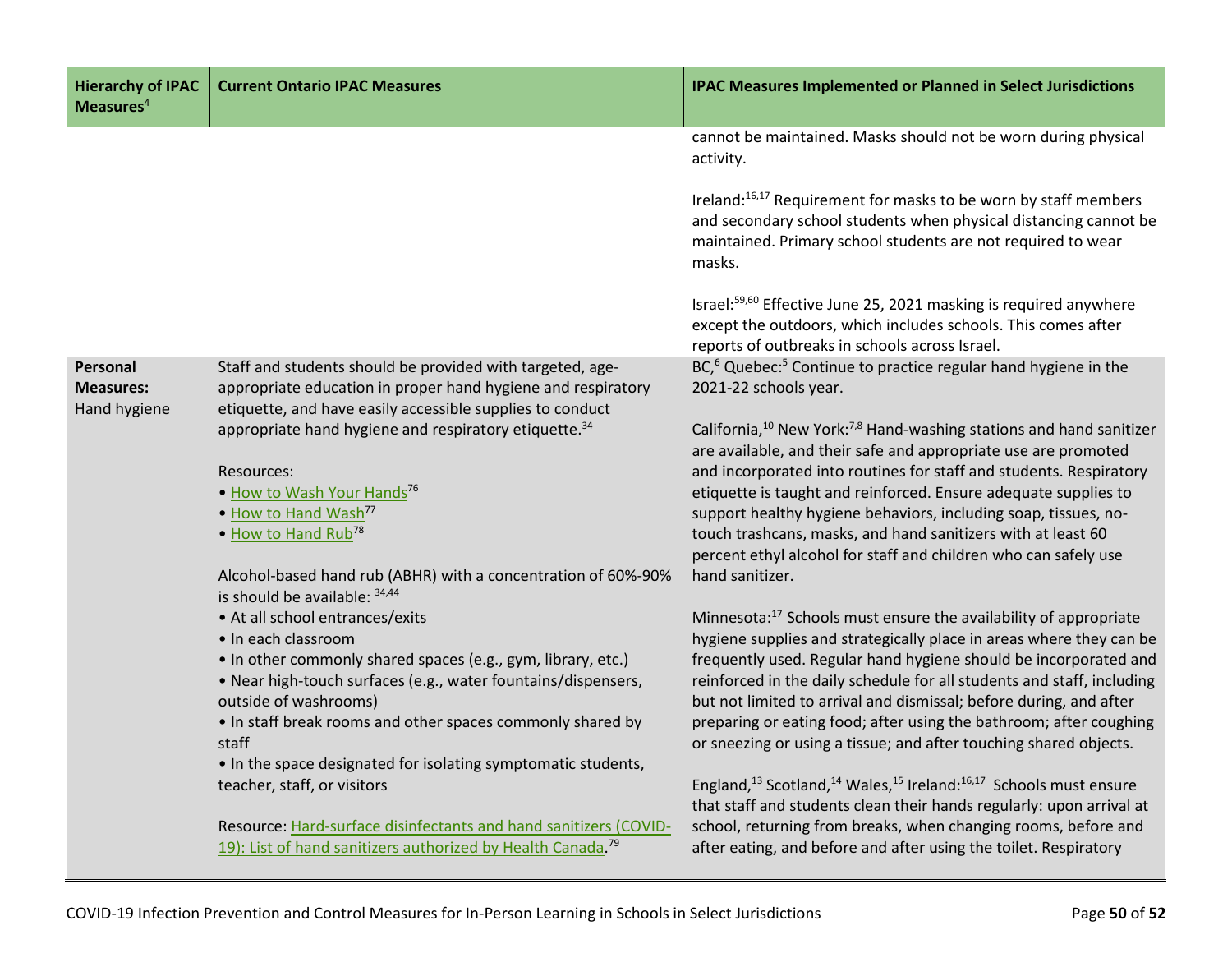| Hierarchy of IPAC Measures[4] | Current Ontario IPAC Measures | IPAC Measures Implemented or Planned in Select Jurisdictions |
|---|---|---|
| | | cannot be maintained. Masks should not be worn during physical activity.<br><br>Ireland:[16,17] Requirement for masks to be worn by staff members and secondary school students when physical distancing cannot be maintained. Primary school students are not required to wear masks.<br><br>Israel:[59,60] Effective June 25, 2021 masking is required anywhere except the outdoors, which includes schools. This comes after reports of outbreaks in schools across Israel. |
| **Personal Measures:** Hand hygiene | Staff and students should be provided with targeted, age-appropriate education in proper hand hygiene and respiratory etiquette, and have easily accessible supplies to conduct appropriate hand hygiene and respiratory etiquette.[34]<br><br>Resources:<br>• How to Wash Your Hands[76]<br>• How to Hand Wash[77]<br>• How to Hand Rub[78]<br><br>Alcohol-based hand rub (ABHR) with a concentration of 60%-90% is should be available: [34,44]<br>• At all school entrances/exits<br>• In each classroom<br>• In other commonly shared spaces (e.g., gym, library, etc.)<br>• Near high-touch surfaces (e.g., water fountains/dispensers, outside of washrooms)<br>• In staff break rooms and other spaces commonly shared by staff<br>• In the space designated for isolating symptomatic students, teacher, staff, or visitors<br><br>Resource: Hard-surface disinfectants and hand sanitizers (COVID-19): List of hand sanitizers authorized by Health Canada.[79] | BC,[6] Quebec:[5] Continue to practice regular hand hygiene in the 2021-22 schools year.<br><br>California,[10] New York:[7,8] Hand-washing stations and hand sanitizer are available, and their safe and appropriate use are promoted and incorporated into routines for staff and students. Respiratory etiquette is taught and reinforced. Ensure adequate supplies to support healthy hygiene behaviors, including soap, tissues, no-touch trashcans, masks, and hand sanitizers with at least 60 percent ethyl alcohol for staff and children who can safely use hand sanitizer.<br><br>Minnesota:[17] Schools must ensure the availability of appropriate hygiene supplies and strategically place in areas where they can be frequently used. Regular hand hygiene should be incorporated and reinforced in the daily schedule for all students and staff, including but not limited to arrival and dismissal; before during, and after preparing or eating food; after using the bathroom; after coughing or sneezing or using a tissue; and after touching shared objects.<br><br>England,[13] Scotland,[14] Wales,[15] Ireland:[16,17] Schools must ensure that staff and students clean their hands regularly: upon arrival at school, returning from breaks, when changing rooms, before and after eating, and before and after using the toilet. Respiratory |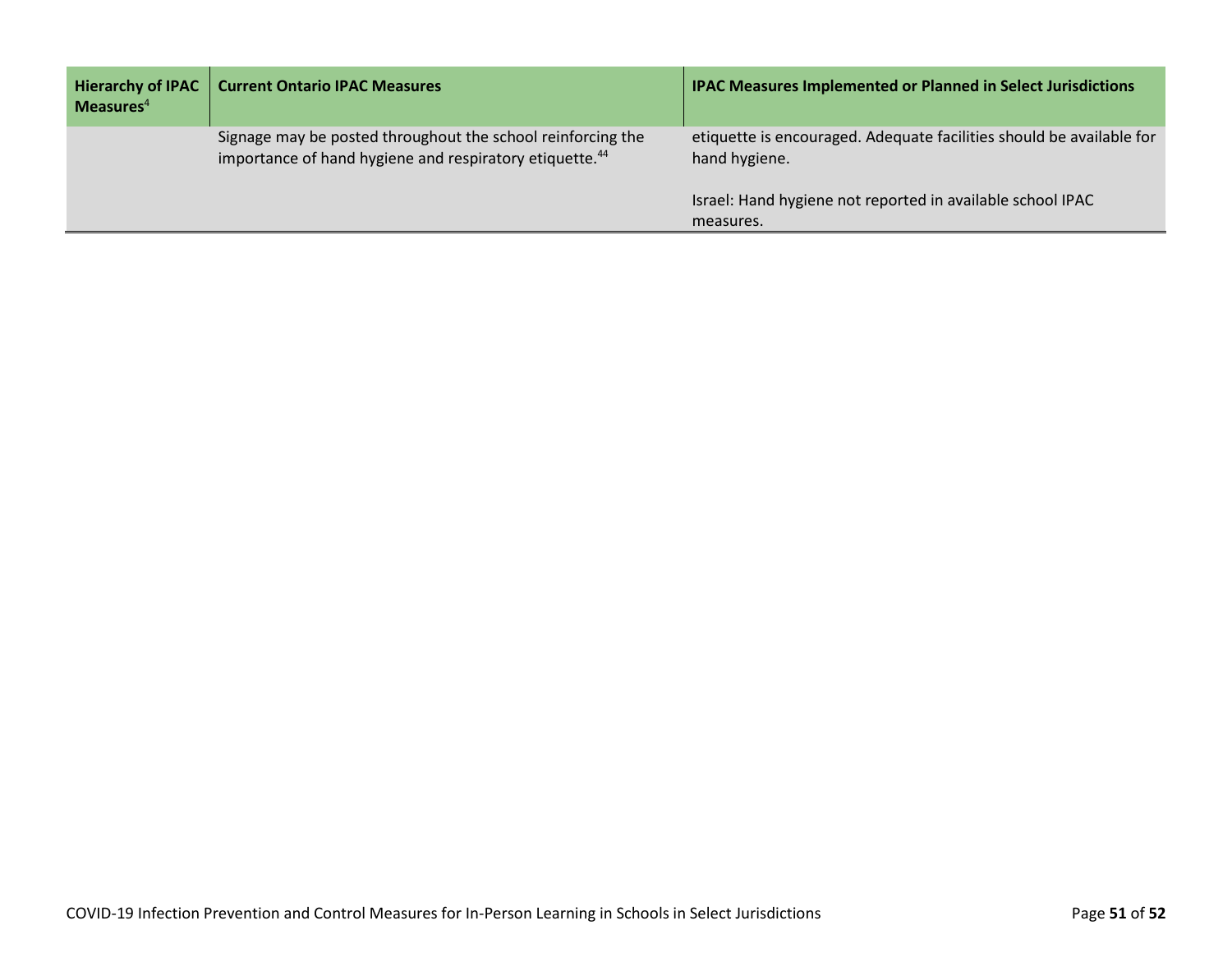| Hierarchy of IPAC Measures[4] | Current Ontario IPAC Measures | IPAC Measures Implemented or Planned in Select Jurisdictions |
|---|---|---|
| | Signage may be posted throughout the school reinforcing the importance of hand hygiene and respiratory etiquette.[44] | etiquette is encouraged. Adequate facilities should be available for hand hygiene.<br><br>Israel: Hand hygiene not reported in available school IPAC measures. |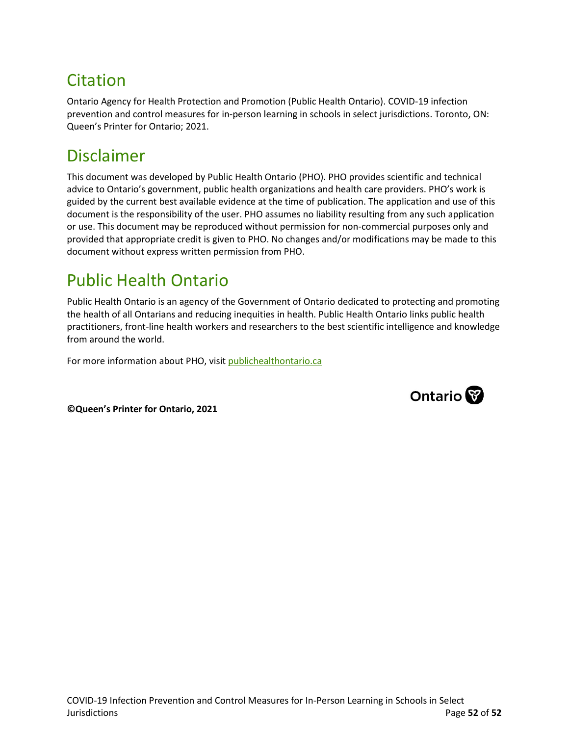# Citation

Ontario Agency for Health Protection and Promotion (Public Health Ontario). COVID-19 infection prevention and control measures for in-person learning in schools in select jurisdictions. Toronto, ON: Queen's Printer for Ontario; 2021.

# Disclaimer

This document was developed by Public Health Ontario (PHO). PHO provides scientific and technical advice to Ontario's government, public health organizations and health care providers. PHO's work is guided by the current best available evidence at the time of publication. The application and use of this document is the responsibility of the user. PHO assumes no liability resulting from any such application or use. This document may be reproduced without permission for non-commercial purposes only and provided that appropriate credit is given to PHO. No changes and/or modifications may be made to this document without express written permission from PHO.

# Public Health Ontario

Public Health Ontario is an agency of the Government of Ontario dedicated to protecting and promoting the health of all Ontarians and reducing inequities in health. Public Health Ontario links public health practitioners, front-line health workers and researchers to the best scientific intelligence and knowledge from around the world.

For more information about PHO, visit publichealthontario.ca

**©Queen's Printer for Ontario, 2021**